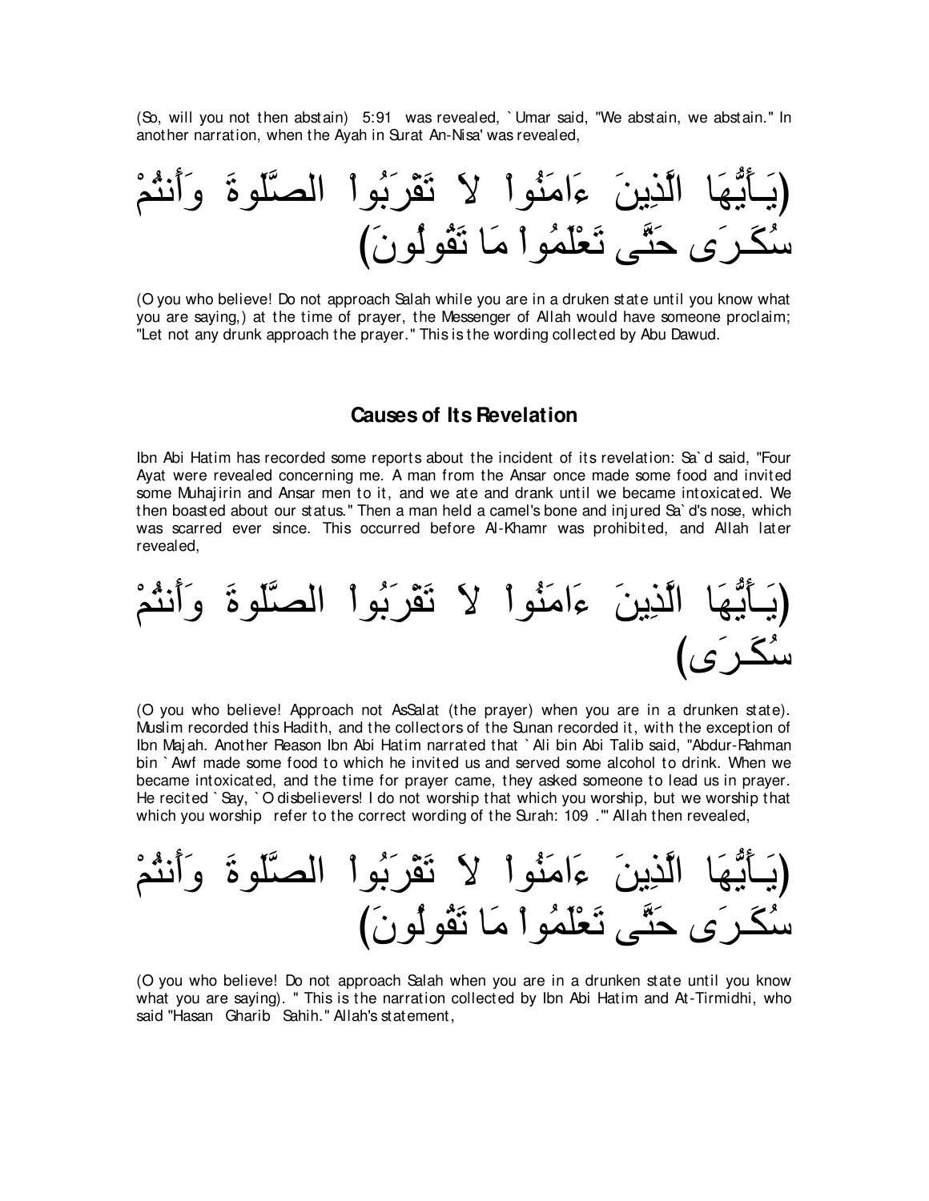(So, will you not then abstain) 5:91 was revealed, `Umar said, "We abstain, we abstain." In another narration, when the Ayah in Surat An-Nisa' was revealed,

(يَـأَيُّهَا الَّذِينَ ءَامَنُواْ لاَ تَقْرَبُواْ الصَّلَوةَ وَأَنتُمْ سُكَـرَى حَتَّى تَعْلَمُواْ مَا تَقُولُونَ)

(O you who believe! Do not approach Salah while you are in a druken state until you know what you are saying,) at the time of prayer, the Messenger of Allah would have someone proclaim; "Let not any drunk approach the prayer." This is the wording collected by Abu Dawud.

## Causes of Its Revelation

Ibn Abi Hatim has recorded some reports about the incident of its revelation: Sa`d said, "Four Ayat were revealed concerning me. A man from the Ansar once made some food and invited some Muhajirin and Ansar men to it, and we ate and drank until we became intoxicated. We then boasted about our status." Then a man held a camel's bone and injured Sa`d's nose, which was scarred ever since. This occurred before Al-Khamr was prohibited, and Allah later revealed,

(يَـأَيُّهَا الَّذِينَ ءَامَنُواْ لاَ تَقْرَبُواْ الصَّلَوةَ وَأَنتُمْ سُكَـرَى)

(O you who believe! Approach not AsSalat (the prayer) when you are in a drunken state). Muslim recorded this Hadith, and the collectors of the Sunan recorded it, with the exception of Ibn Majah. Another Reason Ibn Abi Hatim narrated that `Ali bin Abi Talib said, "Abdur-Rahman bin `Awf made some food to which he invited us and served some alcohol to drink. When we became intoxicated, and the time for prayer came, they asked someone to lead us in prayer. He recited `Say, `O disbelievers! I do not worship that which you worship, but we worship that which you worship refer to the correct wording of the Surah: 109 .'" Allah then revealed,

(يَـأَيُّهَا الَّذِينَ ءَامَنُواْ لاَ تَقْرَبُواْ الصَّلَوةَ وَأَنتُمْ سُكَـرَى حَتَّى تَعْلَمُواْ مَا تَقُولُونَ)

(O you who believe! Do not approach Salah when you are in a drunken state until you know what you are saying). " This is the narration collected by Ibn Abi Hatim and At-Tirmidhi, who said "Hasan Gharib Sahih." Allah's statement,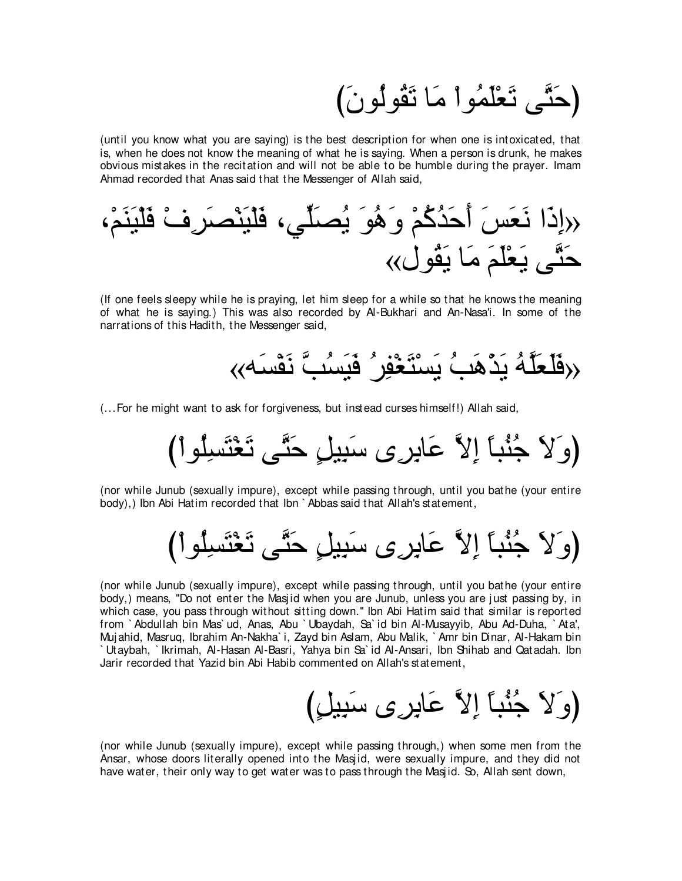(حَتَّى تَعْلَمُواْ مَا تَقُولُونَ)

(until you know what you are saying) is the best description for when one is intoxicated, that is, when he does not know the meaning of what he is saying. When a person is drunk, he makes obvious mistakes in the recitation and will not be able to be humble during the prayer. Imam Ahmad recorded that Anas said that the Messenger of Allah said,

«إِذَا نَعَسَ أَحَدُكُمْ وَهُوَ يُصَلِّي، فَلْيَنْصَرِفْ فَلْيَنَمْ، حَتَّى يَعْلَمَ مَا يَقُول»

(If one feels sleepy while he is praying, let him sleep for a while so that he knows the meaning of what he is saying.) This was also recorded by Al-Bukhari and An-Nasa'i. In some of the narrations of this Hadith, the Messenger said,

«فَلَعَلَّهُ يَذْهَبُ يَسْتَغْفِرُ فَيَسُبَّ نَفْسَه»

(...For he might want to ask for forgiveness, but instead curses himself!) Allah said,

(وَلاَ جُنُباً إِلاَّ عَابِرِى سَبِيلٍ حَتَّى تَغْتَسِلُواْ)

(nor while Junub (sexually impure), except while passing through, until you bathe (your entire body),) Ibn Abi Hatim recorded that Ibn `Abbas said that Allah's statement,

(وَلاَ جُنُباً إِلاَّ عَابِرِى سَبِيلٍ حَتَّى تَغْتَسِلُواْ)

(nor while Junub (sexually impure), except while passing through, until you bathe (your entire body,) means, "Do not enter the Masjid when you are Junub, unless you are just passing by, in which case, you pass through without sitting down." Ibn Abi Hatim said that similar is reported from `Abdullah bin Mas`ud, Anas, Abu `Ubaydah, Sa`id bin Al-Musayyib, Abu Ad-Duha, `Ata', Mujahid, Masruq, Ibrahim An-Nakha`i, Zayd bin Aslam, Abu Malik, `Amr bin Dinar, Al-Hakam bin `Utaybah, `Ikrimah, Al-Hasan Al-Basri, Yahya bin Sa`id Al-Ansari, Ibn Shihab and Qatadah. Ibn Jarir recorded that Yazid bin Abi Habib commented on Allah's statement,

(وَلاَ جُنُباً إِلاَّ عَابِرِى سَبِيلٍ)

(nor while Junub (sexually impure), except while passing through,) when some men from the Ansar, whose doors literally opened into the Masjid, were sexually impure, and they did not have water, their only way to get water was to pass through the Masjid. So, Allah sent down,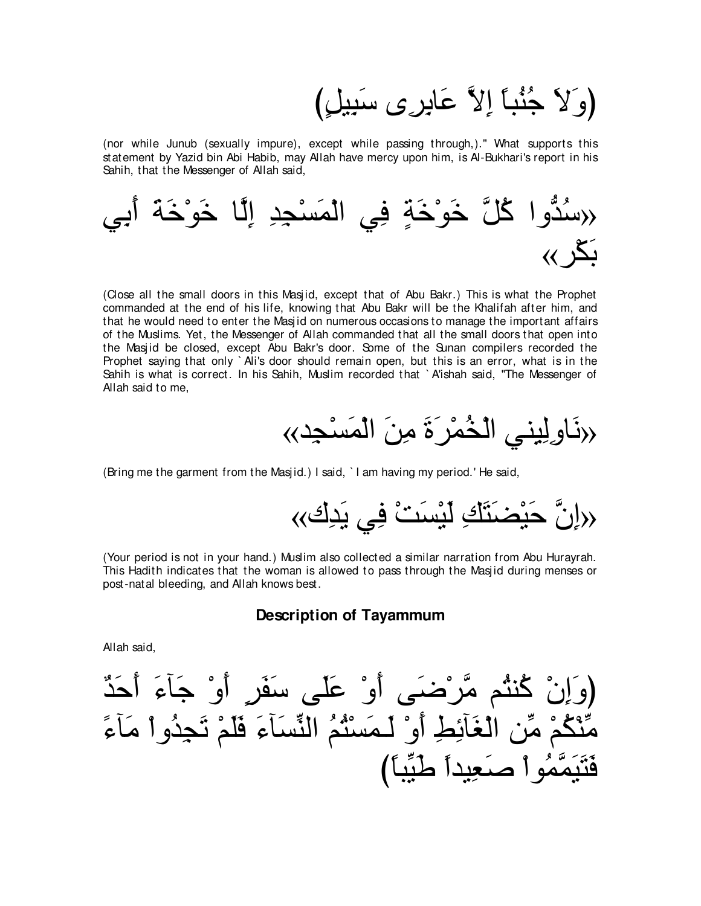(وَلاَ جُنُباً إِلاَّ عَابِرِى سَبِيلٍ)

(nor while Junub (sexually impure), except while passing through,)." What supports this statement by Yazid bin Abi Habib, may Allah have mercy upon him, is Al-Bukhari's report in his Sahih, that the Messenger of Allah said,

«سُدُّوا كُلَّ خَوْخَةٍ فِي الْمَسْجِدِ إِلَّا خَوْخَةَ أَبِي بَكْر»

(Close all the small doors in this Masjid, except that of Abu Bakr.) This is what the Prophet commanded at the end of his life, knowing that Abu Bakr will be the Khalifah after him, and that he would need to enter the Masjid on numerous occasions to manage the important affairs of the Muslims. Yet, the Messenger of Allah commanded that all the small doors that open into the Masjid be closed, except Abu Bakr's door. Some of the Sunan compilers recorded the Prophet saying that only `Ali's door should remain open, but this is an error, what is in the Sahih is what is correct. In his Sahih, Muslim recorded that `A'ishah said, "The Messenger of Allah said to me,

«نَاوِلِينِي الْخُمْرَةَ مِنَ الْمَسْجِد»

(Bring me the garment from the Masjid.) I said, `I am having my period.' He said,

«إِنَّ حَيْضَتَكِ لَيْسَتْ فِي يَدِك»

(Your period is not in your hand.) Muslim also collected a similar narration from Abu Hurayrah. This Hadith indicates that the woman is allowed to pass through the Masjid during menses or post-natal bleeding, and Allah knows best.

### Description of Tayammum

Allah said,

(وَإِنْ كُنتُم مَّرْضَى أَوْ عَلَى سَفَرٍ أَوْ جَآءَ أَحَدٌ مِّنْكُمْ مِّن الْغَآئِطِ أَوْ لَـمَسْتُمُ النِّسَآءَ فَلَمْ تَجِدُواْ مَآءً فَتَيَمَّمُواْ صَعِيداً طَيِّباً)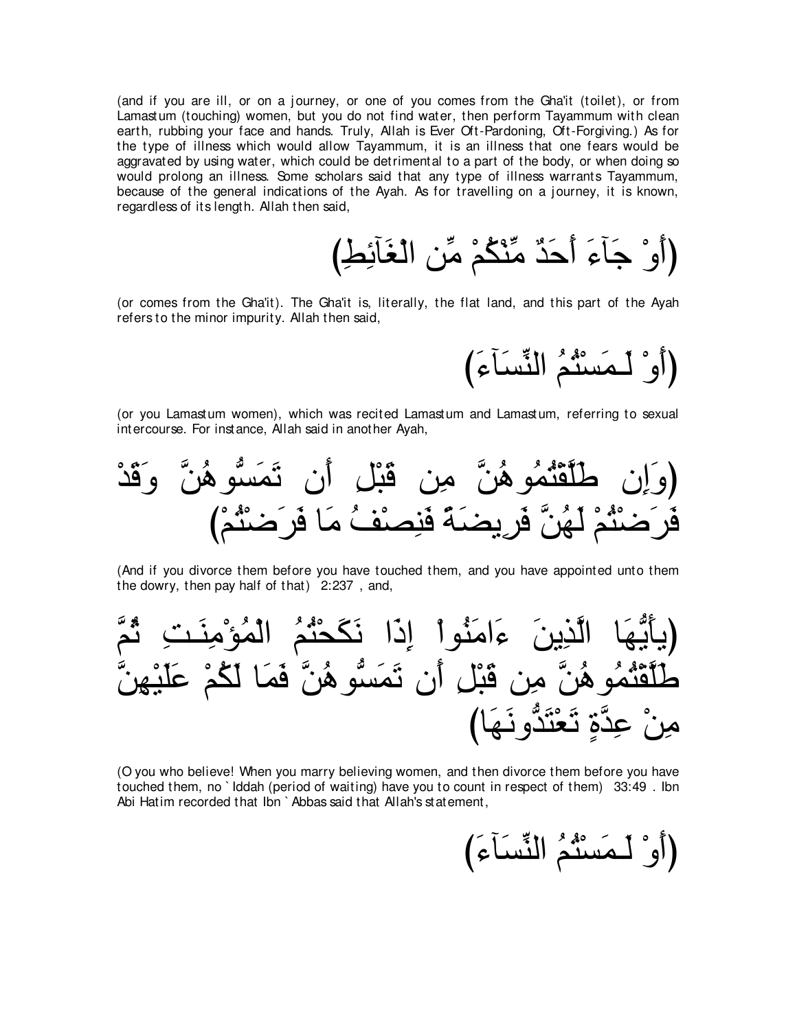(and if you are ill, or on a journey, or one of you comes from the Gha'it (toilet), or from Lamastum (touching) women, but you do not find water, then perform Tayammum with clean earth, rubbing your face and hands. Truly, Allah is Ever Oft-Pardoning, Oft-Forgiving.) As for the type of illness which would allow Tayammum, it is an illness that one fears would be aggravated by using water, which could be detrimental to a part of the body, or when doing so would prolong an illness. Some scholars said that any type of illness warrants Tayammum, because of the general indications of the Ayah. As for travelling on a journey, it is known, regardless of its length. Allah then said,

(أَوْ جَآءَ أَحَدٌ مِّنْكُمْ مِّن الْغَآئِطِ)

(or comes from the Gha'it). The Gha'it is, literally, the flat land, and this part of the Ayah refers to the minor impurity. Allah then said,

(أَوْ لَـمَسْتُمُ النِّسَآءَ)

(or you Lamastum women), which was recited Lamastum and Lamastum, referring to sexual intercourse. For instance, Allah said in another Ayah,

(وَإِن طَلَّقْتُمُوهُنَّ مِن قَبْلِ أَن تَمَسُّوهُنَّ وَقَدْ فَرَضْتُمْ لَهُنَّ فَرِيضَةً فَنِصْفُ مَا فَرَضْتُمْ)

(And if you divorce them before you have touched them, and you have appointed unto them the dowry, then pay half of that) 2:237 , and,

(يأَيُّهَا الَّذِينَ ءَامَنُواْ إِذَا نَكَحْتُمُ الْمُؤْمِنَـتِ ثُمَّ طَلَّقْتُمُوهُنَّ مِن قَبْلِ أَن تَمَسُّوهُنَّ فَمَا لَكُمْ عَلَيْهِنَّ مِنْ عِدَّةٍ تَعْتَدُّونَهَا)

(O you who believe! When you marry believing women, and then divorce them before you have touched them, no `Iddah (period of waiting) have you to count in respect of them) 33:49 . Ibn Abi Hatim recorded that Ibn `Abbas said that Allah's statement,

(أَوْ لَـمَسْتُمُ النِّسَآءَ)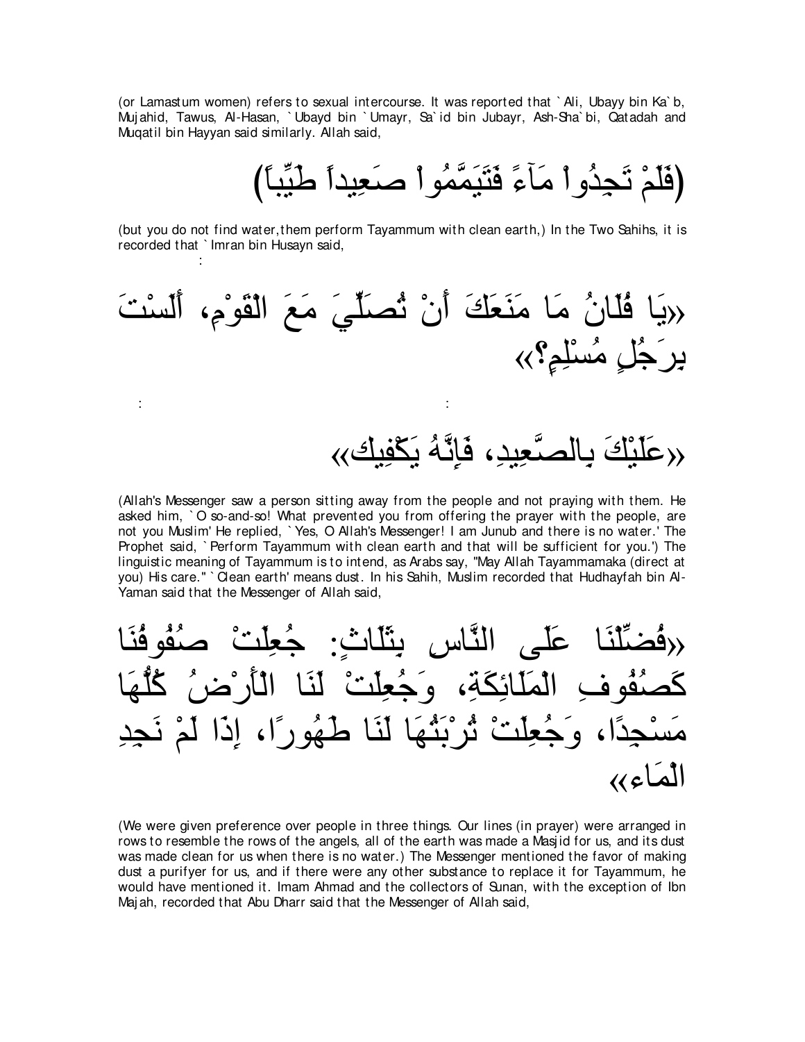(or Lamastum women) refers to sexual intercourse. It was reported that `Ali, Ubayy bin Ka`b, Mujahid, Tawus, Al-Hasan, `Ubayd bin `Umayr, Sa`id bin Jubayr, Ash-Sha`bi, Qatadah and Muqatil bin Hayyan said similarly. Allah said,

(فَلَمْ تَجِدُواْ مَآءً فَتَيَمَّمُواْ صَعِيداً طَيِّباً)

(but you do not find water,them perform Tayammum with clean earth,) In the Two Sahihs, it is recorded that `Imran bin Husayn said,

:

«يَا فُلَانُ مَا مَنَعَكَ أَنْ تُصَلِّيَ مَعَ الْقَوْمِ، أَلَسْتَ بِرَجُلٍ مُسْلِمٍ؟»

: :

«عَلَيْكَ بِالصَّعِيدِ، فَإِنَّهُ يَكْفِيك»

(Allah's Messenger saw a person sitting away from the people and not praying with them. He asked him, `O so-and-so! What prevented you from offering the prayer with the people, are not you Muslim' He replied, `Yes, O Allah's Messenger! I am Junub and there is no water.' The Prophet said, `Perform Tayammum with clean earth and that will be sufficient for you.') The linguistic meaning of Tayammum is to intend, as Arabs say, "May Allah Tayammamaka (direct at you) His care." `Clean earth' means dust. In his Sahih, Muslim recorded that Hudhayfah bin Al-Yaman said that the Messenger of Allah said,

«فُضِّلْنَا عَلَى النَّاسِ بِثَلَاثٍ: جُعِلَتْ صُفُوفُنَا كَصُفُوفِ الْمَلَائِكَةِ، وَجُعِلَتْ لَنَا الْأَرْضُ كُلُّهَا مَسْجِدًا، وَجُعِلَتْ تُرْبَتُهَا لَنَا طَهُورًا، إِذَا لَمْ نَجِدِ الْمَاء»

(We were given preference over people in three things. Our lines (in prayer) were arranged in rows to resemble the rows of the angels, all of the earth was made a Masjid for us, and its dust was made clean for us when there is no water.) The Messenger mentioned the favor of making dust a purifyer for us, and if there were any other substance to replace it for Tayammum, he would have mentioned it. Imam Ahmad and the collectors of Sunan, with the exception of Ibn Majah, recorded that Abu Dharr said that the Messenger of Allah said,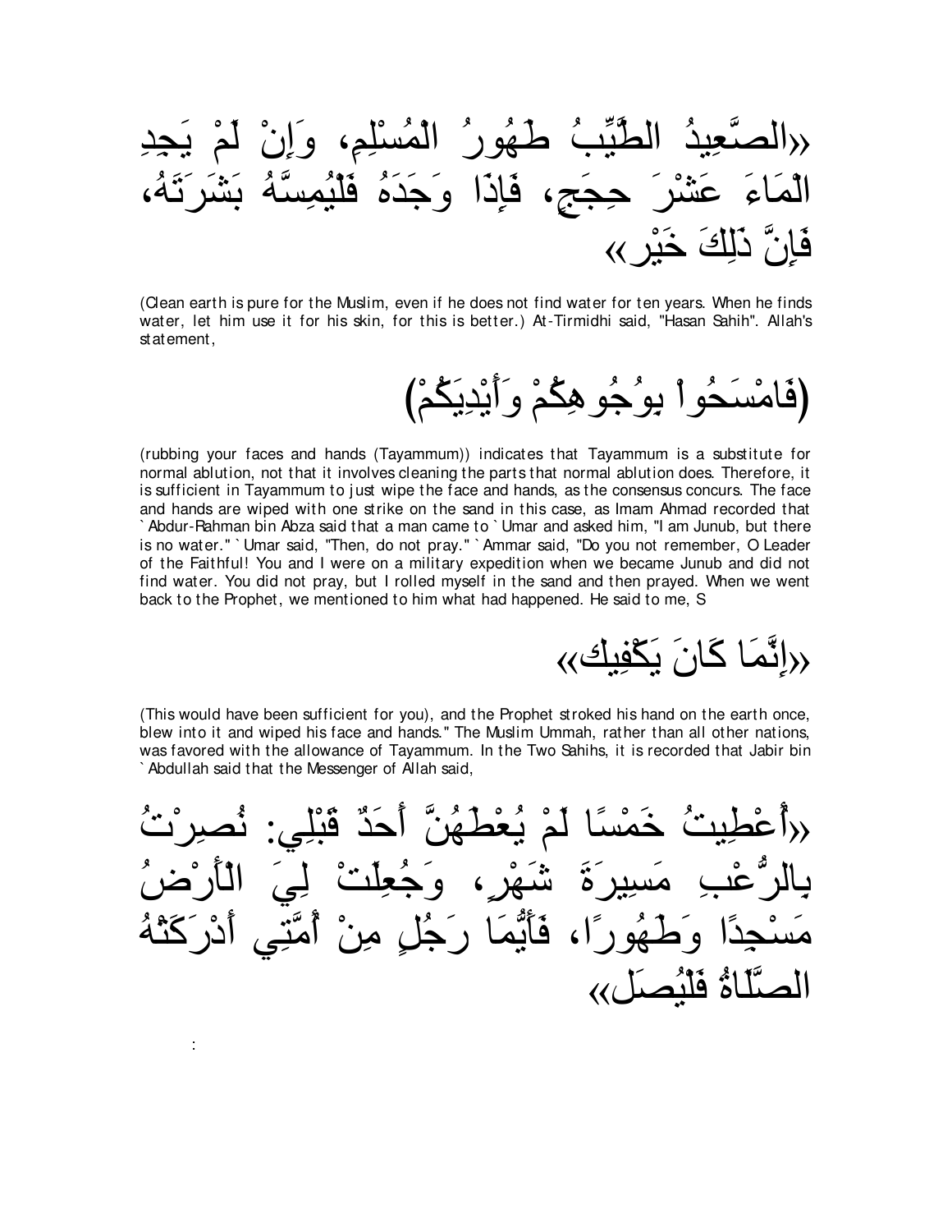«الصَّعِيدُ الطَّيِّبُ طَهُورُ الْمُسْلِمِ، وَإِنْ لَمْ يَجِدِ الْمَاءَ عَشْرَ حِجَجٍ، فَإِذَا وَجَدَهُ فَلْيُمِسَّهُ بَشَرَتَهُ، فَإِنَّ ذَلِكَ خَيْر»

(Clean earth is pure for the Muslim, even if he does not find water for ten years. When he finds water, let him use it for his skin, for this is better.) At-Tirmidhi said, "Hasan Sahih". Allah's statement,

(فَامْسَحُواْ بِوُجُوهِكُمْ وَأَيْدِيكُمْ)

(rubbing your faces and hands (Tayammum)) indicates that Tayammum is a substitute for normal ablution, not that it involves cleaning the parts that normal ablution does. Therefore, it is sufficient in Tayammum to just wipe the face and hands, as the consensus concurs. The face and hands are wiped with one strike on the sand in this case, as Imam Ahmad recorded that `Abdur-Rahman bin Abza said that a man came to `Umar and asked him, "I am Junub, but there is no water." `Umar said, "Then, do not pray." `Ammar said, "Do you not remember, O Leader of the Faithful! You and I were on a military expedition when we became Junub and did not find water. You did not pray, but I rolled myself in the sand and then prayed. When we went back to the Prophet, we mentioned to him what had happened. He said to me, S

«إِنَّمَا كَانَ يَكْفِيك»

(This would have been sufficient for you), and the Prophet stroked his hand on the earth once, blew into it and wiped his face and hands." The Muslim Ummah, rather than all other nations, was favored with the allowance of Tayammum. In the Two Sahihs, it is recorded that Jabir bin `Abdullah said that the Messenger of Allah said,

«أُعْطِيتُ خَمْسًا لَمْ يُعْطَهُنَّ أَحَدٌ قَبْلِي: نُصِرْتُ بِالرُّعْبِ مَسِيرَةَ شَهْرٍ، وَجُعِلَتْ لِيَ الْأَرْضُ مَسْجِدًا وَطَهُورًا، فَأَيُّمَا رَجُلٍ مِنْ أُمَّتِي أَدْرَكَتْهُ الصَّلَاةُ فَلْيُصَل»

: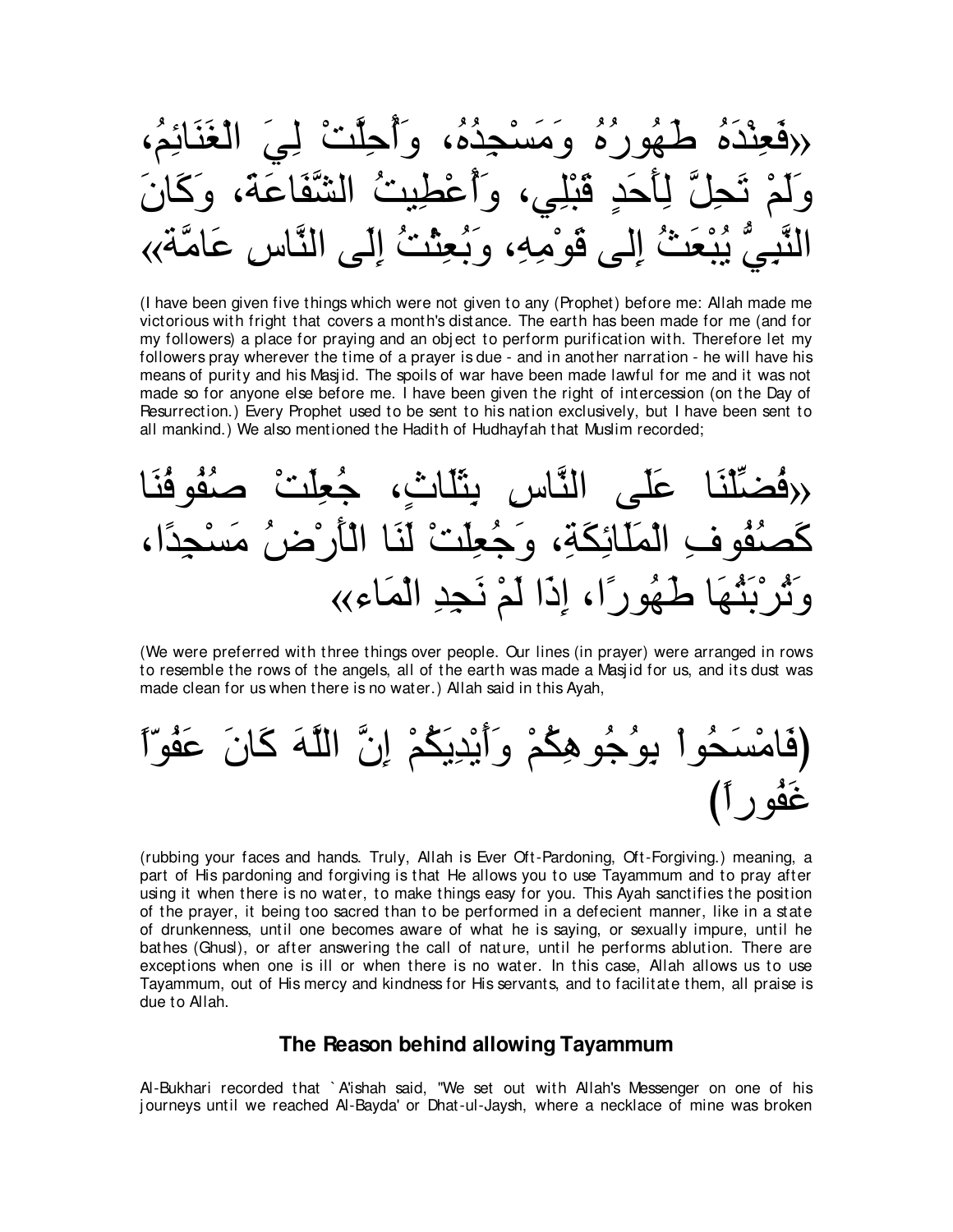«فَعِنْدَهُ طَهُورُهُ وَمَسْجِدُهُ، وَأُحِلَّتْ لِيَ الْغَنَائِمُ، وَلَمْ تَحِلَّ لِأَحَدٍ قَبْلِي، وَأُعْطِيتُ الشَّفَاعَةَ، وَكَانَ النَّبِيُّ يُبْعَثُ إِلى قَوْمِهِ، وَبُعِثْتُ إِلَى النَّاسِ عَامَّةً»

(I have been given five things which were not given to any (Prophet) before me: Allah made me victorious with fright that covers a month's distance. The earth has been made for me (and for my followers) a place for praying and an object to perform purification with. Therefore let my followers pray wherever the time of a prayer is due - and in another narration - he will have his means of purity and his Masjid. The spoils of war have been made lawful for me and it was not made so for anyone else before me. I have been given the right of intercession (on the Day of Resurrection.) Every Prophet used to be sent to his nation exclusively, but I have been sent to all mankind.) We also mentioned the Hadith of Hudhayfah that Muslim recorded;

«فُضِّلْنَا عَلَى النَّاسِ بِثَلَاثٍ، جُعِلَتْ صُفُوفُنَا كَصُفُوفِ الْمَلَائِكَةِ، وَجُعِلَتْ لَنَا الْأَرْضُ مَسْجِدًا، وَتُرْبَتُهَا طَهُورًا، إِذَا لَمْ نَجِدِ الْمَاءَ»

(We were preferred with three things over people. Our lines (in prayer) were arranged in rows to resemble the rows of the angels, all of the earth was made a Masjid for us, and its dust was made clean for us when there is no water.) Allah said in this Ayah,

(فَامْسَحُواْ بِوُجُوهِكُمْ وَأَيْدِيَكُمْ إِنَّ اللَّهَ كَانَ عَفُوّاً غَفُوراً)

(rubbing your faces and hands. Truly, Allah is Ever Oft-Pardoning, Oft-Forgiving.) meaning, a part of His pardoning and forgiving is that He allows you to use Tayammum and to pray after using it when there is no water, to make things easy for you. This Ayah sanctifies the position of the prayer, it being too sacred than to be performed in a defecient manner, like in a state of drunkenness, until one becomes aware of what he is saying, or sexually impure, until he bathes (Ghusl), or after answering the call of nature, until he performs ablution. There are exceptions when one is ill or when there is no water. In this case, Allah allows us to use Tayammum, out of His mercy and kindness for His servants, and to facilitate them, all praise is due to Allah.

## The Reason behind allowing Tayammum

Al-Bukhari recorded that `A'ishah said, "We set out with Allah's Messenger on one of his journeys until we reached Al-Bayda' or Dhat-ul-Jaysh, where a necklace of mine was broken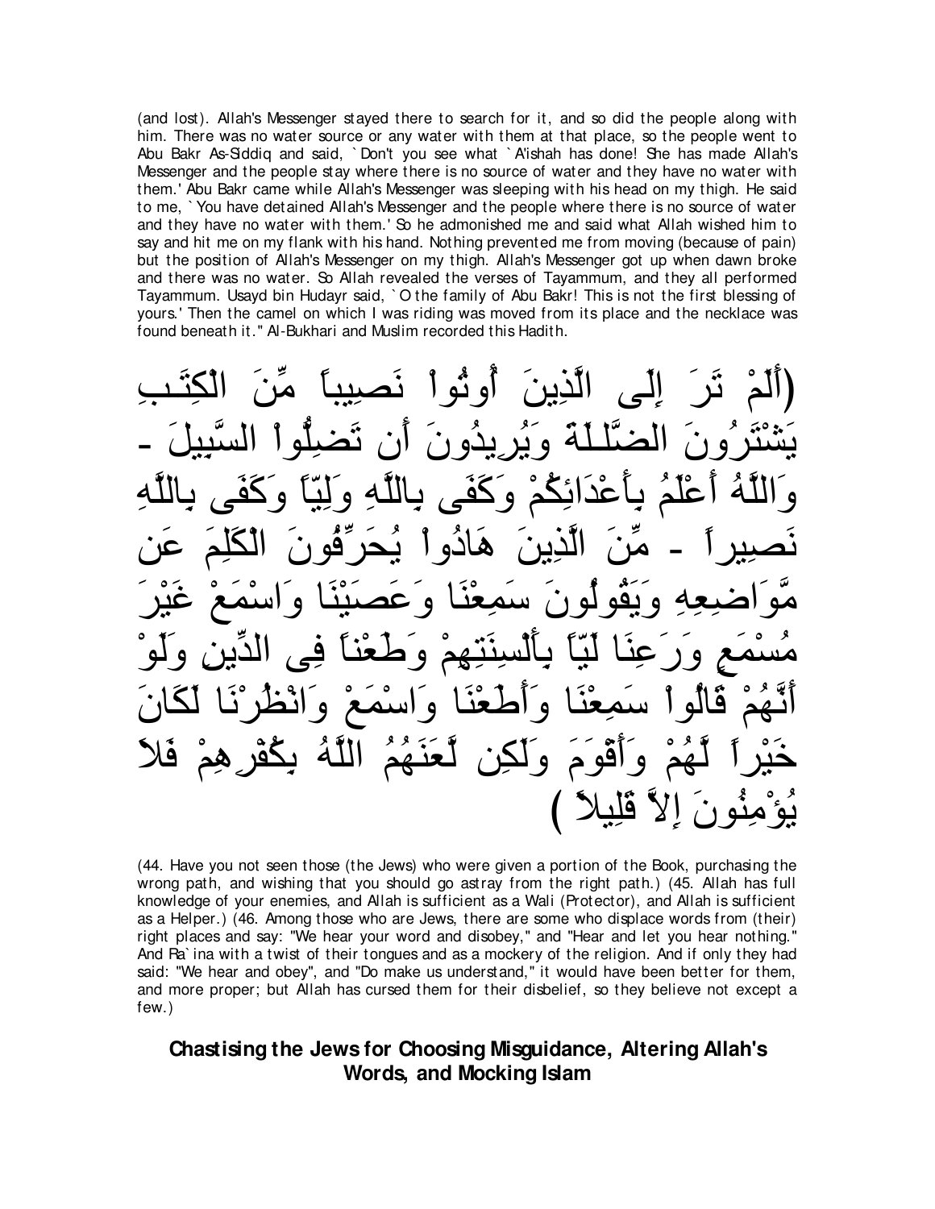(and lost). Allah's Messenger stayed there to search for it, and so did the people along with him. There was no water source or any water with them at that place, so the people went to Abu Bakr As-Siddiq and said, `Don't you see what `A'ishah has done! She has made Allah's Messenger and the people stay where there is no source of water and they have no water with them.' Abu Bakr came while Allah's Messenger was sleeping with his head on my thigh. He said to me, `You have detained Allah's Messenger and the people where there is no source of water and they have no water with them.' So he admonished me and said what Allah wished him to say and hit me on my flank with his hand. Nothing prevented me from moving (because of pain) but the position of Allah's Messenger on my thigh. Allah's Messenger got up when dawn broke and there was no water. So Allah revealed the verses of Tayammum, and they all performed Tayammum. Usayd bin Hudayr said, `O the family of Abu Bakr! This is not the first blessing of yours.' Then the camel on which I was riding was moved from its place and the necklace was found beneath it.'' Al-Bukhari and Muslim recorded this Hadith.

(أَلَمْ تَرَ إِلَى الَّذِينَ أُوتُواْ نَصِيباً مِّنَ الْكِتَـبِ يَشْتَرُونَ الضَّلَـلَةَ وَيُرِيدُونَ أَن تَضِلُّواْ السَّبِيلَ - وَاللَّهُ أَعْلَمُ بِأَعْدَائِكُمْ وَكَفَى بِاللَّهِ وَلِيّاً وَكَفَى بِاللَّهِ نَصِيراً - مِّنَ الَّذِينَ هَادُواْ يُحَرِّفُونَ الْكَلِمَ عَن مَّوَاضِعِهِ وَيَقُولُونَ سَمِعْنَا وَعَصَيْنَا وَاسْمَعْ غَيْرَ مُسْمَعٍ وَرَعِنَا لَيّاً بِأَلْسِنَتِهِمْ وَطَعْناً فِى الدِّينِ وَلَوْ أَنَّهُمْ قَالُواْ سَمِعْنَا وَأَطَعْنَا وَاسْمَعْ وَانْظُرْنَا لَكَانَ خَيْراً لَّهُمْ وَأَقْوَمَ وَلَكِن لَّعَنَهُمُ اللَّهُ بِكُفْرِهِمْ فَلاَ يُؤْمِنُونَ إِلاَّ قَلِيلاً )

(44. Have you not seen those (the Jews) who were given a portion of the Book, purchasing the wrong path, and wishing that you should go astray from the right path.) (45. Allah has full knowledge of your enemies, and Allah is sufficient as a Wali (Protector), and Allah is sufficient as a Helper.) (46. Among those who are Jews, there are some who displace words from (their) right places and say: "We hear your word and disobey,'' and "Hear and let you hear nothing.'' And Ra`ina with a twist of their tongues and as a mockery of the religion. And if only they had said: "We hear and obey'', and "Do make us understand,'' it would have been better for them, and more proper; but Allah has cursed them for their disbelief, so they believe not except a few.)

## Chastising the Jews for Choosing Misguidance, Altering Allah's Words, and Mocking Islam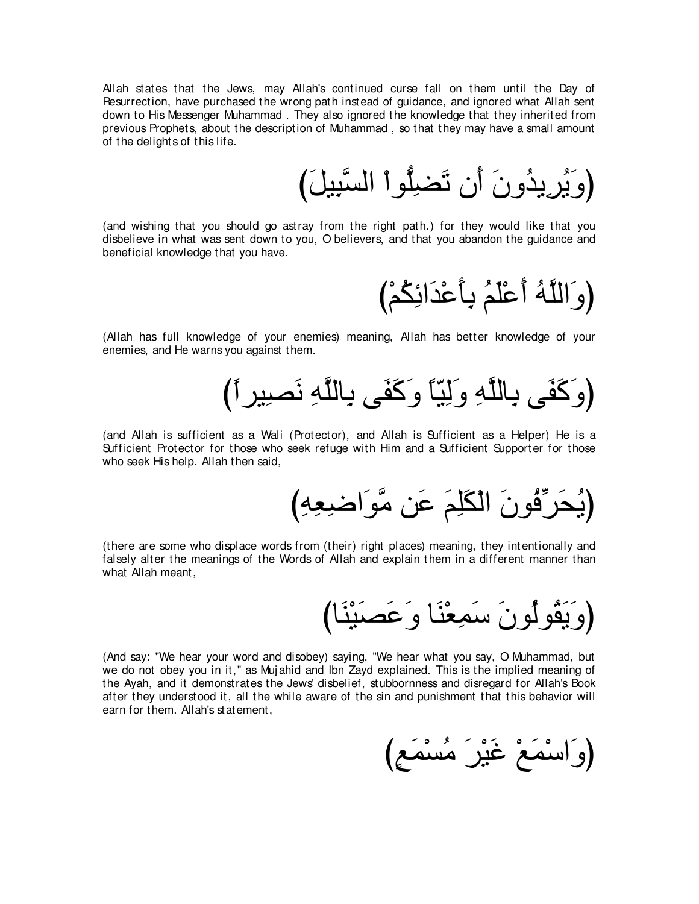Allah states that the Jews, may Allah's continued curse fall on them until the Day of Resurrection, have purchased the wrong path instead of guidance, and ignored what Allah sent down to His Messenger Muhammad . They also ignored the knowledge that they inherited from previous Prophets, about the description of Muhammad , so that they may have a small amount of the delights of this life.

(وَيُرِيدُونَ أَن تَضِلُّواْ السَّبِيلَ)

(and wishing that you should go astray from the right path.) for they would like that you disbelieve in what was sent down to you, O believers, and that you abandon the guidance and beneficial knowledge that you have.

(وَاللَّهُ أَعْلَمُ بِأَعْدَائِكُمْ)

(Allah has full knowledge of your enemies) meaning, Allah has better knowledge of your enemies, and He warns you against them.

(وَكَفَى بِاللَّهِ وَلِيّاً وَكَفَى بِاللَّهِ نَصِيراً)

(and Allah is sufficient as a Wali (Protector), and Allah is Sufficient as a Helper) He is a Sufficient Protector for those who seek refuge with Him and a Sufficient Supporter for those who seek His help. Allah then said,

(يُحَرِّفُونَ الْكَلِمَ عَن مَّوَاضِعِهِ)

(there are some who displace words from (their) right places) meaning, they intentionally and falsely alter the meanings of the Words of Allah and explain them in a different manner than what Allah meant,

(وَيَقُولُونَ سَمِعْنَا وَعَصَيْنَا)

(And say: "We hear your word and disobey) saying, "We hear what you say, O Muhammad, but we do not obey you in it," as Mujahid and Ibn Zayd explained. This is the implied meaning of the Ayah, and it demonstrates the Jews' disbelief, stubbornness and disregard for Allah's Book after they understood it, all the while aware of the sin and punishment that this behavior will earn for them. Allah's statement,

(وَاسْمَعْ غَيْرَ مُسْمَعٍ)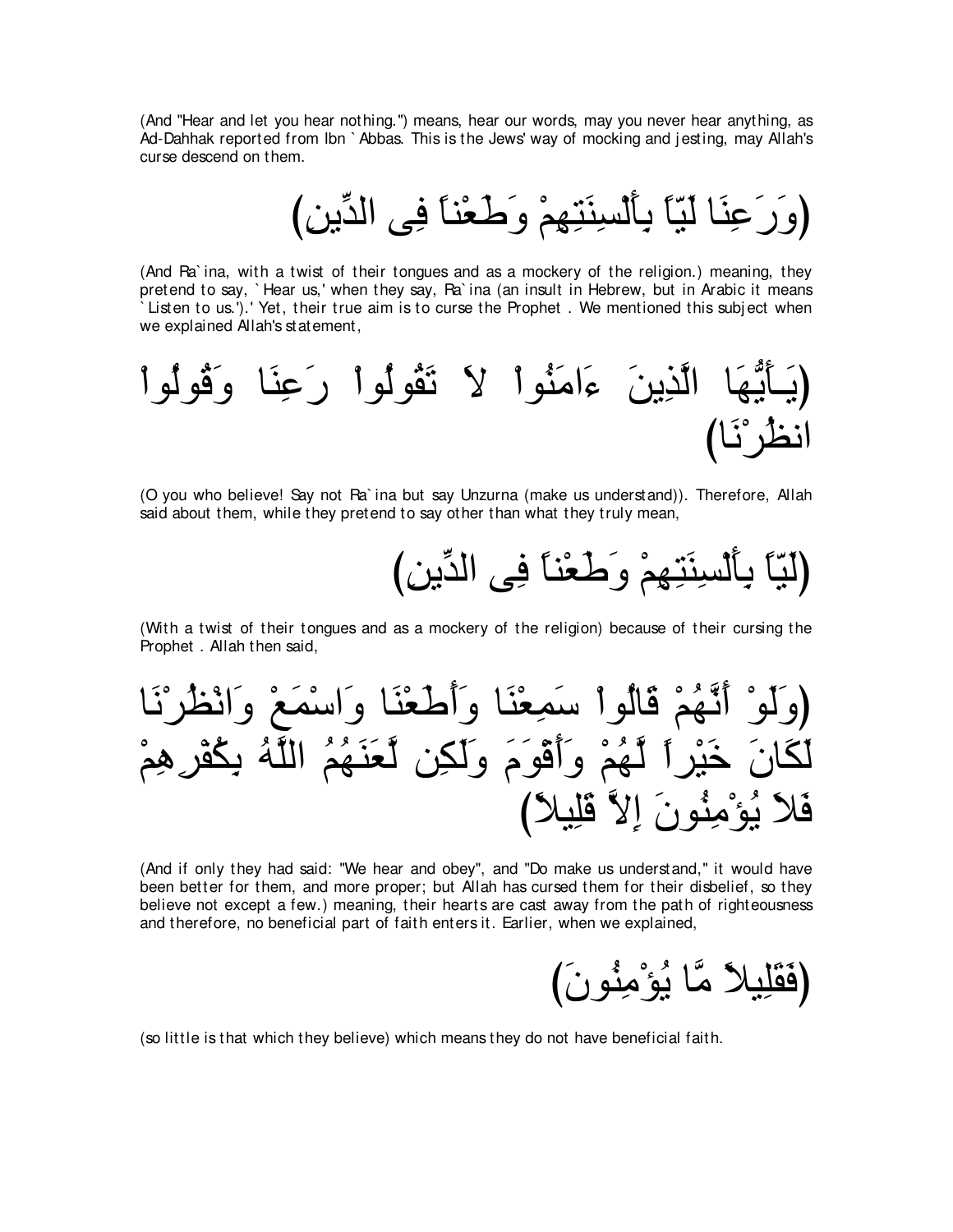(And "Hear and let you hear nothing.") means, hear our words, may you never hear anything, as Ad-Dahhak reported from Ibn `Abbas. This is the Jews' way of mocking and jesting, may Allah's curse descend on them.

(وَرَعِنَا لَيّاً بِأَلْسِنَتِهِمْ وَطَعْناً فِى الدِّينِ)

(And Ra`ina, with a twist of their tongues and as a mockery of the religion.) meaning, they pretend to say, `Hear us,' when they say, Ra`ina (an insult in Hebrew, but in Arabic it means `Listen to us.').' Yet, their true aim is to curse the Prophet . We mentioned this subject when we explained Allah's statement,

(يَـأَيُّهَا الَّذِينَ ءَامَنُواْ لاَ تَقُولُواْ رَعِنَا وَقُولُواْ انظُرْنَا)

(O you who believe! Say not Ra`ina but say Unzurna (make us understand)). Therefore, Allah said about them, while they pretend to say other than what they truly mean,

(لَيّاً بِأَلْسِنَتِهِمْ وَطَعْناً فِى الدِّينِ)

(With a twist of their tongues and as a mockery of the religion) because of their cursing the Prophet . Allah then said,

(وَلَوْ أَنَّهُمْ قَالُواْ سَمِعْنَا وَأَطَعْنَا وَاسْمَعْ وَانْظُرْنَا لَكَانَ خَيْراً لَّهُمْ وَأَقْوَمَ وَلَكِن لَّعَنَهُمُ اللَّهُ بِكُفْرِهِمْ فَلاَ يُؤْمِنُونَ إِلاَّ قَلِيلاً)

(And if only they had said: "We hear and obey", and "Do make us understand," it would have been better for them, and more proper; but Allah has cursed them for their disbelief, so they believe not except a few.) meaning, their hearts are cast away from the path of righteousness and therefore, no beneficial part of faith enters it. Earlier, when we explained,

(فَقَلِيلاً مَّا يُؤْمِنُونَ)

(so little is that which they believe) which means they do not have beneficial faith.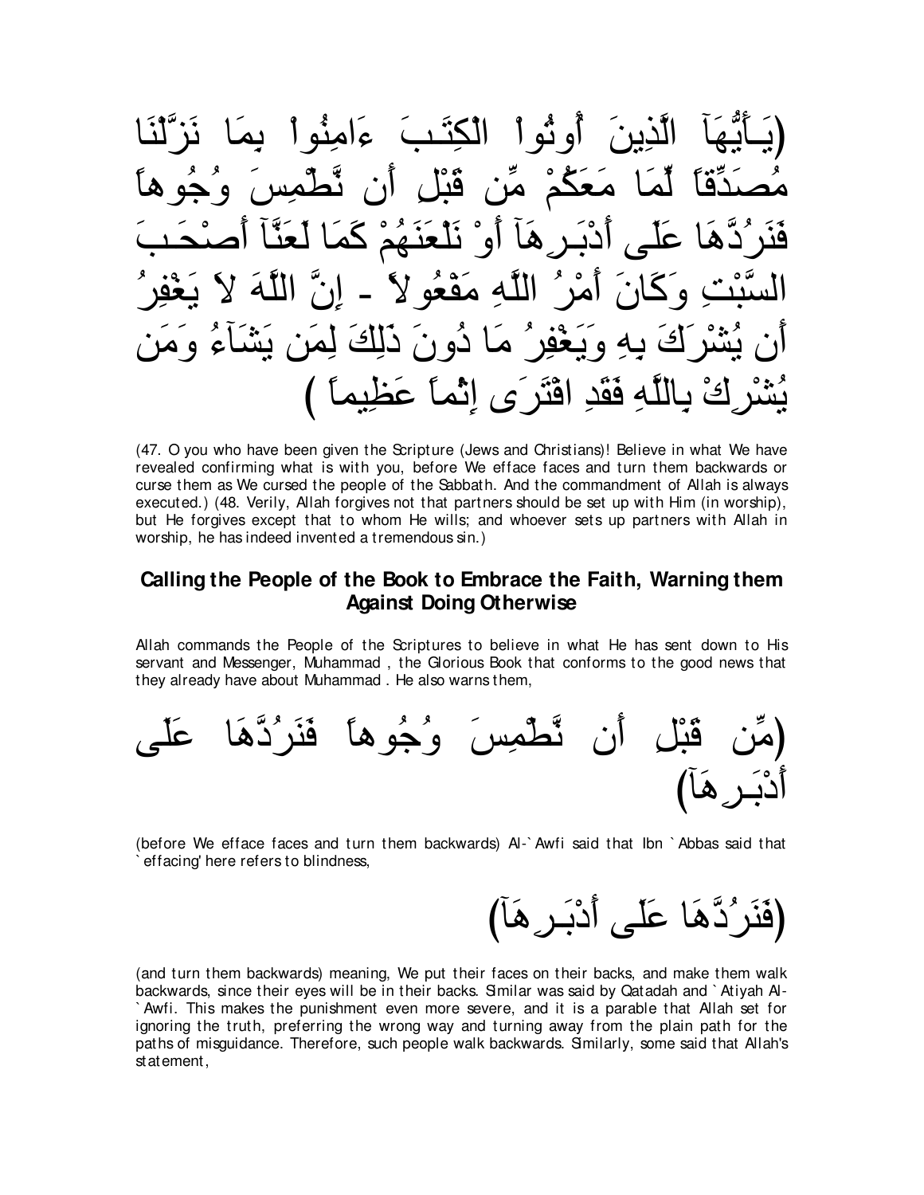(يَـأَيُّهَآ الَّذِينَ أُوتُواْ الْكِتَـبَ ءَامِنُواْ بِمَا نَزَّلْنَا مُصَدِّقاً لِّمَا مَعَكُمْ مِّن قَبْلِ أَن نَّطْمِسَ وُجُوهاً فَنَرُدَّهَا عَلَى أَدْبَـرِهَآ أَوْ نَلْعَنَهُمْ كَمَا لَعَنَّآ أَصْحَـبَ السَّبْتِ وَكَانَ أَمْرُ اللَّهِ مَفْعُولاً - إِنَّ اللَّهَ لاَ يَغْفِرُ أَن يُشْرَكَ بِهِ وَيَغْفِرُ مَا دُونَ ذَلِكَ لِمَن يَشَآءُ وَمَن يُشْرِكْ بِاللَّهِ فَقَدِ افْتَرَى إِثْماً عَظِيماً )

(47. O you who have been given the Scripture (Jews and Christians)! Believe in what We have revealed confirming what is with you, before We efface faces and turn them backwards or curse them as We cursed the people of the Sabbath. And the commandment of Allah is always executed.) (48. Verily, Allah forgives not that partners should be set up with Him (in worship), but He forgives except that to whom He wills; and whoever sets up partners with Allah in worship, he has indeed invented a tremendous sin.)

## Calling the People of the Book to Embrace the Faith, Warning them Against Doing Otherwise

Allah commands the People of the Scriptures to believe in what He has sent down to His servant and Messenger, Muhammad , the Glorious Book that conforms to the good news that they already have about Muhammad . He also warns them,

(مِّن قَبْلِ أَن نَّطْمِسَ وُجُوهاً فَنَرُدَّهَا عَلَى أَدْبَـرِهَآ)

(before We efface faces and turn them backwards) Al-`Awfi said that Ibn `Abbas said that `effacing' here refers to blindness,

(فَنَرُدَّهَا عَلَى أَدْبَـرِهَآ)

(and turn them backwards) meaning, We put their faces on their backs, and make them walk backwards, since their eyes will be in their backs. Similar was said by Qatadah and `Atiyah Al-`Awfi. This makes the punishment even more severe, and it is a parable that Allah set for ignoring the truth, preferring the wrong way and turning away from the plain path for the paths of misguidance. Therefore, such people walk backwards. Similarly, some said that Allah's statement,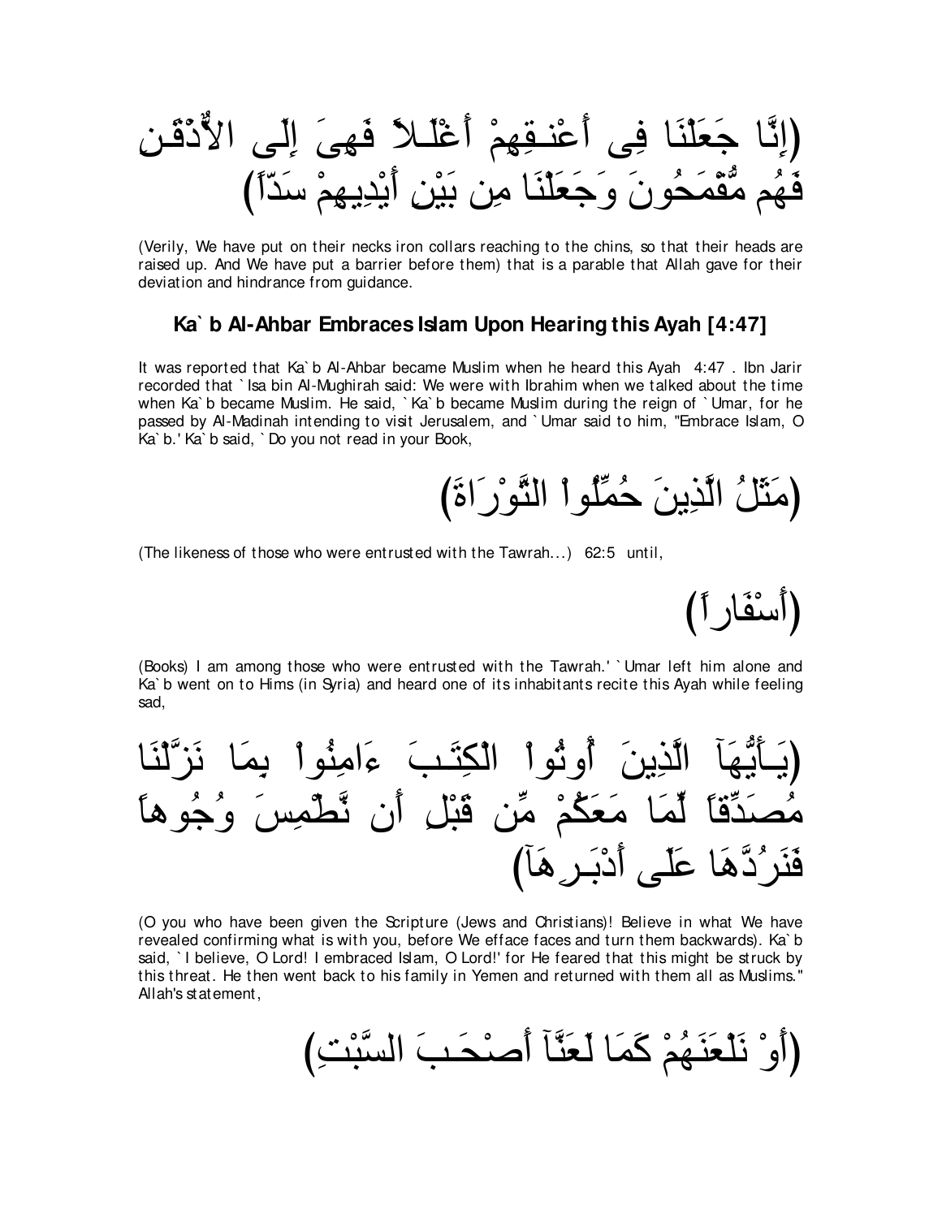(إِنَّا جَعَلْنَا فِى أَعْنـقِهِمْ أَغْلَـلاً فَهِىَ إِلَى الأَذْقَـنِ فَهُم مُّقْمَحُونَ وَجَعَلْنَا مِن بَيْنِ أَيْدِيهِمْ سَدّاً)

(Verily, We have put on their necks iron collars reaching to the chins, so that their heads are raised up. And We have put a barrier before them) that is a parable that Allah gave for their deviation and hindrance from guidance.

### Ka` b Al-Ahbar Embraces Islam Upon Hearing this Ayah [4:47]

It was reported that Ka` b Al-Ahbar became Muslim when he heard this Ayah 4:47 . Ibn Jarir recorded that ` Isa bin Al-Mughirah said: We were with Ibrahim when we talked about the time when Ka` b became Muslim. He said, ` Ka` b became Muslim during the reign of ` Umar, for he passed by Al-Madinah intending to visit Jerusalem, and ` Umar said to him, "Embrace Islam, O Ka` b.' Ka` b said, ` Do you not read in your Book,

(مَثَلُ الَّذِينَ حُمِّلُواْ التَّوْرَاةَ)

(The likeness of those who were entrusted with the Tawrah...) 62:5 until,

(أَسْفَاراً)

(Books) I am among those who were entrusted with the Tawrah.' ` Umar left him alone and Ka` b went on to Hims (in Syria) and heard one of its inhabitants recite this Ayah while feeling sad,

(يَـأَيُّهَآ الَّذِينَ أُوتُواْ الْكِتَـبَ ءَامِنُواْ بِمَا نَزَّلْنَا مُصَدِّقاً لِّمَا مَعَكُمْ مِّن قَبْلِ أَن نَّطْمِسَ وُجُوهاً فَنَرُدَّهَا عَلَى أَدْبَـرِهَآ)

(O you who have been given the Scripture (Jews and Christians)! Believe in what We have revealed confirming what is with you, before We efface faces and turn them backwards). Ka` b said, ` I believe, O Lord! I embraced Islam, O Lord!' for He feared that this might be struck by this threat. He then went back to his family in Yemen and returned with them all as Muslims." Allah's statement,

(أَوْ نَلْعَنَهُمْ كَمَا لَعَنَّآ أَصْحَـبَ السَّبْتِ)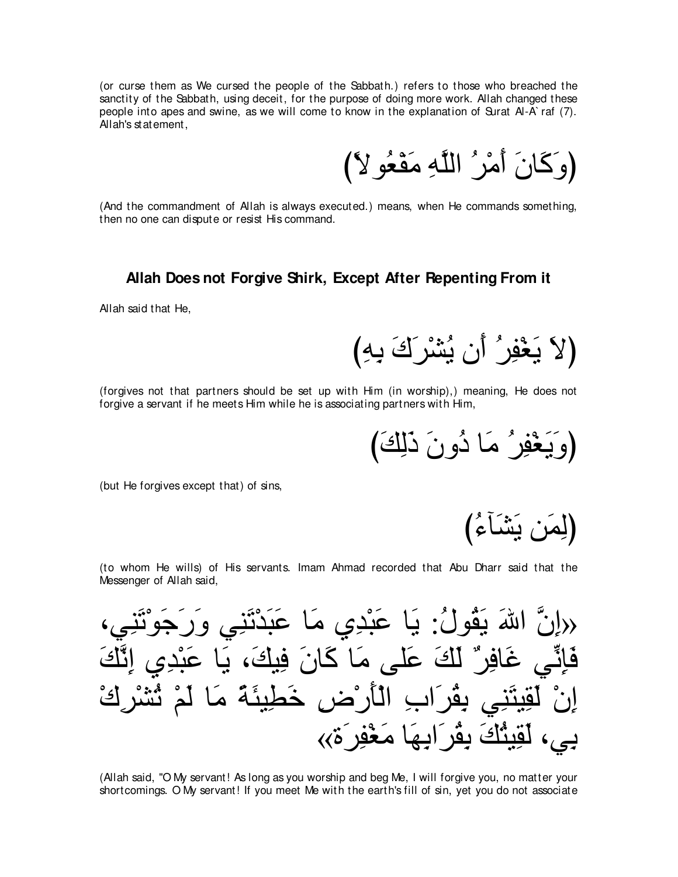(or curse them as We cursed the people of the Sabbath.) refers to those who breached the sanctity of the Sabbath, using deceit, for the purpose of doing more work. Allah changed these people into apes and swine, as we will come to know in the explanation of Surat Al-A`raf (7). Allah's statement,

(وَكَانَ أَمْرُ اللَّهِ مَفْعُولاً)

(And the commandment of Allah is always executed.) means, when He commands something, then no one can dispute or resist His command.

## Allah Does not Forgive Shirk, Except After Repenting From it

Allah said that He,

(لاَ يَغْفِرُ أَن يُشْرَكَ بِهِ)

(forgives not that partners should be set up with Him (in worship),) meaning, He does not forgive a servant if he meets Him while he is associating partners with Him,

(وَيَغْفِرُ مَا دُونَ ذَلِكَ)

(but He forgives except that) of sins,

(لِمَن يَشَآءُ)

(to whom He wills) of His servants. Imam Ahmad recorded that Abu Dharr said that the Messenger of Allah said,

«إِنَّ اللهَ يَقُولُ: يَا عَبْدِي مَا عَبَدْتَنِي وَرَجَوْتَنِي، فَإِنِّي غَافِرٌ لَكَ عَلى مَا كَانَ فِيكَ، يَا عَبْدِي إِنَّكَ إِنْ لَقِيتَنِي بِقُرَابِ الْأَرْضِ خَطِيئَةً مَا لَمْ تُشْرِكْ بِي، لَقِيتُكَ بِقُرَابِهَا مَغْفِرَةً»

(Allah said, "O My servant! As long as you worship and beg Me, I will forgive you, no matter your shortcomings. O My servant! If you meet Me with the earth's fill of sin, yet you do not associate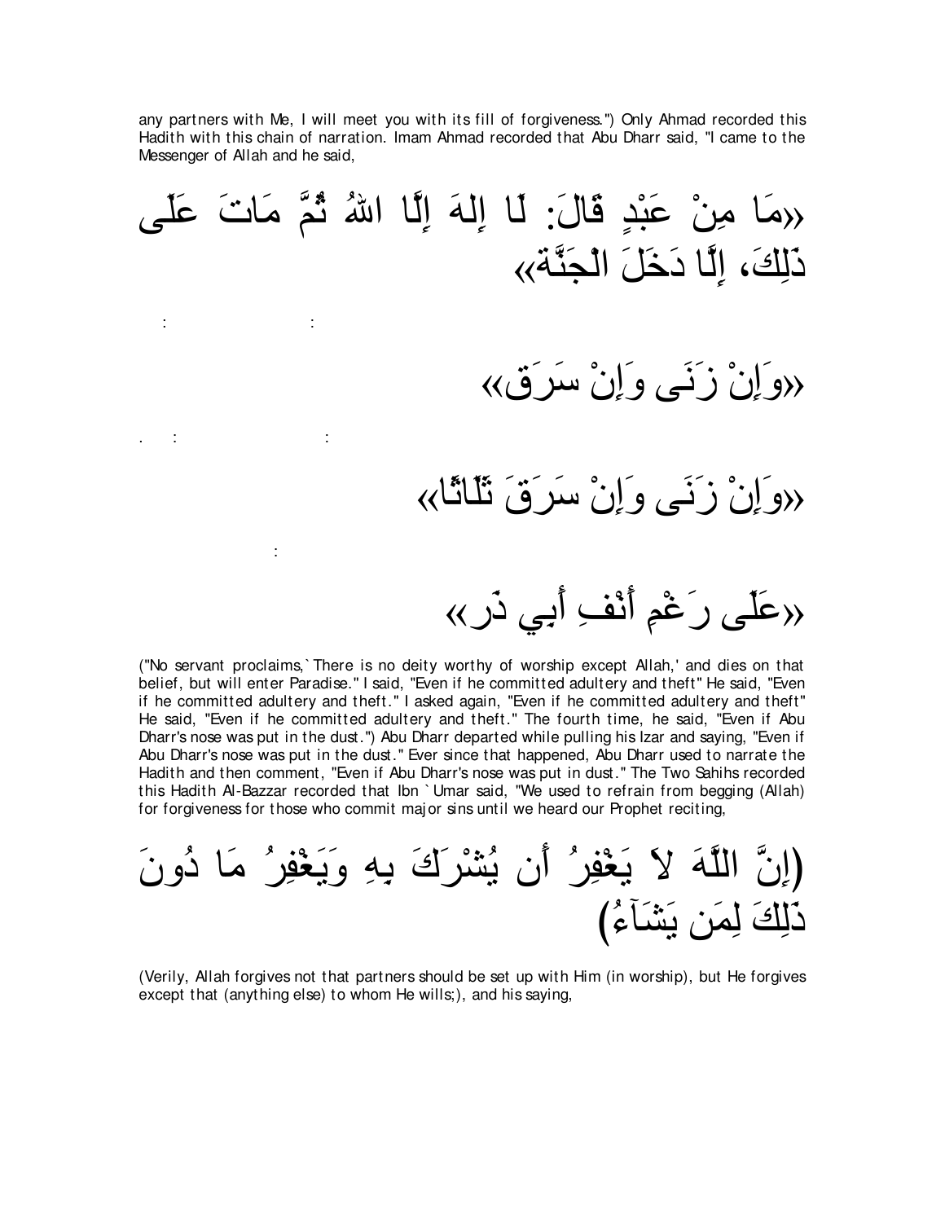any partners with Me, I will meet you with its fill of forgiveness.") Only Ahmad recorded this Hadith with this chain of narration. Imam Ahmad recorded that Abu Dharr said, "I came to the Messenger of Allah and he said,

«مَا مِنْ عَبْدٍ قَالَ: لَا إِلهَ إِلَّا اللهُ ثُمَّ مَاتَ عَلَى ذَلِكَ، إِلَّا دَخَلَ الْجَنَّةَ»

«وَإِنْ زَنَى وَإِنْ سَرَق»

«وَإِنْ زَنَى وَإِنْ سَرَقَ ثَلَاثًا»

«عَلَى رَغْمِ أَنْفِ أَبِي ذَر»

("No servant proclaims, `There is no deity worthy of worship except Allah,' and dies on that belief, but will enter Paradise." I said, "Even if he committed adultery and theft" He said, "Even if he committed adultery and theft." I asked again, "Even if he committed adultery and theft" He said, "Even if he committed adultery and theft." The fourth time, he said, "Even if Abu Dharr's nose was put in the dust.") Abu Dharr departed while pulling his Izar and saying, "Even if Abu Dharr's nose was put in the dust." Ever since that happened, Abu Dharr used to narrate the Hadith and then comment, "Even if Abu Dharr's nose was put in dust." The Two Sahihs recorded this Hadith Al-Bazzar recorded that Ibn `Umar said, "We used to refrain from begging (Allah) for forgiveness for those who commit major sins until we heard our Prophet reciting,

(إِنَّ اللَّهَ لاَ يَغْفِرُ أَن يُشْرَكَ بِهِ وَيَغْفِرُ مَا دُونَ ذَلِكَ لِمَن يَشَآءُ)

(Verily, Allah forgives not that partners should be set up with Him (in worship), but He forgives except that (anything else) to whom He wills;), and his saying,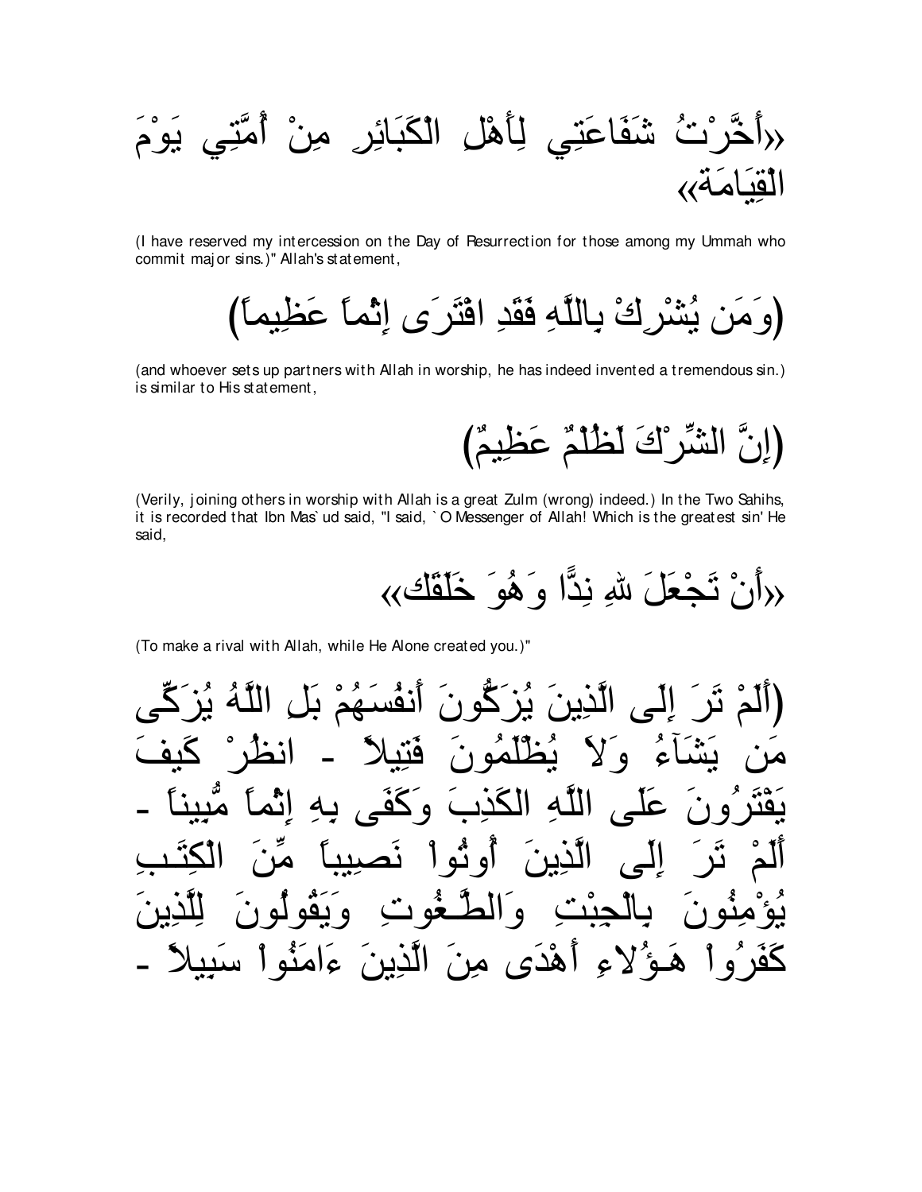«أَخَّرْتُ شَفَاعَتِي لِأَهْلِ الْكَبَائِرِ مِنْ أُمَّتِي يَوْمَ الْقِيَامَةِ»

(I have reserved my intercession on the Day of Resurrection for those among my Ummah who commit major sins.)" Allah's statement,

(وَمَن يُشْرِكْ بِاللَّهِ فَقَدِ افْتَرَى إِثْماً عَظِيماً)

(and whoever sets up partners with Allah in worship, he has indeed invented a tremendous sin.) is similar to His statement,

(إِنَّ الشِّرْكَ لَظُلْمٌ عَظِيمٌ)

(Verily, joining others in worship with Allah is a great Zulm (wrong) indeed.) In the Two Sahihs, it is recorded that Ibn Mas`ud said, "I said, `O Messenger of Allah! Which is the greatest sin' He said,

«أَنْ تَجْعَلَ للهِ نِدًّا وَهُوَ خَلَقَك»

(To make a rival with Allah, while He Alone created you.)"

(أَلَمْ تَرَ إِلَى الَّذِينَ يُزَكُّونَ أَنفُسَهُمْ بَلِ اللَّهُ يُزَكِّى مَن يَشَآءُ وَلاَ يُظْلَمُونَ فَتِيلاً - انظُرْ كَيفَ يَفْتَرُونَ عَلَى اللَّهِ الكَذِبَ وَكَفَى بِهِ إِثْماً مُّبِيناً - أَلَمْ تَرَ إِلَى الَّذِينَ أُوتُواْ نَصِيباً مِّنَ الْكِتَـبِ يُؤْمِنُونَ بِالْجِبْتِ وَالطَّـغُوتِ وَيَقُولُونَ لِلَّذِينَ كَفَرُواْ هَـؤُلاءِ أَهْدَى مِنَ الَّذِينَ ءَامَنُواْ سَبِيلاً -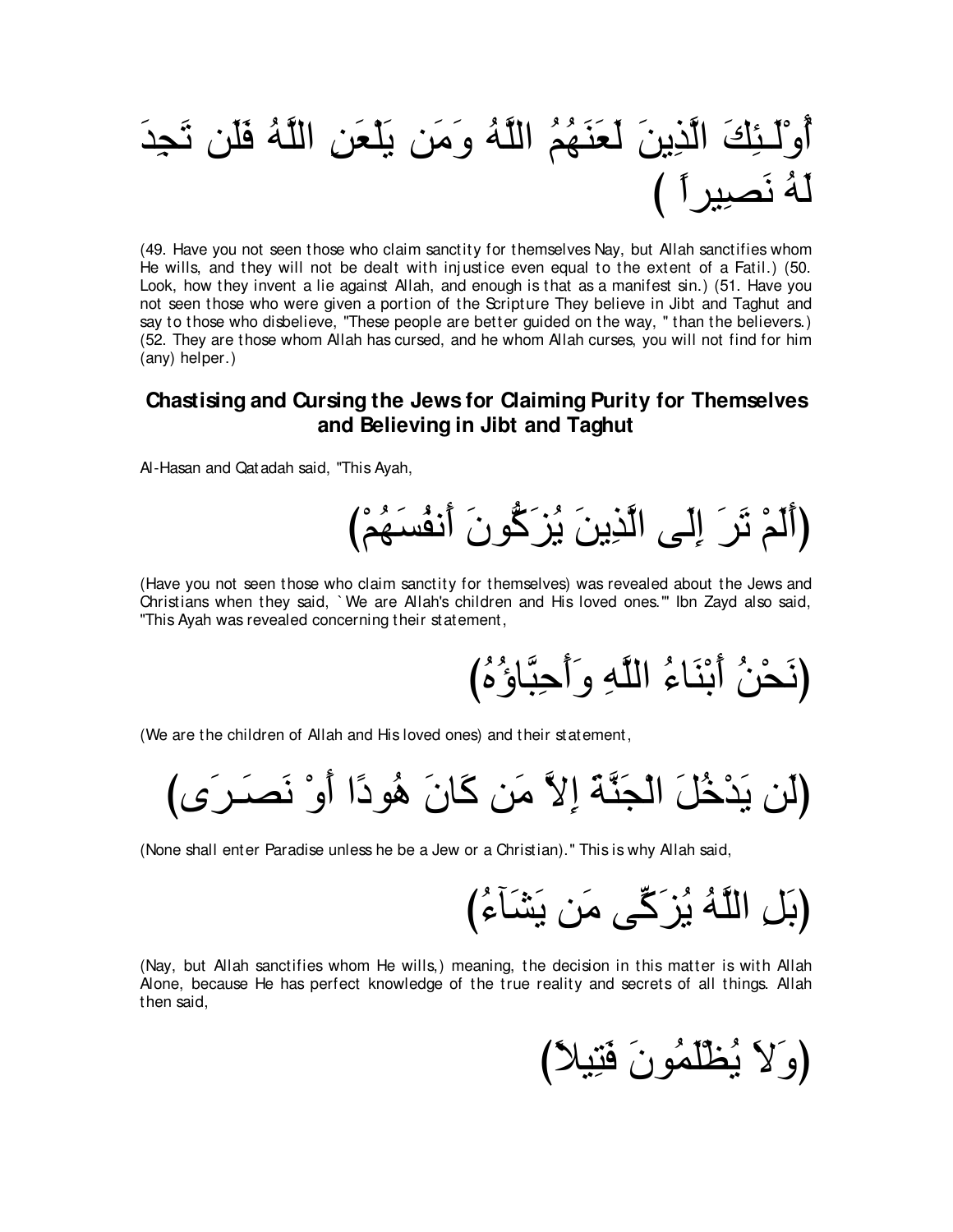أُوْلَـئِكَ الَّذِينَ لَعَنَهُمُ اللَّهُ وَمَن يَلْعَنِ اللَّهُ فَلَن تَجِدَ لَهُ نَصِيراً )

(49. Have you not seen those who claim sanctity for themselves Nay, but Allah sanctifies whom He wills, and they will not be dealt with injustice even equal to the extent of a Fatil.) (50. Look, how they invent a lie against Allah, and enough is that as a manifest sin.) (51. Have you not seen those who were given a portion of the Scripture They believe in Jibt and Taghut and say to those who disbelieve, "These people are better guided on the way, " than the believers.) (52. They are those whom Allah has cursed, and he whom Allah curses, you will not find for him (any) helper.)

## Chastising and Cursing the Jews for Claiming Purity for Themselves and Believing in Jibt and Taghut

Al-Hasan and Qatadah said, "This Ayah,

(أَلَمْ تَرَ إِلَى الَّذِينَ يُزَكُّونَ أَنفُسَهُمْ)

(Have you not seen those who claim sanctity for themselves) was revealed about the Jews and Christians when they said, `We are Allah's children and His loved ones.'" Ibn Zayd also said, "This Ayah was revealed concerning their statement,

(نَحْنُ أَبْنَاءُ اللَّهِ وَأَحِبَّاؤُهُ)

(We are the children of Allah and His loved ones) and their statement,

(لَن يَدْخُلَ الْجَنَّةَ إِلاَّ مَن كَانَ هُودًا أَوْ نَصَـرَى)

(None shall enter Paradise unless he be a Jew or a Christian)." This is why Allah said,

(بَلِ اللَّهُ يُزَكِّى مَن يَشَآءُ)

(Nay, but Allah sanctifies whom He wills,) meaning, the decision in this matter is with Allah Alone, because He has perfect knowledge of the true reality and secrets of all things. Allah then said,

(وَلاَ يُظْلَمُونَ فَتِيلاً)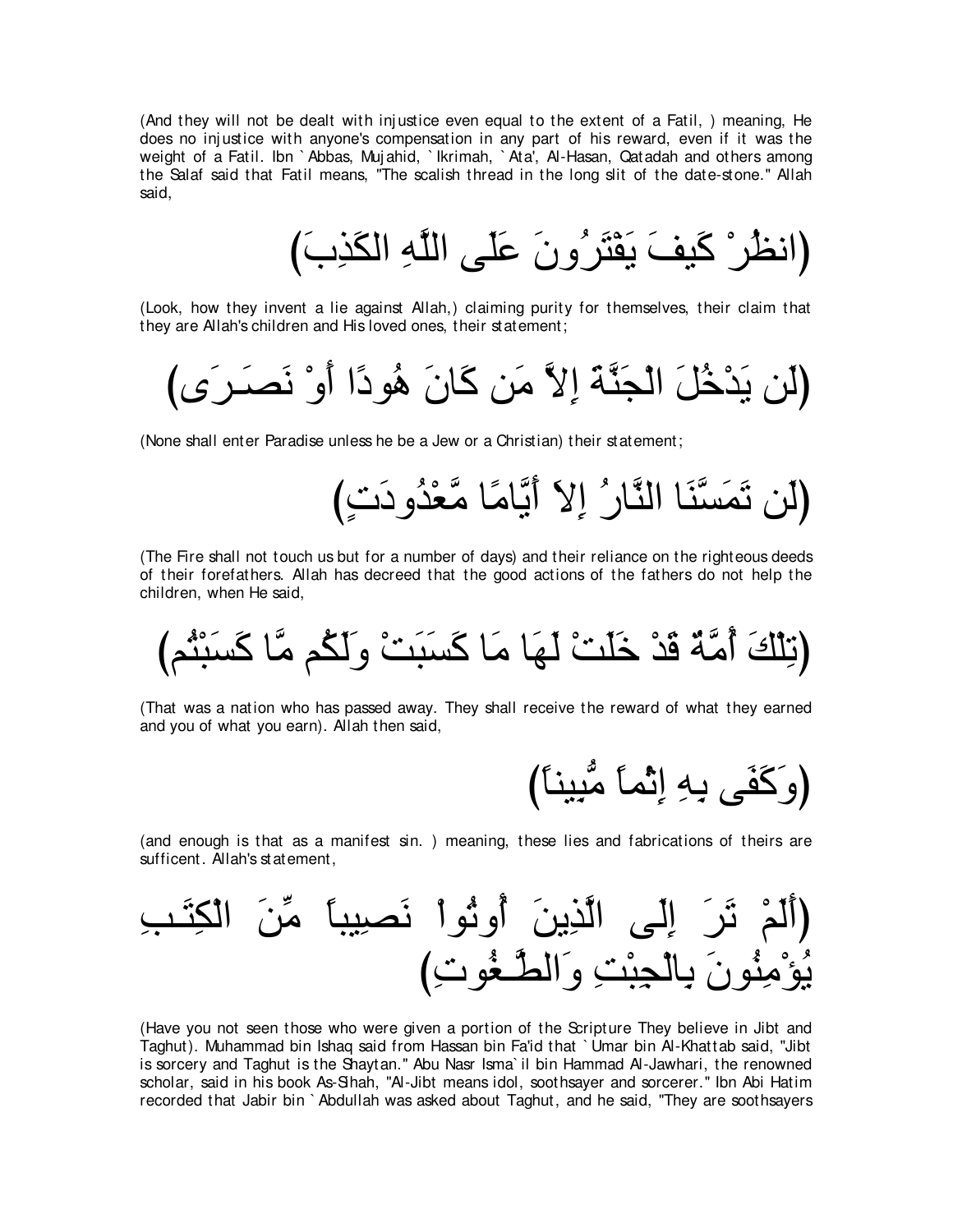(And they will not be dealt with injustice even equal to the extent of a Fatil, ) meaning, He does no injustice with anyone's compensation in any part of his reward, even if it was the weight of a Fatil. Ibn `Abbas, Mujahid, `Ikrimah, `Ata', Al-Hasan, Qatadah and others among the Salaf said that Fatil means, "The scalish thread in the long slit of the date-stone." Allah said,

(انظُرْ كَيفَ يَفْتَرُونَ عَلَى اللَّهِ الكَذِبَ)

(Look, how they invent a lie against Allah,) claiming purity for themselves, their claim that they are Allah's children and His loved ones, their statement;

(لَن يَدْخُلَ الْجَنَّةَ إِلاَّ مَن كَانَ هُودًا أَوْ نَصَـرَى)

(None shall enter Paradise unless he be a Jew or a Christian) their statement;

(لَن تَمَسَّنَا النَّارُ إِلاَ أَيَّامًا مَّعْدُودَتٍ)

(The Fire shall not touch us but for a number of days) and their reliance on the righteous deeds of their forefathers. Allah has decreed that the good actions of the fathers do not help the children, when He said,

(تِلْكَ أُمَّةٌ قَدْ خَلَتْ لَهَا مَا كَسَبَتْ وَلَكُم مَّا كَسَبْتُم)

(That was a nation who has passed away. They shall receive the reward of what they earned and you of what you earn). Allah then said,

(وَكَفَى بِهِ إِثْماً مُّبِيناً)

(and enough is that as a manifest sin. ) meaning, these lies and fabrications of theirs are sufficent. Allah's statement,

(أَلَمْ تَرَ إِلَى الَّذِينَ أُوتُواْ نَصِيباً مِّنَ الْكِتَـبِ يُؤْمِنُونَ بِالْجِبْتِ وَالطَّـغُوتِ)

(Have you not seen those who were given a portion of the Scripture They believe in Jibt and Taghut). Muhammad bin Ishaq said from Hassan bin Fa'id that `Umar bin Al-Khattab said, "Jibt is sorcery and Taghut is the Shaytan." Abu Nasr Isma`il bin Hammad Al-Jawhari, the renowned scholar, said in his book As-Sihah, "Al-Jibt means idol, soothsayer and sorcerer." Ibn Abi Hatim recorded that Jabir bin `Abdullah was asked about Taghut, and he said, "They are soothsayers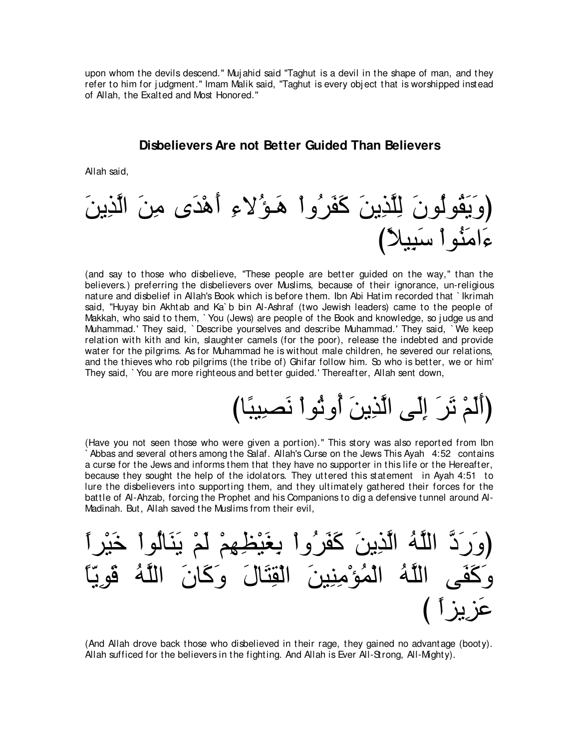upon whom the devils descend." Mujahid said "Taghut is a devil in the shape of man, and they refer to him for judgment." Imam Malik said, "Taghut is every object that is worshipped instead of Allah, the Exalted and Most Honored."

## Disbelievers Are not Better Guided Than Believers

Allah said,

(وَيَقُولُونَ لِلَّذِينَ كَفَرُواْ هَـؤُلاءِ أَهْدَى مِنَ الَّذِينَ ءَامَنُواْ سَبِيلاً)

(and say to those who disbelieve, "These people are better guided on the way," than the believers.) preferring the disbelievers over Muslims, because of their ignorance, un-religious nature and disbelief in Allah's Book which is before them. Ibn Abi Hatim recorded that `Ikrimah said, "Huyay bin Akhtab and Ka`b bin Al-Ashraf (two Jewish leaders) came to the people of Makkah, who said to them, `You (Jews) are people of the Book and knowledge, so judge us and Muhammad.' They said, `Describe yourselves and describe Muhammad.' They said, `We keep relation with kith and kin, slaughter camels (for the poor), release the indebted and provide water for the pilgrims. As for Muhammad he is without male children, he severed our relations, and the thieves who rob pilgrims (the tribe of) Ghifar follow him. So who is better, we or him' They said, `You are more righteous and better guided.' Thereafter, Allah sent down,

(أَلَمْ تَرَ إِلَى الَّذِينَ أُوتُواْ نَصِيبًا)

(Have you not seen those who were given a portion)." This story was also reported from Ibn `Abbas and several others among the Salaf. Allah's Curse on the Jews This Ayah 4:52 contains a curse for the Jews and informs them that they have no supporter in this life or the Hereafter, because they sought the help of the idolators. They uttered this statement in Ayah 4:51 to lure the disbelievers into supporting them, and they ultimately gathered their forces for the battle of Al-Ahzab, forcing the Prophet and his Companions to dig a defensive tunnel around Al-Madinah. But, Allah saved the Muslims from their evil,

(وَرَدَّ اللَّهُ الَّذِينَ كَفَرُواْ بِغَيْظِهِمْ لَمْ يَنَالُواْ خَيْراً وَكَفَى اللَّهُ الْمُؤْمِنِينَ الْقِتَالَ وَكَانَ اللَّهُ قَوِيّاً عَزِيزاً )

(And Allah drove back those who disbelieved in their rage, they gained no advantage (booty). Allah sufficed for the believers in the fighting. And Allah is Ever All-Strong, All-Mighty).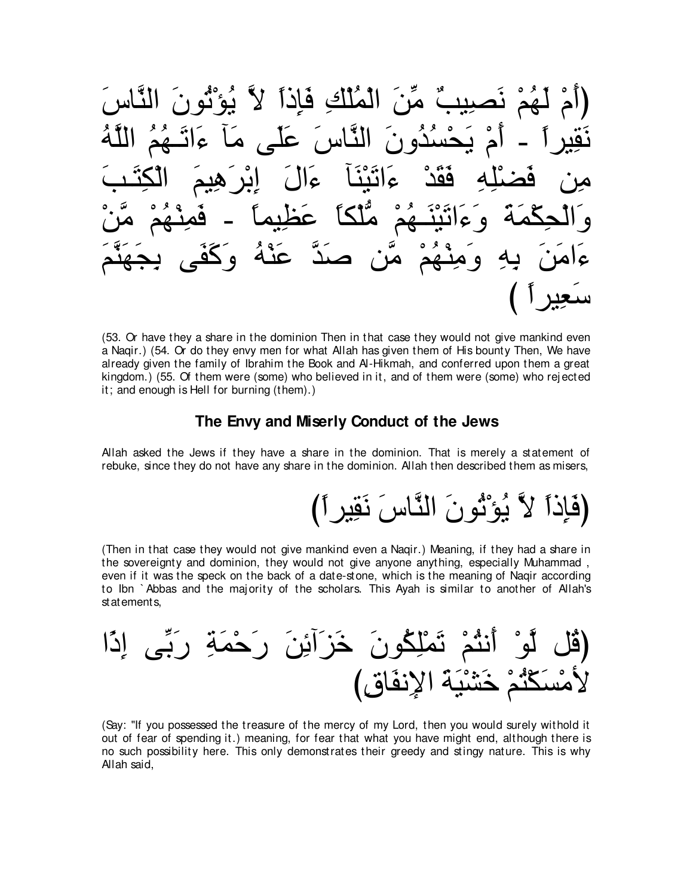(أَمْ لَهُمْ نَصِيبٌ مِّنَ الْمُلْكِ فَإِذاً لاَّ يُؤْتُونَ النَّاسَ نَقِيراً - أَمْ يَحْسُدُونَ النَّاسَ عَلَى مَآ ءَاتَـهُمُ اللَّهُ مِن فَضْلِهِ فَقَدْ ءَاتَيْنَآ ءَالَ إِبْرَهِيمَ الْكِتَـبَ وَالْحِكْمَةَ وَءَاتَيْنَـهُمْ مُّلْكاً عَظِيماً - فَمِنْهُمْ مَّنْ ءَامَنَ بِهِ وَمِنْهُمْ مَّن صَدَّ عَنْهُ وَكَفَى بِجَهَنَّمَ سَعِيراً )

(53. Or have they a share in the dominion Then in that case they would not give mankind even a Naqir.) (54. Or do they envy men for what Allah has given them of His bounty Then, We have already given the family of Ibrahim the Book and Al-Hikmah, and conferred upon them a great kingdom.) (55. Of them were (some) who believed in it, and of them were (some) who rejected it; and enough is Hell for burning (them).)

### The Envy and Miserly Conduct of the Jews

Allah asked the Jews if they have a share in the dominion. That is merely a statement of rebuke, since they do not have any share in the dominion. Allah then described them as misers,

(فَإِذاً لاَّ يُؤْتُونَ النَّاسَ نَقِيراً)

(Then in that case they would not give mankind even a Naqir.) Meaning, if they had a share in the sovereignty and dominion, they would not give anyone anything, especially Muhammad , even if it was the speck on the back of a date-stone, which is the meaning of Naqir according to Ibn `Abbas and the majority of the scholars. This Ayah is similar to another of Allah's statements,

(قُل لَّوْ أَنتُمْ تَمْلِكُونَ خَزَآئِنَ رَحْمَةِ رَبِّى إِذًا لأمْسَكْتُمْ خَشْيَةَ الإِنفَاقِ)

(Say: "If you possessed the treasure of the mercy of my Lord, then you would surely withold it out of fear of spending it.) meaning, for fear that what you have might end, although there is no such possibility here. This only demonstrates their greedy and stingy nature. This is why Allah said,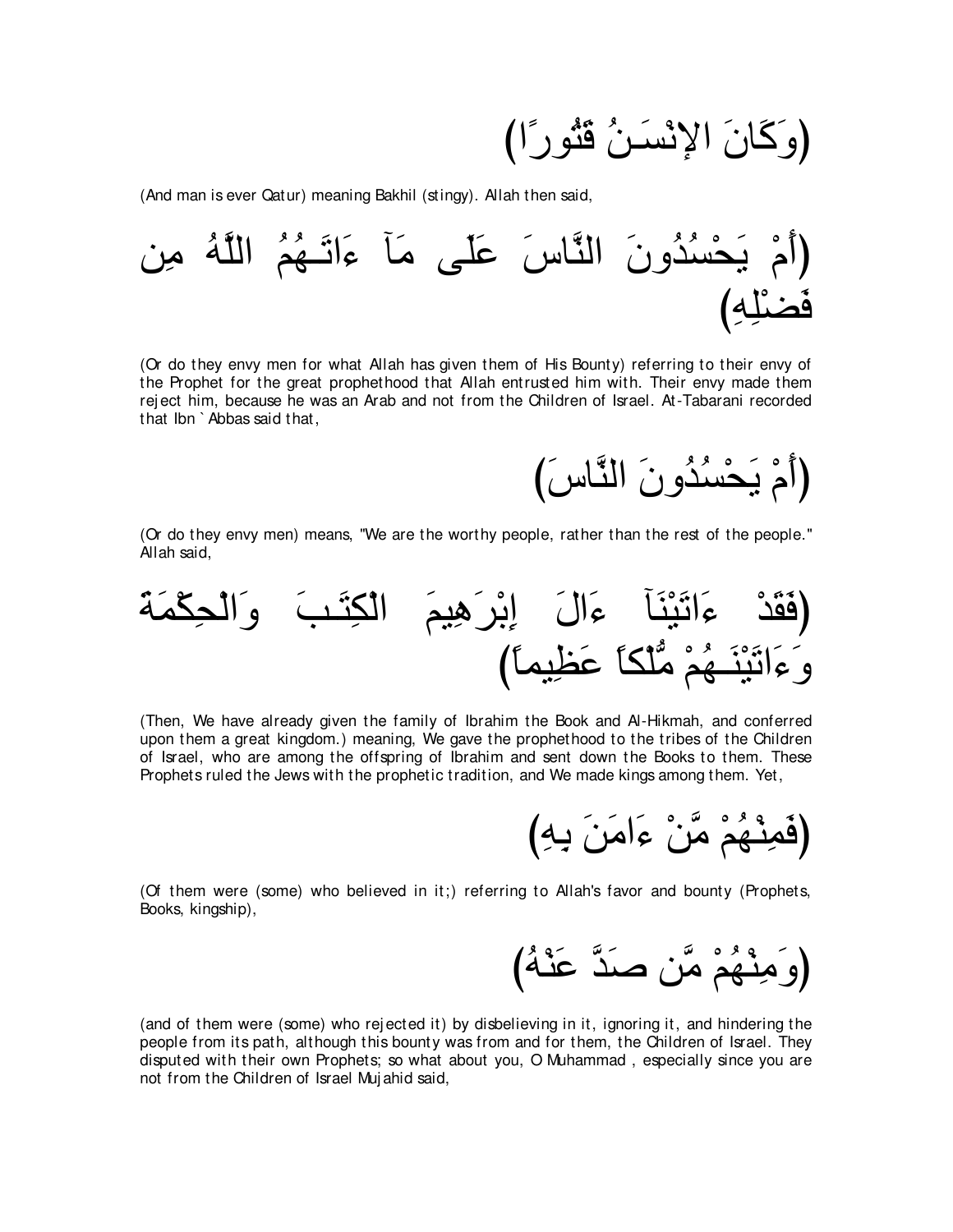(وَكَانَ الإنْسَـنُ قَتُورًا)

(And man is ever Qatur) meaning Bakhil (stingy). Allah then said,

(أَمْ يَحْسُدُونَ النَّاسَ عَلَى مَآ ءَاتَـهُمُ اللَّهُ مِن فَضْلِهِ)

(Or do they envy men for what Allah has given them of His Bounty) referring to their envy of the Prophet for the great prophethood that Allah entrusted him with. Their envy made them reject him, because he was an Arab and not from the Children of Israel. At-Tabarani recorded that Ibn `Abbas said that,

(أَمْ يَحْسُدُونَ النَّاسَ)

(Or do they envy men) means, "We are the worthy people, rather than the rest of the people." Allah said,

(فَقَدْ ءَاتَيْنَآ ءَالَ إِبْرَهِيمَ الْكِتَـبَ وَالْحِكْمَةَ وَءَاتَيْنَـهُمْ مُّلْكاً عَظِيماً)

(Then, We have already given the family of Ibrahim the Book and Al-Hikmah, and conferred upon them a great kingdom.) meaning, We gave the prophethood to the tribes of the Children of Israel, who are among the offspring of Ibrahim and sent down the Books to them. These Prophets ruled the Jews with the prophetic tradition, and We made kings among them. Yet,

(فَمِنْهُمْ مَّنْ ءَامَنَ بِهِ)

(Of them were (some) who believed in it;) referring to Allah's favor and bounty (Prophets, Books, kingship),

(وَمِنْهُمْ مَّن صَدَّ عَنْهُ)

(and of them were (some) who rejected it) by disbelieving in it, ignoring it, and hindering the people from its path, although this bounty was from and for them, the Children of Israel. They disputed with their own Prophets; so what about you, O Muhammad , especially since you are not from the Children of Israel Mujahid said,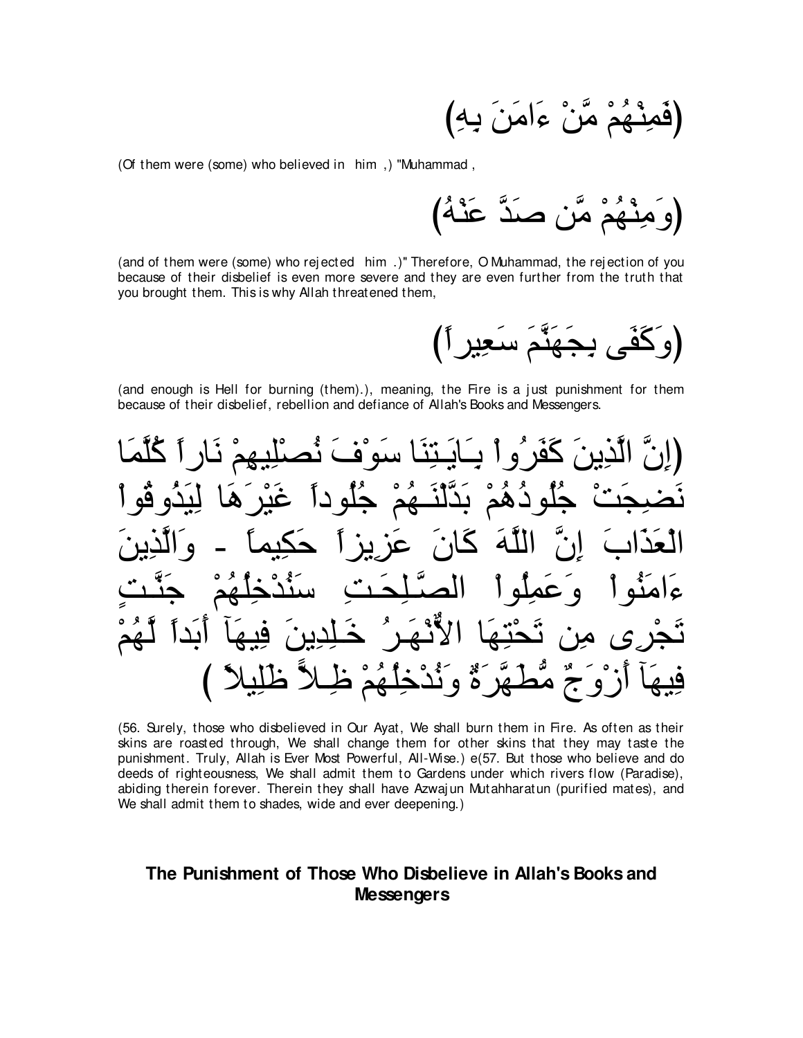(فَمِنْهُمْ مَّنْ ءَامَنَ بِهِ)

(Of them were (some) who believed in him ,) "Muhammad ,

(وَمِنْهُمْ مَّن صَدَّ عَنْهُ)

(and of them were (some) who rejected him .)" Therefore, O Muhammad, the rejection of you because of their disbelief is even more severe and they are even further from the truth that you brought them. This is why Allah threatened them,

(وَكَفَى بِجَهَنَّمَ سَعِيراً)

(and enough is Hell for burning (them).), meaning, the Fire is a just punishment for them because of their disbelief, rebellion and defiance of Allah's Books and Messengers.

(إِنَّ الَّذِينَ كَفَرُواْ بِـَايَـتِنَا سَوْفَ نُصْلِيهِمْ نَاراً كُلَّمَا نَضِجَتْ جُلُودُهُمْ بَدَّلْنَـهُمْ جُلُوداً غَيْرَهَا لِيَذُوقُواْ الْعَذَابَ إِنَّ اللَّهَ كَانَ عَزِيزاً حَكِيماً - وَالَّذِينَ ءَامَنُواْ وَعَمِلُواْ الصَّـلِحَـتِ سَنُدْخِلُهُمْ جَنَّـتٍ تَجْرِى مِن تَحْتِهَا الاٌّنْهَـرُ خَـلِدِينَ فِيهَآ أَبَداً لَّهُمْ فِيهَآ أَزْوَجٌ مُّطَهَّرَةٌ وَنُدْخِلُهُمْ ظِـلاًّ ظَلِيلاً )

(56. Surely, those who disbelieved in Our Ayat, We shall burn them in Fire. As often as their skins are roasted through, We shall change them for other skins that they may taste the punishment. Truly, Allah is Ever Most Powerful, All-Wise.) e(57. But those who believe and do deeds of righteousness, We shall admit them to Gardens under which rivers flow (Paradise), abiding therein forever. Therein they shall have Azwajun Mutahharatun (purified mates), and We shall admit them to shades, wide and ever deepening.)

## The Punishment of Those Who Disbelieve in Allah's Books and Messengers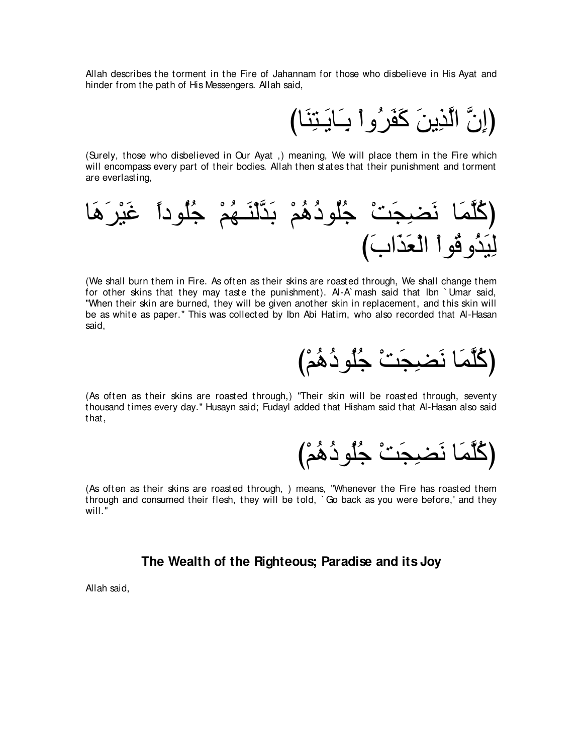Allah describes the torment in the Fire of Jahannam for those who disbelieve in His Ayat and hinder from the path of His Messengers. Allah said,

(إِنَّ الَّذِينَ كَفَرُواْ بِـَايَـتِنَا)

(Surely, those who disbelieved in Our Ayat ,) meaning, We will place them in the Fire which will encompass every part of their bodies. Allah then states that their punishment and torment are everlasting,

(كُلَّمَا نَضِجَتْ جُلُودُهُمْ بَدَّلْنَـهُمْ جُلُوداً غَيْرَهَا لِيَذُوقُواْ الْعَذَابَ)

(We shall burn them in Fire. As often as their skins are roasted through, We shall change them for other skins that they may taste the punishment). Al-A`mash said that Ibn `Umar said, "When their skin are burned, they will be given another skin in replacement, and this skin will be as white as paper." This was collected by Ibn Abi Hatim, who also recorded that Al-Hasan said,

(كُلَّمَا نَضِجَتْ جُلُودُهُمْ)

(As often as their skins are roasted through,) "Their skin will be roasted through, seventy thousand times every day." Husayn said; Fudayl added that Hisham said that Al-Hasan also said that,

(كُلَّمَا نَضِجَتْ جُلُودُهُمْ)

(As often as their skins are roasted through, ) means, "Whenever the Fire has roasted them through and consumed their flesh, they will be told, `Go back as you were before,' and they will."

## The Wealth of the Righteous; Paradise and its Joy

Allah said,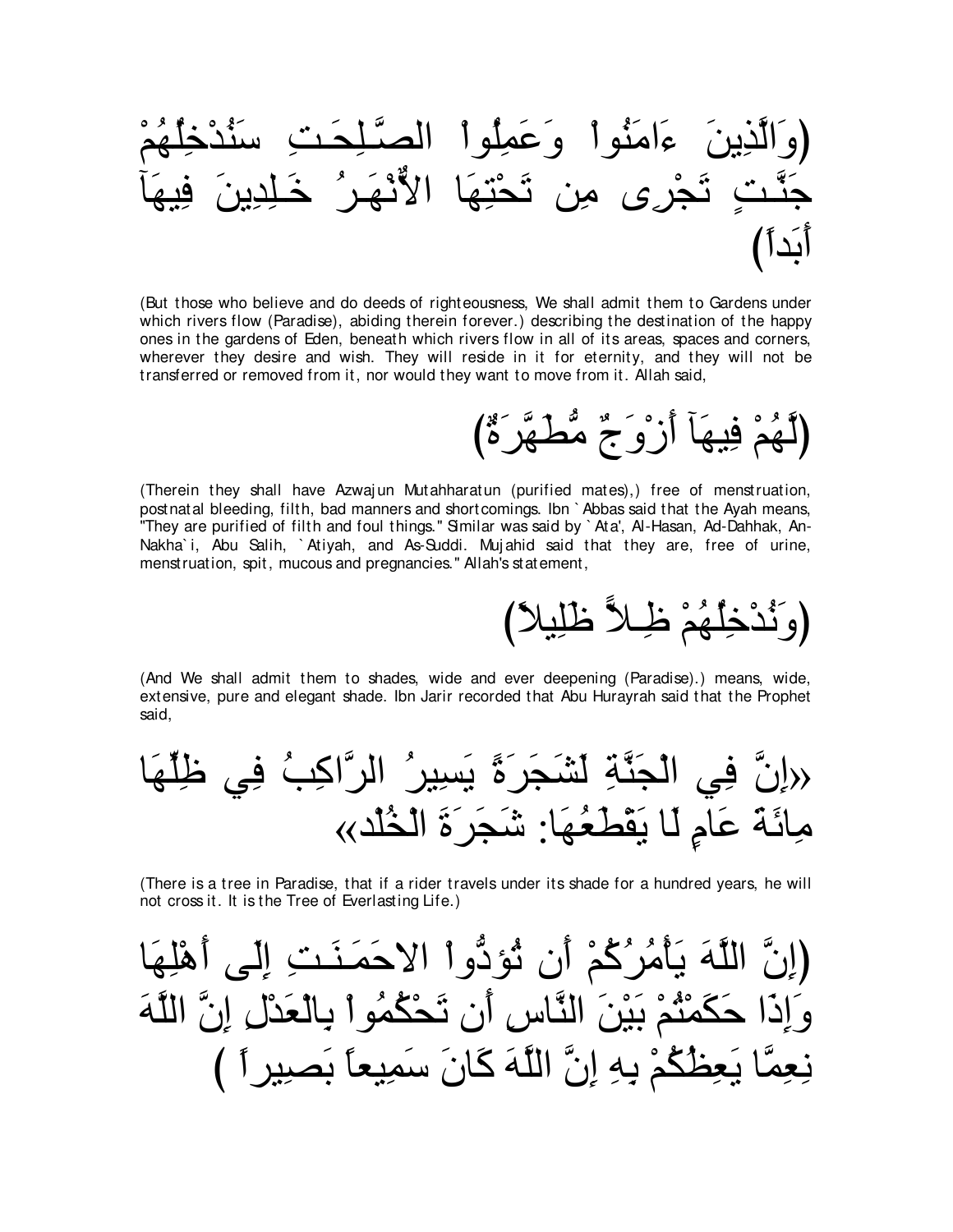(وَالَّذِينَ ءَامَنُواْ وَعَمِلُواْ الصَّـلِحَـتِ سَنُدْخِلُهُمْ جَنَّـتٍ تَجْرِى مِن تَحْتِهَا الأٌّنْهَـرُ خَـلِدِينَ فِيهَآ أَبَداً)

(But those who believe and do deeds of righteousness, We shall admit them to Gardens under which rivers flow (Paradise), abiding therein forever.) describing the destination of the happy ones in the gardens of Eden, beneath which rivers flow in all of its areas, spaces and corners, wherever they desire and wish. They will reside in it for eternity, and they will not be transferred or removed from it, nor would they want to move from it. Allah said,

(لَّهُمْ فِيهَآ أَزْوَجٌ مُّطَهَّرَةٌ)

(Therein they shall have Azwajun Mutahharatun (purified mates),) free of menstruation, postnatal bleeding, filth, bad manners and shortcomings. Ibn `Abbas said that the Ayah means, "They are purified of filth and foul things." Similar was said by `Ata', Al-Hasan, Ad-Dahhak, An-Nakha`i, Abu Salih, `Atiyah, and As-Suddi. Mujahid said that they are, free of urine, menstruation, spit, mucous and pregnancies." Allah's statement,

(وَنُدْخِلُهُمْ ظِـلاًّ ظَلِيلاً)

(And We shall admit them to shades, wide and ever deepening (Paradise).) means, wide, extensive, pure and elegant shade. Ibn Jarir recorded that Abu Hurayrah said that the Prophet said,

«إِنَّ فِي الْجَنَّةِ لَشَجَرَةً يَسِيرُ الرَّاكِبُ فِي ظِلِّهَا مِائَةَ عَامٍ لَا يَقْطَعُهَا: شَجَرَةَ الْخُلْد»

(There is a tree in Paradise, that if a rider travels under its shade for a hundred years, he will not cross it. It is the Tree of Everlasting Life.)

(إِنَّ اللَّهَ يَأْمُرُكُمْ أَن تُؤدُّواْ الاٌّمَـنَـتِ إِلَى أَهْلِهَا وَإِذَا حَكَمْتُمْ بَيْنَ النَّاسِ أَن تَحْكُمُواْ بِالْعَدْلِ إِنَّ اللَّهَ نِعِمَّا يَعِظُكُمْ بِهِ إِنَّ اللَّهَ كَانَ سَمِيعاً بَصِيراً )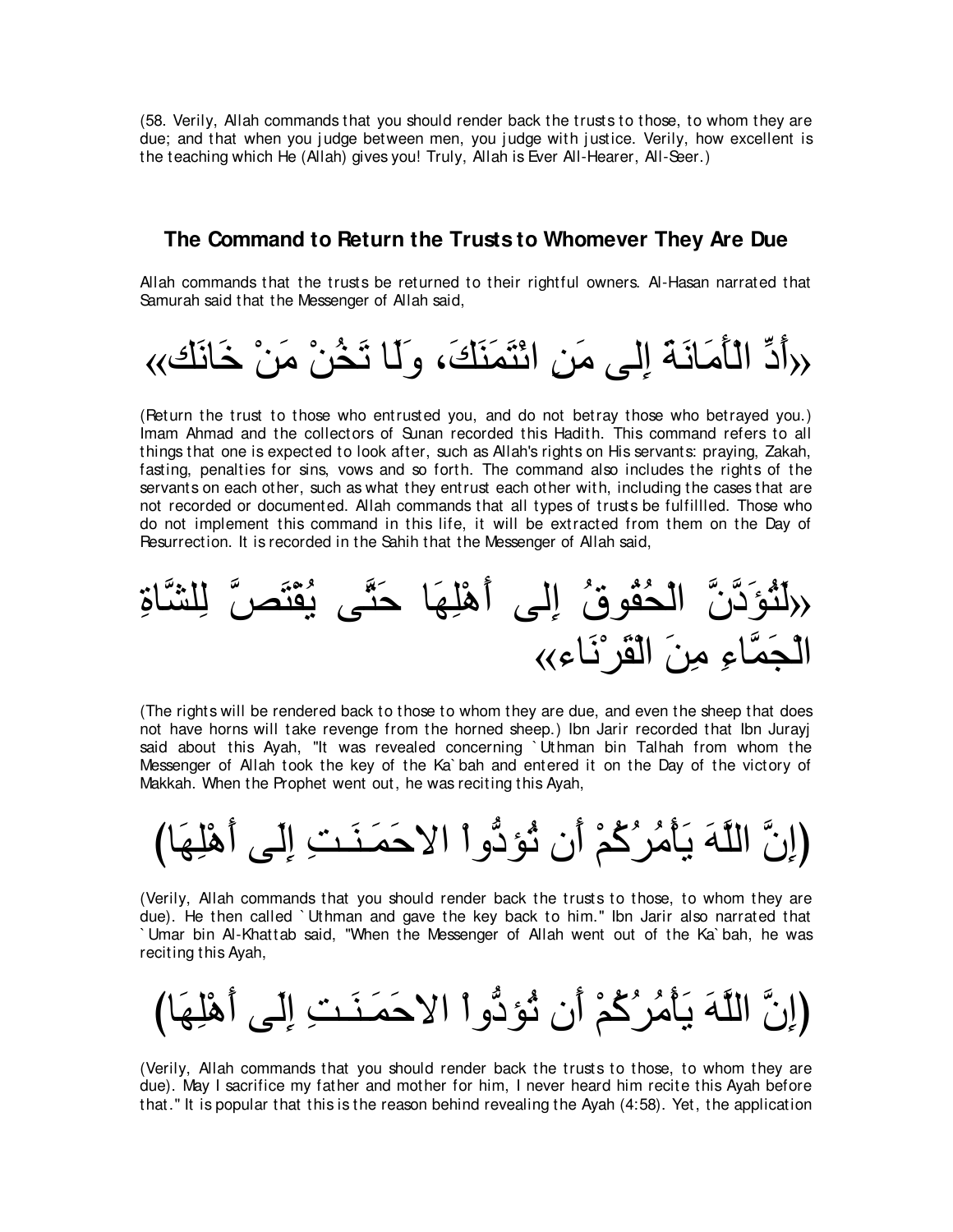(58. Verily, Allah commands that you should render back the trusts to those, to whom they are due; and that when you judge between men, you judge with justice. Verily, how excellent is the teaching which He (Allah) gives you! Truly, Allah is Ever All-Hearer, All-Seer.)

## The Command to Return the Trusts to Whomever They Are Due

Allah commands that the trusts be returned to their rightful owners. Al-Hasan narrated that Samurah said that the Messenger of Allah said,

«أَدِّ الْأَمَانَةَ إِلى مَنِ ائْتَمَنَكَ، وَلَا تَخُنْ مَنْ خَانَك»

(Return the trust to those who entrusted you, and do not betray those who betrayed you.) Imam Ahmad and the collectors of Sunan recorded this Hadith. This command refers to all things that one is expected to look after, such as Allah's rights on His servants: praying, Zakah, fasting, penalties for sins, vows and so forth. The command also includes the rights of the servants on each other, such as what they entrust each other with, including the cases that are not recorded or documented. Allah commands that all types of trusts be fulfillled. Those who do not implement this command in this life, it will be extracted from them on the Day of Resurrection. It is recorded in the Sahih that the Messenger of Allah said,

«لَتُؤَدَّنَّ الْحُقُوقُ إِلى أَهْلِهَا حَتَّى يُقْتَصَّ لِلشَّاةِ الْجَمَّاءِ مِنَ الْقَرْنَاء»

(The rights will be rendered back to those to whom they are due, and even the sheep that does not have horns will take revenge from the horned sheep.) Ibn Jarir recorded that Ibn Jurayj said about this Ayah, "It was revealed concerning `Uthman bin Talhah from whom the Messenger of Allah took the key of the Ka`bah and entered it on the Day of the victory of Makkah. When the Prophet went out, he was reciting this Ayah,

(إِنَّ اللَّهَ يَأْمُرُكُمْ أَن تُؤدُّواْ الاحَمَـنَـتِ إِلَى أَهْلِهَا)

(Verily, Allah commands that you should render back the trusts to those, to whom they are due). He then called `Uthman and gave the key back to him." Ibn Jarir also narrated that `Umar bin Al-Khattab said, "When the Messenger of Allah went out of the Ka`bah, he was reciting this Ayah,

(إِنَّ اللَّهَ يَأْمُرُكُمْ أَن تُؤدُّواْ الاحَمَـنَـتِ إِلَى أَهْلِهَا)

(Verily, Allah commands that you should render back the trusts to those, to whom they are due). May I sacrifice my father and mother for him, I never heard him recite this Ayah before that." It is popular that this is the reason behind revealing the Ayah (4:58). Yet, the application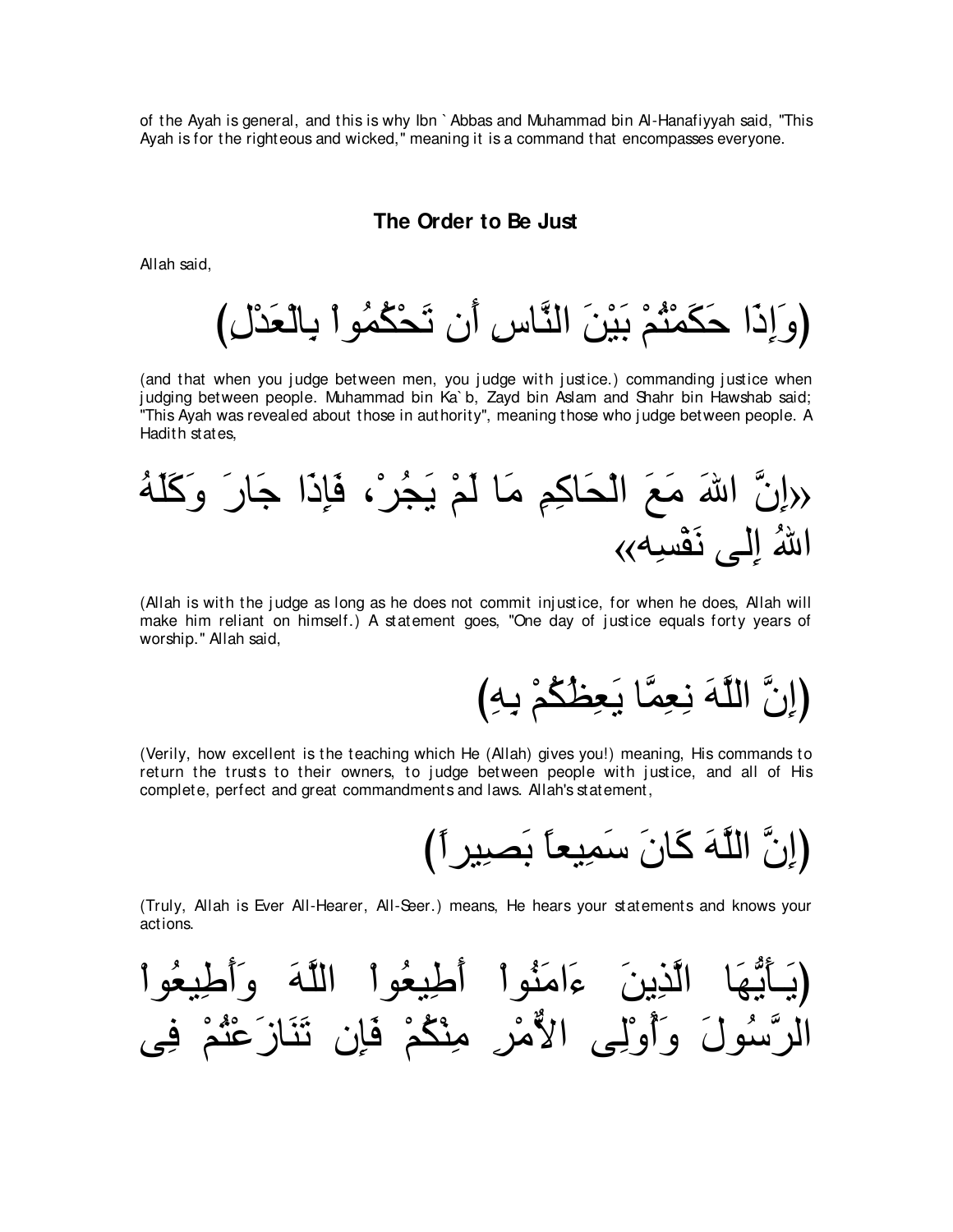of the Ayah is general, and this is why Ibn `Abbas and Muhammad bin Al-Hanafiyyah said, "This Ayah is for the righteous and wicked," meaning it is a command that encompasses everyone.

## The Order to Be Just

Allah said,

(وَإِذَا حَكَمْتُمْ بَيْنَ النَّاسِ أَن تَحْكُمُواْ بِالْعَدْلِ)

(and that when you judge between men, you judge with justice.) commanding justice when judging between people. Muhammad bin Ka`b, Zayd bin Aslam and Shahr bin Hawshab said; "This Ayah was revealed about those in authority", meaning those who judge between people. A Hadith states,

«إِنَّ اللهَ مَعَ الْحَاكِمِ مَا لَمْ يَجُرْ، فَإِذَا جَارَ وَكَلَهُ اللهُ إِلى نَفْسِه»

(Allah is with the judge as long as he does not commit injustice, for when he does, Allah will make him reliant on himself.) A statement goes, "One day of justice equals forty years of worship." Allah said,

(إِنَّ اللَّهَ نِعِمَّا يَعِظُكُمْ بِهِ)

(Verily, how excellent is the teaching which He (Allah) gives you!) meaning, His commands to return the trusts to their owners, to judge between people with justice, and all of His complete, perfect and great commandments and laws. Allah's statement,

(إِنَّ اللَّهَ كَانَ سَمِيعاً بَصِيراً)

(Truly, Allah is Ever All-Hearer, All-Seer.) means, He hears your statements and knows your actions.

(يَـأَيُّهَا الَّذِينَ ءَامَنُواْ أَطِيعُواْ اللَّهَ وَأَطِيعُواْ الرَّسُولَ وَأُوْلِى الأَمْرِ مِنْكُمْ فَإِن تَنَازَعْتُمْ فِى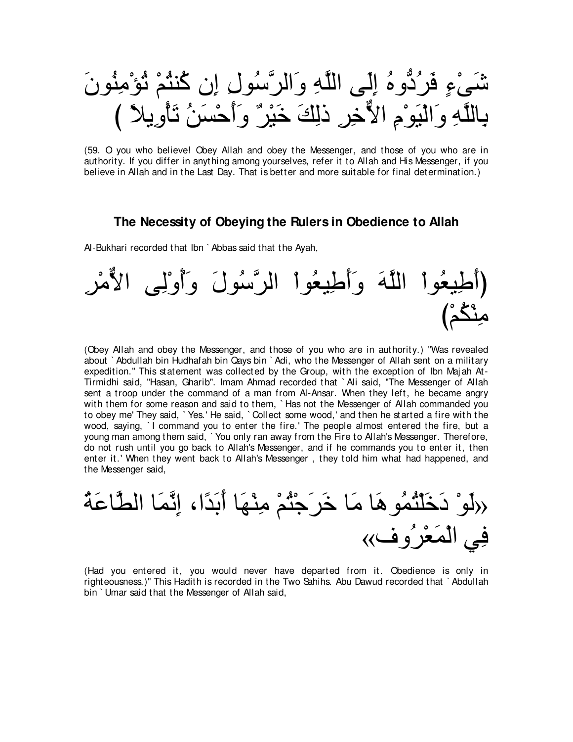شَىْءٍ فَرُدُّوهُ إِلَى اللَّهِ وَالرَّسُولِ إِن كُنتُمْ تُؤْمِنُونَ بِاللَّهِ وَالْيَوْمِ الاٌّخِرِ ذلِكَ خَيْرٌ وَأَحْسَنُ تَأْوِيلاً )

(59. O you who believe! Obey Allah and obey the Messenger, and those of you who are in authority. If you differ in anything among yourselves, refer it to Allah and His Messenger, if you believe in Allah and in the Last Day. That is better and more suitable for final determination.)

### The Necessity of Obeying the Rulers in Obedience to Allah

Al-Bukhari recorded that Ibn `Abbas said that the Ayah,

(أَطِيعُواْ اللَّهَ وَأَطِيعُواْ الرَّسُولَ وَأُوْلِى الاٌّمْرِ مِنْكُمْ)

(Obey Allah and obey the Messenger, and those of you who are in authority.) "Was revealed about `Abdullah bin Hudhafah bin Qays bin `Adi, who the Messenger of Allah sent on a military expedition." This statement was collected by the Group, with the exception of Ibn Majah At-Tirmidhi said, "Hasan, Gharib". Imam Ahmad recorded that `Ali said, "The Messenger of Allah sent a troop under the command of a man from Al-Ansar. When they left, he became angry with them for some reason and said to them, `Has not the Messenger of Allah commanded you to obey me' They said, `Yes.' He said, `Collect some wood,' and then he started a fire with the wood, saying, `I command you to enter the fire.' The people almost entered the fire, but a young man among them said, `You only ran away from the Fire to Allah's Messenger. Therefore, do not rush until you go back to Allah's Messenger, and if he commands you to enter it, then enter it.' When they went back to Allah's Messenger , they told him what had happened, and the Messenger said,

«لَوْ دَخَلْتُمُوهَا مَا خَرَجْتُمْ مِنْهَا أَبَدًا، إِنَّمَا الطَّاعَةُ فِي الْمَعْرُوف»

(Had you entered it, you would never have departed from it. Obedience is only in righteousness.)" This Hadith is recorded in the Two Sahihs. Abu Dawud recorded that `Abdullah bin `Umar said that the Messenger of Allah said,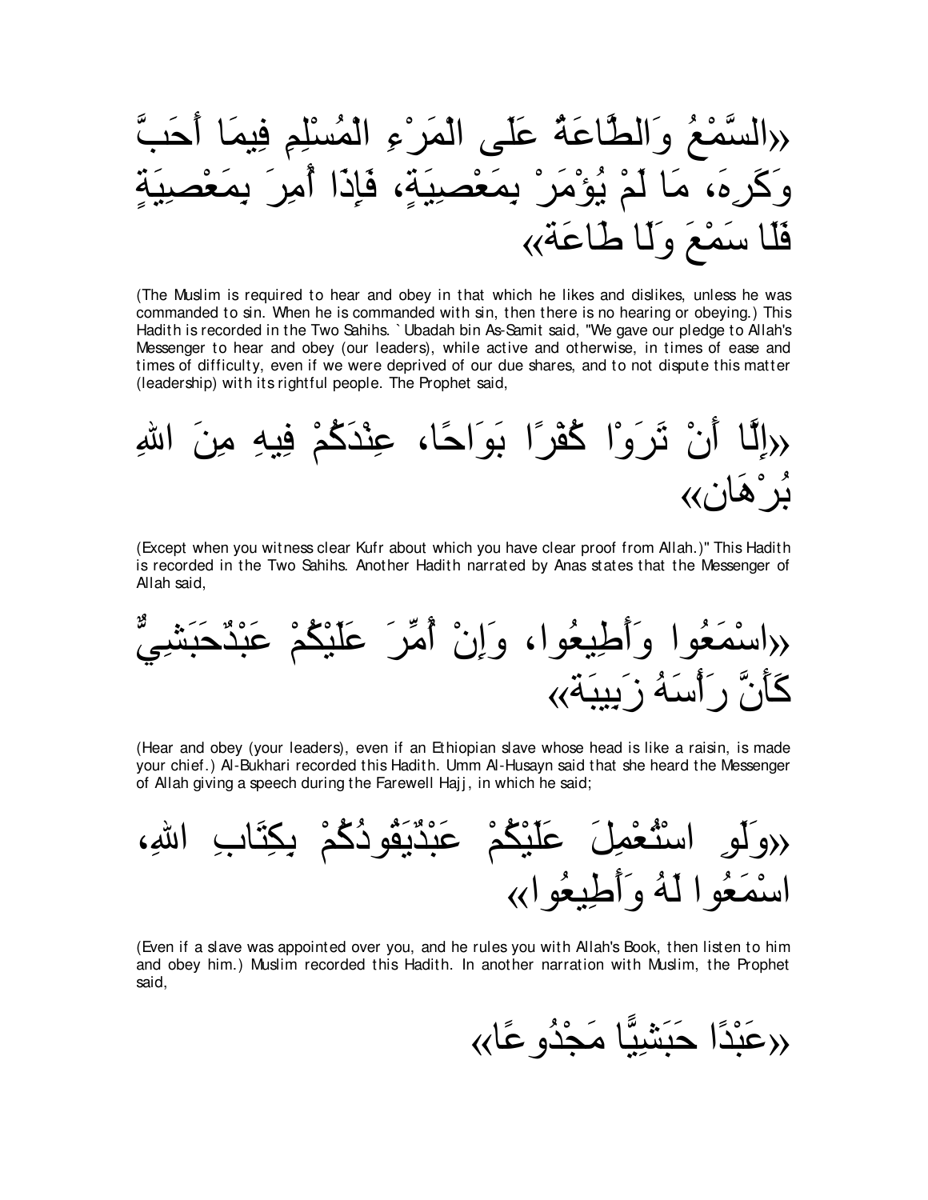«السَّمْعُ وَالطَّاعَةُ عَلَى الْمَرْءِ الْمُسْلِمِ فِيمَا أَحَبَّ وَكَرِهَ، مَا لَمْ يُؤْمَرْ بِمَعْصِيَةٍ، فَإِذَا أُمِرَ بِمَعْصِيَةٍ فَلَا سَمْعَ وَلَا طَاعَة»

(The Muslim is required to hear and obey in that which he likes and dislikes, unless he was commanded to sin. When he is commanded with sin, then there is no hearing or obeying.) This Hadith is recorded in the Two Sahihs. `Ubadah bin As-Samit said, "We gave our pledge to Allah's Messenger to hear and obey (our leaders), while active and otherwise, in times of ease and times of difficulty, even if we were deprived of our due shares, and to not dispute this matter (leadership) with its rightful people. The Prophet said,

«إِلَّا أَنْ تَرَوْا كُفْرًا بَوَاحًا، عِنْدَكُمْ فِيهِ مِنَ اللهِ بُرْهَان»

(Except when you witness clear Kufr about which you have clear proof from Allah.)" This Hadith is recorded in the Two Sahihs. Another Hadith narrated by Anas states that the Messenger of Allah said,

«اسْمَعُوا وَأَطِيعُوا، وَإِنْ أُمِّرَ عَلَيْكُمْ عَبْدٌحَبَشِيٌّ كَأَنَّ رَأْسَهُ زَبِيبَة»

(Hear and obey (your leaders), even if an Ethiopian slave whose head is like a raisin, is made your chief.) Al-Bukhari recorded this Hadith. Umm Al-Husayn said that she heard the Messenger of Allah giving a speech during the Farewell Hajj, in which he said;

«وَلَوِ اسْتُعْمِلَ عَلَيْكُمْ عَبْدٌيَقُودُكُمْ بِكِتَابِ اللهِ، اسْمَعُوا لَهُ وَأَطِيعُوا»

(Even if a slave was appointed over you, and he rules you with Allah's Book, then listen to him and obey him.) Muslim recorded this Hadith. In another narration with Muslim, the Prophet said,

«عَبْدًا حَبَشِيًّا مَجْدُوعًا»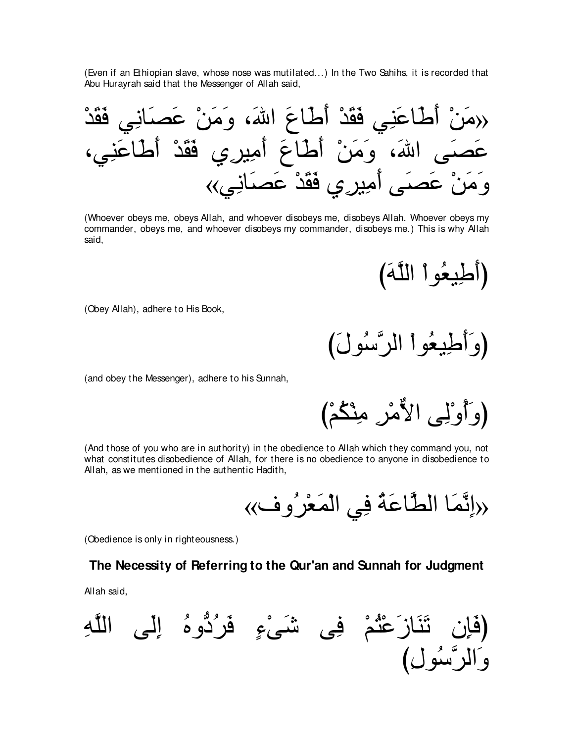(Even if an Ethiopian slave, whose nose was mutilated...) In the Two Sahihs, it is recorded that Abu Hurayrah said that the Messenger of Allah said,

«مَنْ أَطَاعَنِي فَقَدْ أَطَاعَ اللهَ، وَمَنْ عَصَانِي فَقَدْ عَصَى اللهَ، وَمَنْ أَطَاعَ أَمِيرِي فَقَدْ أَطَاعَنِي، وَمَنْ عَصَى أَمِيرِي فَقَدْ عَصَانِي»

(Whoever obeys me, obeys Allah, and whoever disobeys me, disobeys Allah. Whoever obeys my commander, obeys me, and whoever disobeys my commander, disobeys me.) This is why Allah said,

(أَطِيعُواْ اللَّهَ)

(Obey Allah), adhere to His Book,

(وَأَطِيعُواْ الرَّسُولَ)

(and obey the Messenger), adhere to his Sunnah,

(وَأُوْلِى الأَمْرِ مِنْكُمْ)

(And those of you who are in authority) in the obedience to Allah which they command you, not what constitutes disobedience of Allah, for there is no obedience to anyone in disobedience to Allah, as we mentioned in the authentic Hadith,

«إِنَّمَا الطَّاعَةُ فِي الْمَعْرُوفِ»

(Obedience is only in righteousness.)

### The Necessity of Referring to the Qur'an and Sunnah for Judgment

Allah said,

(فَإِن تَنَازَعْتُمْ فِى شَىْءٍ فَرُدُّوهُ إِلَى اللَّهِ وَالرَّسُولِ)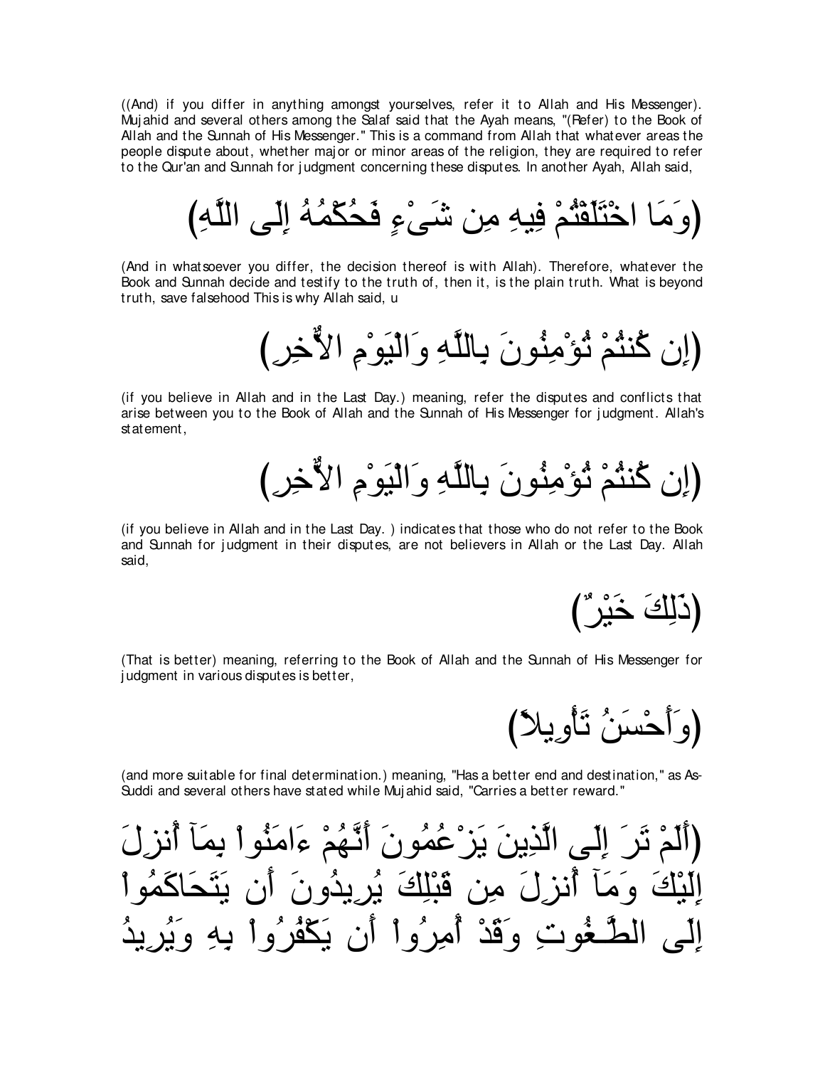((And) if you differ in anything amongst yourselves, refer it to Allah and His Messenger). Mujahid and several others among the Salaf said that the Ayah means, "(Refer) to the Book of Allah and the Sunnah of His Messenger." This is a command from Allah that whatever areas the people dispute about, whether major or minor areas of the religion, they are required to refer to the Qur'an and Sunnah for judgment concerning these disputes. In another Ayah, Allah said,

(وَمَا اخْتَلَفْتُمْ فِيهِ مِن شَىْءٍ فَحُكْمُهُ إِلَى اللَّهِ)

(And in whatsoever you differ, the decision thereof is with Allah). Therefore, whatever the Book and Sunnah decide and testify to the truth of, then it, is the plain truth. What is beyond truth, save falsehood This is why Allah said, u

(إِن كُنتُمْ تُؤْمِنُونَ بِاللَّهِ وَالْيَوْمِ الاٌّخِرِ)

(if you believe in Allah and in the Last Day.) meaning, refer the disputes and conflicts that arise between you to the Book of Allah and the Sunnah of His Messenger for judgment. Allah's statement,

(إِن كُنتُمْ تُؤْمِنُونَ بِاللَّهِ وَالْيَوْمِ الاٌّخِرِ)

(if you believe in Allah and in the Last Day. ) indicates that those who do not refer to the Book and Sunnah for judgment in their disputes, are not believers in Allah or the Last Day. Allah said,

(ذَلِكَ خَيْرٌ)

(That is better) meaning, referring to the Book of Allah and the Sunnah of His Messenger for judgment in various disputes is better,

(وَأَحْسَنُ تَأْوِيلاً)

(and more suitable for final determination.) meaning, "Has a better end and destination," as As-Suddi and several others have stated while Mujahid said, "Carries a better reward."

(أَلَمْ تَرَ إِلَى الَّذِينَ يَزْعُمُونَ أَنَّهُمْ ءَامَنُواْ بِمَآ أُنزِلَ إِلَيْكَ وَمَآ أُنزِلَ مِن قَبْلِكَ يُرِيدُونَ أَن يَتَحَاكَمُواْ إِلَى الطَّـغُوتِ وَقَدْ أُمِرُواْ أَن يَكْفُرُواْ بِهِ وَيُرِيدُ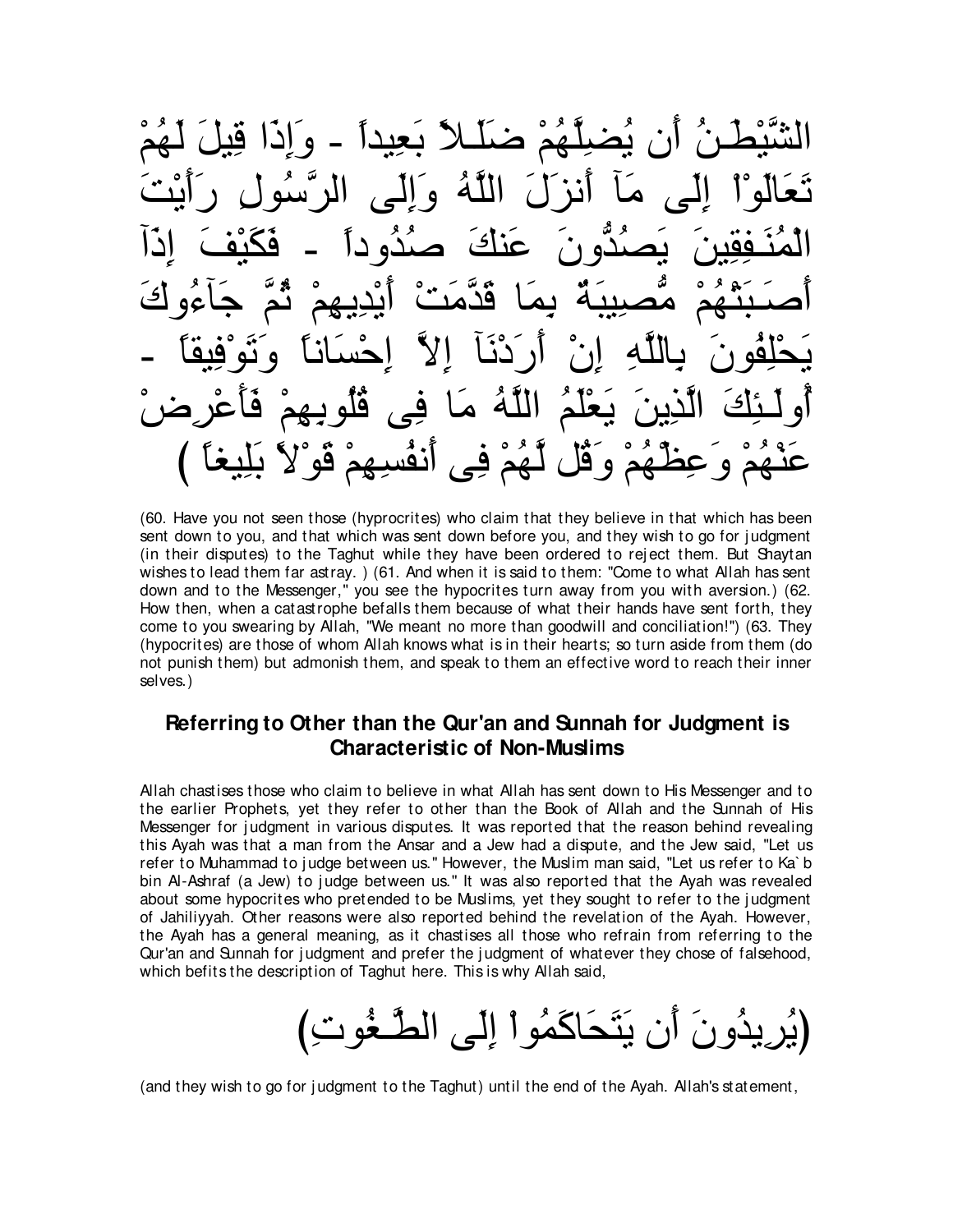الشَّيْطَـنُ أَن يُضِلَّهُمْ ضَلَـلاً بَعِيداً - وَإِذَا قِيلَ لَهُمْ تَعَالَوْاْ إِلَى مَآ أَنزَلَ اللَّهُ وَإِلَى الرَّسُولِ رَأَيْتَ الْمُنَـفِقِينَ يَصُدُّونَ عَنكَ صُدُوداً - فَكَيْفَ إِذَآ أَصَـبَتْهُمْ مُّصِيبَةٌ بِمَا قَدَّمَتْ أَيْدِيهِمْ ثُمَّ جَآءُوكَ يَحْلِفُونَ بِاللَّهِ إِنْ أَرَدْنَآ إِلاَّ إِحْسَاناً وَتَوْفِيقاً - أُولَـئِكَ الَّذِينَ يَعْلَمُ اللَّهُ مَا فِى قُلُوبِهِمْ فَأَعْرِضْ عَنْهُمْ وَعِظْهُمْ وَقُل لَّهُمْ فِى أَنفُسِهِمْ قَوْلاً بَلِيغاً )

(60. Have you not seen those (hyprocrites) who claim that they believe in that which has been sent down to you, and that which was sent down before you, and they wish to go for judgment (in their disputes) to the Taghut while they have been ordered to reject them. But Shaytan wishes to lead them far astray. ) (61. And when it is said to them: "Come to what Allah has sent down and to the Messenger," you see the hypocrites turn away from you with aversion.) (62. How then, when a catastrophe befalls them because of what their hands have sent forth, they come to you swearing by Allah, "We meant no more than goodwill and conciliation!") (63. They (hypocrites) are those of whom Allah knows what is in their hearts; so turn aside from them (do not punish them) but admonish them, and speak to them an effective word to reach their inner selves.)

## Referring to Other than the Qur'an and Sunnah for Judgment is Characteristic of Non-Muslims

Allah chastises those who claim to believe in what Allah has sent down to His Messenger and to the earlier Prophets, yet they refer to other than the Book of Allah and the Sunnah of His Messenger for judgment in various disputes. It was reported that the reason behind revealing this Ayah was that a man from the Ansar and a Jew had a dispute, and the Jew said, "Let us refer to Muhammad to judge between us." However, the Muslim man said, "Let us refer to Ka`b bin Al-Ashraf (a Jew) to judge between us." It was also reported that the Ayah was revealed about some hypocrites who pretended to be Muslims, yet they sought to refer to the judgment of Jahiliyyah. Other reasons were also reported behind the revelation of the Ayah. However, the Ayah has a general meaning, as it chastises all those who refrain from referring to the Qur'an and Sunnah for judgment and prefer the judgment of whatever they chose of falsehood, which befits the description of Taghut here. This is why Allah said,

(يُرِيدُونَ أَن يَتَحَاكَمُواْ إِلَى الطَّـغُوتِ)

(and they wish to go for judgment to the Taghut) until the end of the Ayah. Allah's statement,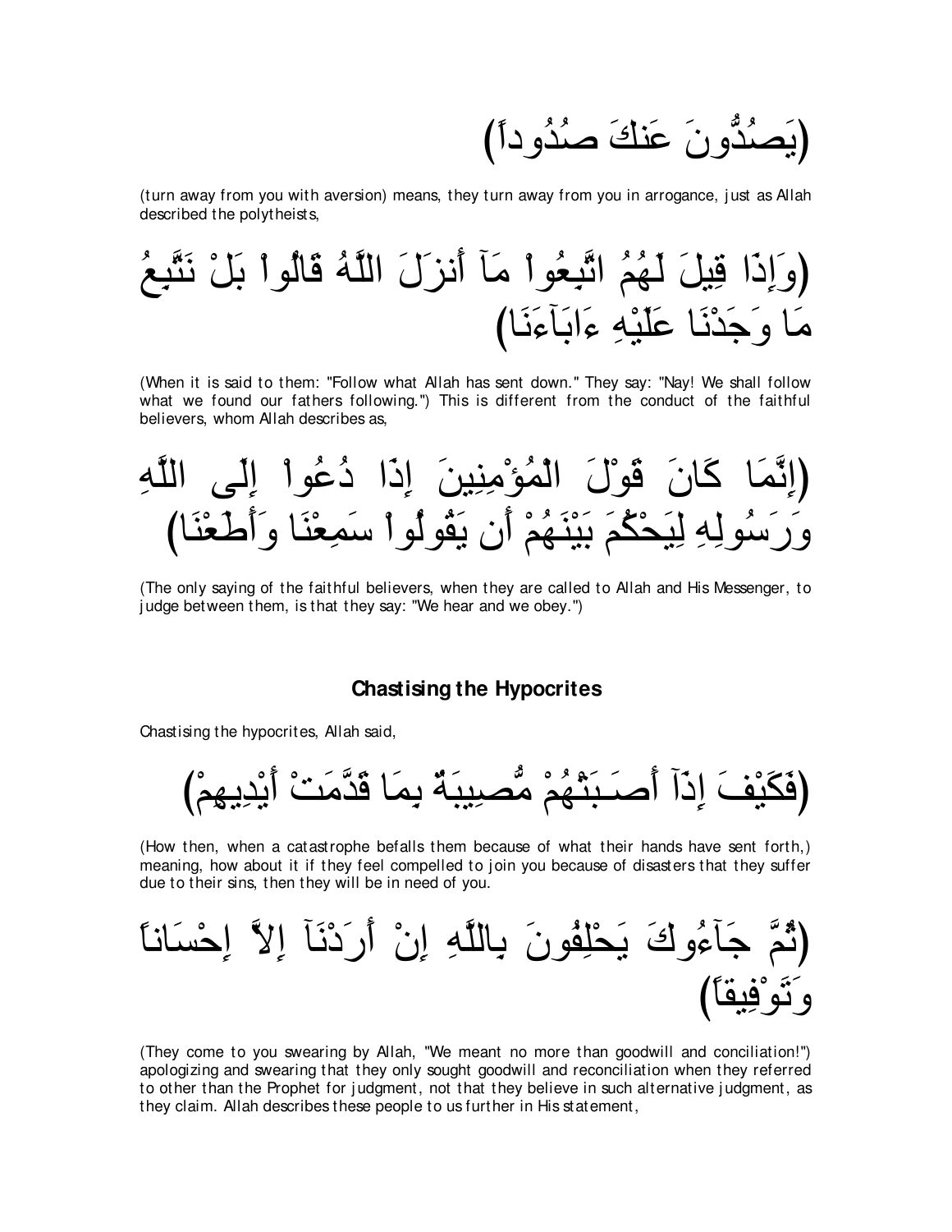(يَصُدُّونَ عَنكَ صُدُوداً)

(turn away from you with aversion) means, they turn away from you in arrogance, just as Allah described the polytheists,

(وَإِذَا قِيلَ لَهُمُ اتَّبِعُوا مَآ أَنزَلَ اللَّهُ قَالُوا بَلْ نَتَّبِعُ مَا وَجَدْنَا عَلَيْهِ ءَابَآءَنَا)

(When it is said to them: "Follow what Allah has sent down." They say: "Nay! We shall follow what we found our fathers following.") This is different from the conduct of the faithful believers, whom Allah describes as,

(إِنَّمَا كَانَ قَوْلَ الْمُؤْمِنِينَ إِذَا دُعُوا إِلَى اللَّهِ وَرَسُولِهِ لِيَحْكُمَ بَيْنَهُمْ أَن يَقُولُوا سَمِعْنَا وَأَطَعْنَا)

(The only saying of the faithful believers, when they are called to Allah and His Messenger, to judge between them, is that they say: "We hear and we obey.")

### Chastising the Hypocrites

Chastising the hypocrites, Allah said,

(فَكَيْفَ إِذَآ أَصَـبَتْهُمْ مُّصِيبَةٌ بِمَا قَدَّمَتْ أَيْدِيهِمْ)

(How then, when a catastrophe befalls them because of what their hands have sent forth,) meaning, how about it if they feel compelled to join you because of disasters that they suffer due to their sins, then they will be in need of you.

(ثُمَّ جَآءُوكَ يَحْلِفُونَ بِاللَّهِ إِنْ أَرَدْنَآ إِلاَّ إِحْسَاناً وَتَوْفِيقاً)

(They come to you swearing by Allah, "We meant no more than goodwill and conciliation!") apologizing and swearing that they only sought goodwill and reconciliation when they referred to other than the Prophet for judgment, not that they believe in such alternative judgment, as they claim. Allah describes these people to us further in His statement,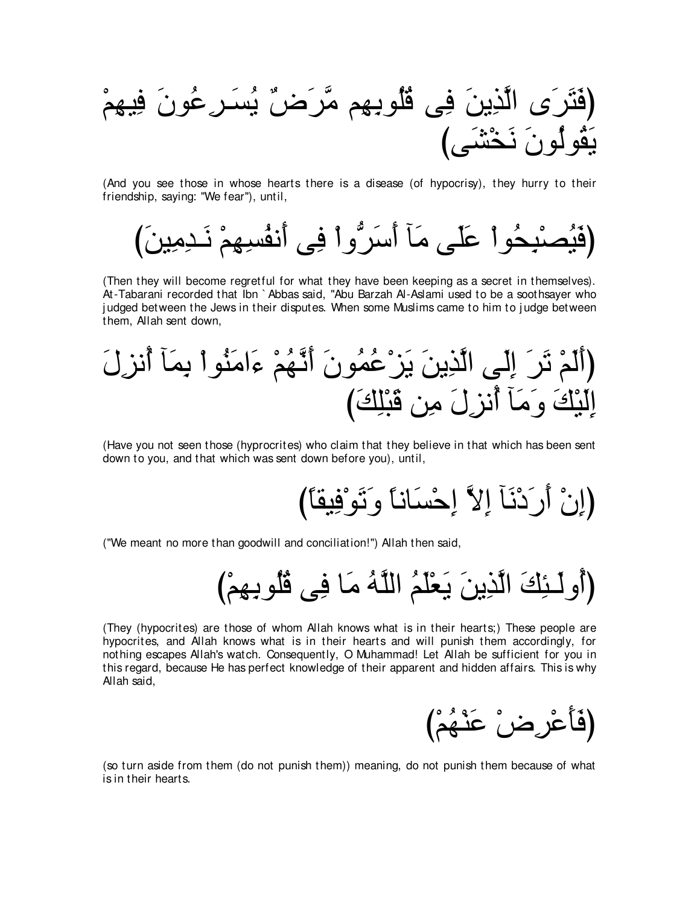(فَتَرَى الَّذِينَ فِى قُلُوبِهِم مَّرَضٌ يُسَـرِعُونَ فِيهِمْ يَقُولُونَ نَخْشَى)

(And you see those in whose hearts there is a disease (of hypocrisy), they hurry to their friendship, saying: "We fear"), until,

(فَيُصْبِحُواْ عَلَى مَآ أَسَرُّواْ فِى أَنفُسِهِمْ نَـدِمِينَ)

(Then they will become regretful for what they have been keeping as a secret in themselves). At-Tabarani recorded that Ibn `Abbas said, "Abu Barzah Al-Aslami used to be a soothsayer who judged between the Jews in their disputes. When some Muslims came to him to judge between them, Allah sent down,

(أَلَمْ تَرَ إِلَى الَّذِينَ يَزْعُمُونَ أَنَّهُمْ ءَامَنُواْ بِمَآ أُنزِلَ إِلَيْكَ وَمَآ أُنزِلَ مِن قَبْلِكَ)

(Have you not seen those (hyprocrites) who claim that they believe in that which has been sent down to you, and that which was sent down before you), until,

(إِنْ أَرَدْنَآ إِلاَّ إِحْسَاناً وَتَوْفِيقاً)

("We meant no more than goodwill and conciliation!") Allah then said,

(أُولَـئِكَ الَّذِينَ يَعْلَمُ اللَّهُ مَا فِى قُلُوبِهِمْ)

(They (hypocrites) are those of whom Allah knows what is in their hearts;) These people are hypocrites, and Allah knows what is in their hearts and will punish them accordingly, for nothing escapes Allah's watch. Consequently, O Muhammad! Let Allah be sufficient for you in this regard, because He has perfect knowledge of their apparent and hidden affairs. This is why Allah said,

(فَأَعْرِضْ عَنْهُمْ)

(so turn aside from them (do not punish them)) meaning, do not punish them because of what is in their hearts.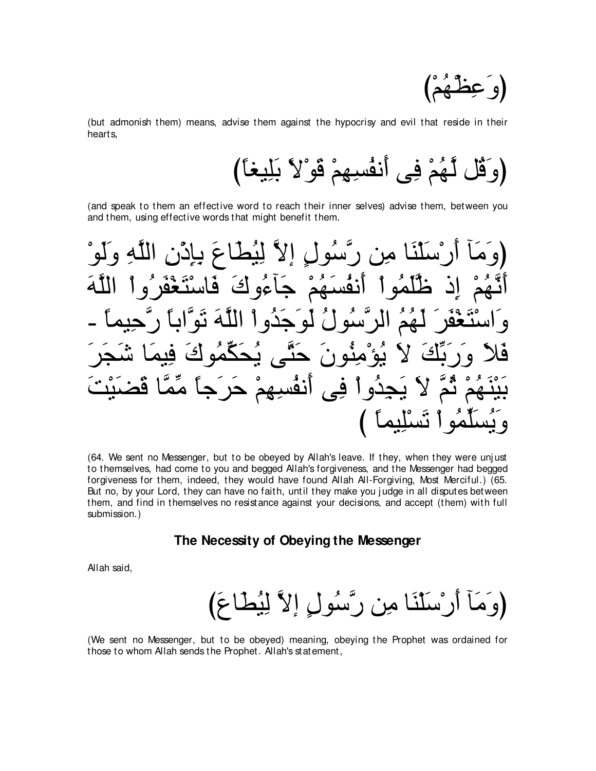(وَعِظْهُمْ)

(but admonish them) means, advise them against the hypocrisy and evil that reside in their hearts,

(وَقُل لَّهُمْ فِى أَنفُسِهِمْ قَوْلاً بَلِيغاً)

(and speak to them an effective word to reach their inner selves) advise them, between you and them, using effective words that might benefit them.

(وَمَآ أَرْسَلْنَا مِن رَّسُولٍ إِلاَّ لِيُطَاعَ بِإِذْنِ اللَّهِ وَلَوْ أَنَّهُمْ إِذ ظَّلَمُواْ أَنفُسَهُمْ جَآءُوكَ فَاسْتَغْفَرُواْ اللَّهَ وَاسْتَغْفَرَ لَهُمُ الرَّسُولُ لَوَجَدُواْ اللَّهَ تَوَّاباً رَّحِيماً - فَلاَ وَرَبِّكَ لاَ يُؤْمِنُونَ حَتَّى يُحَكِّمُوكَ فِيمَا شَجَرَ بَيْنَهُمْ ثُمَّ لاَ يَجِدُواْ فِى أَنفُسِهِمْ حَرَجاً مِّمَّا قَضَيْتَ وَيُسَلِّمُواْ تَسْلِيماً )

(64. We sent no Messenger, but to be obeyed by Allah's leave. If they, when they were unjust to themselves, had come to you and begged Allah's forgiveness, and the Messenger had begged forgiveness for them, indeed, they would have found Allah All-Forgiving, Most Merciful.) (65. But no, by your Lord, they can have no faith, until they make you judge in all disputes between them, and find in themselves no resistance against your decisions, and accept (them) with full submission.)

### The Necessity of Obeying the Messenger

Allah said,

(وَمَآ أَرْسَلْنَا مِن رَّسُولٍ إِلاَّ لِيُطَاعَ)

(We sent no Messenger, but to be obeyed) meaning, obeying the Prophet was ordained for those to whom Allah sends the Prophet. Allah's statement,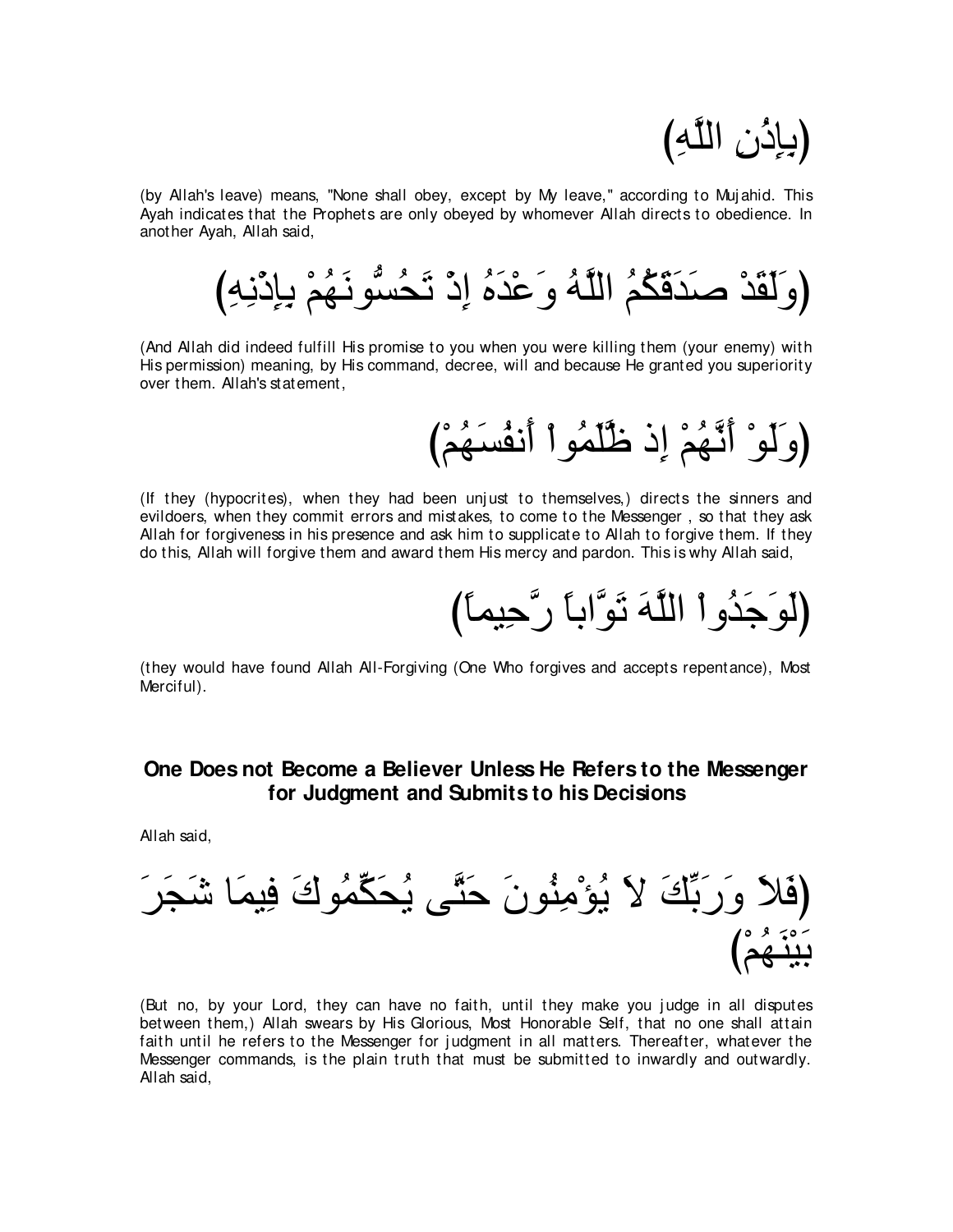(بِإِذْنِ اللَّهِ)

(by Allah's leave) means, "None shall obey, except by My leave," according to Mujahid. This Ayah indicates that the Prophets are only obeyed by whomever Allah directs to obedience. In another Ayah, Allah said,

(وَلَقَدْ صَدَقَكُمُ اللَّهُ وَعْدَهُ إِذْ تَحُسُّونَهُمْ بِإِذْنِهِ)

(And Allah did indeed fulfill His promise to you when you were killing them (your enemy) with His permission) meaning, by His command, decree, will and because He granted you superiority over them. Allah's statement,

(وَلَوْ أَنَّهُمْ إِذ ظَّلَمُواْ أَنفُسَهُمْ)

(If they (hypocrites), when they had been unjust to themselves,) directs the sinners and evildoers, when they commit errors and mistakes, to come to the Messenger , so that they ask Allah for forgiveness in his presence and ask him to supplicate to Allah to forgive them. If they do this, Allah will forgive them and award them His mercy and pardon. This is why Allah said,

(لَوَجَدُواْ اللَّهَ تَوَّاباً رَّحِيماً)

(they would have found Allah All-Forgiving (One Who forgives and accepts repentance), Most Merciful).

## One Does not Become a Believer Unless He Refers to the Messenger for Judgment and Submits to his Decisions

Allah said,

(فَلاَ وَرَبِّكَ لاَ يُؤْمِنُونَ حَتَّى يُحَكِّمُوكَ فِيمَا شَجَرَ بَيْنَهُمْ)

(But no, by your Lord, they can have no faith, until they make you judge in all disputes between them,) Allah swears by His Glorious, Most Honorable Self, that no one shall attain faith until he refers to the Messenger for judgment in all matters. Thereafter, whatever the Messenger commands, is the plain truth that must be submitted to inwardly and outwardly. Allah said,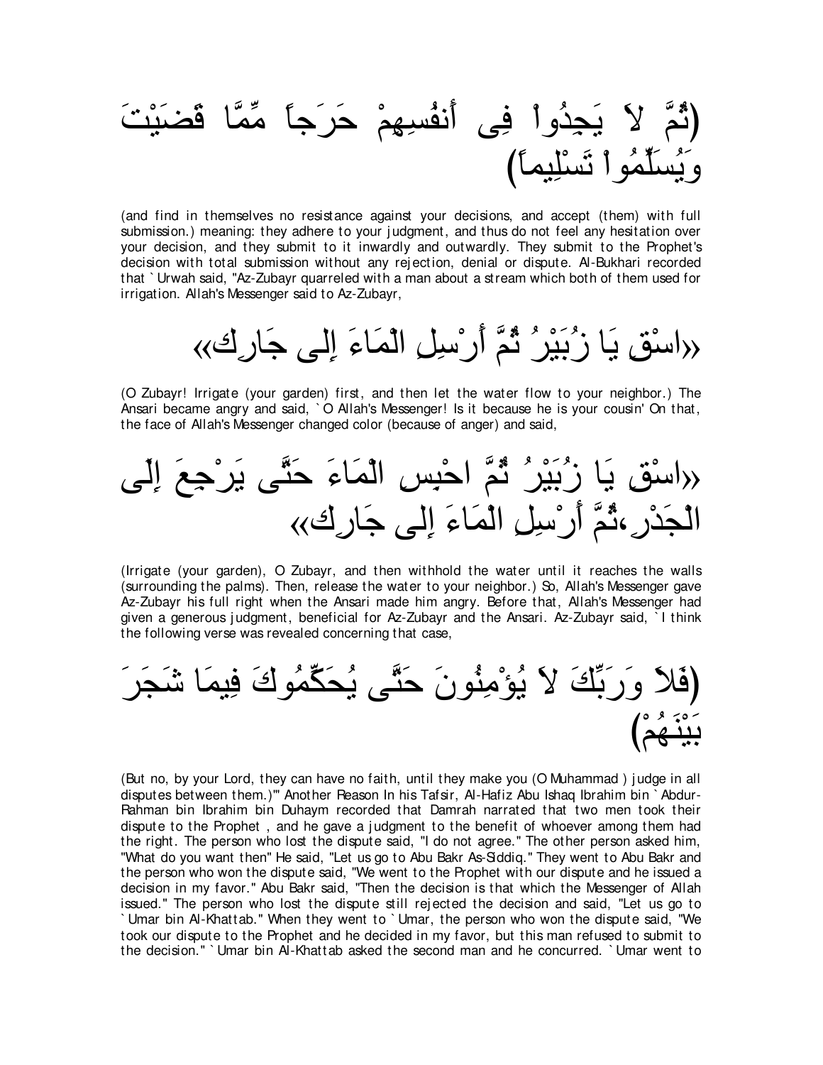(ثُمَّ لاَ يَجِدُواْ فِى أَنفُسِهِمْ حَرَجاً مِّمَّا قَضَيْتَ وَيُسَلِّمُواْ تَسْلِيماً)

(and find in themselves no resistance against your decisions, and accept (them) with full submission.) meaning: they adhere to your judgment, and thus do not feel any hesitation over your decision, and they submit to it inwardly and outwardly. They submit to the Prophet's decision with total submission without any rejection, denial or dispute. Al-Bukhari recorded that `Urwah said, "Az-Zubayr quarreled with a man about a stream which both of them used for irrigation. Allah's Messenger said to Az-Zubayr,

«اسْقِ يَا زُبَيْرُ ثُمَّ أَرْسِلِ الْمَاءَ إِلى جَارِك»

(O Zubayr! Irrigate (your garden) first, and then let the water flow to your neighbor.) The Ansari became angry and said, `O Allah's Messenger! Is it because he is your cousin' On that, the face of Allah's Messenger changed color (because of anger) and said,

«اسْقِ يَا زُبَيْرُ ثُمَّ احْبِسِ الْمَاءَ حَتَّى يَرْجِعَ إِلَى الْجَدْرِ،ثُمَّ أَرْسِلِ الْمَاءَ إِلى جَارِك»

(Irrigate (your garden), O Zubayr, and then withhold the water until it reaches the walls (surrounding the palms). Then, release the water to your neighbor.) So, Allah's Messenger gave Az-Zubayr his full right when the Ansari made him angry. Before that, Allah's Messenger had given a generous judgment, beneficial for Az-Zubayr and the Ansari. Az-Zubayr said, `I think the following verse was revealed concerning that case,

(فَلاَ وَرَبِّكَ لاَ يُؤْمِنُونَ حَتَّى يُحَكِّمُوكَ فِيمَا شَجَرَ بَيْنَهُمْ)

(But no, by your Lord, they can have no faith, until they make you (O Muhammad ) judge in all disputes between them.)'" Another Reason In his Tafsir, Al-Hafiz Abu Ishaq Ibrahim bin `Abdur-Rahman bin Ibrahim bin Duhaym recorded that Damrah narrated that two men took their dispute to the Prophet , and he gave a judgment to the benefit of whoever among them had the right. The person who lost the dispute said, "I do not agree." The other person asked him, "What do you want then" He said, "Let us go to Abu Bakr As-Siddiq." They went to Abu Bakr and the person who won the dispute said, "We went to the Prophet with our dispute and he issued a decision in my favor." Abu Bakr said, "Then the decision is that which the Messenger of Allah issued." The person who lost the dispute still rejected the decision and said, "Let us go to `Umar bin Al-Khattab." When they went to `Umar, the person who won the dispute said, "We took our dispute to the Prophet and he decided in my favor, but this man refused to submit to the decision." `Umar bin Al-Khattab asked the second man and he concurred. `Umar went to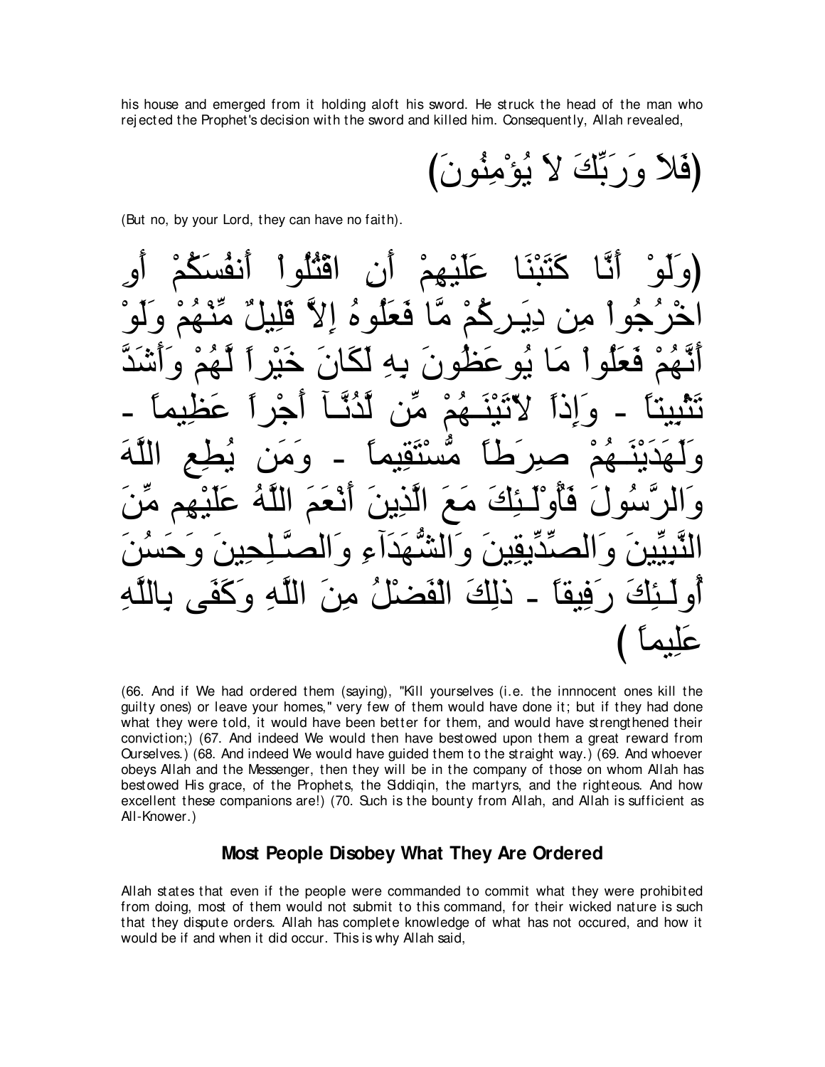his house and emerged from it holding aloft his sword. He struck the head of the man who rejected the Prophet's decision with the sword and killed him. Consequently, Allah revealed,

(فَلاَ وَرَبِّكَ لاَ يُؤْمِنُونَ)

(But no, by your Lord, they can have no faith).

(وَلَوْ أَنَّا كَتَبْنَا عَلَيْهِمْ أَنِ اقْتُلُواْ أَنفُسَكُمْ أَوِ اخْرُجُواْ مِن دِيَـرِكُمْ مَّا فَعَلُوهُ إِلاَّ قَلِيلٌ مِّنْهُمْ وَلَوْ أَنَّهُمْ فَعَلُواْ مَا يُوعَظُونَ بِهِ لَكَانَ خَيْراً لَّهُمْ وَأَشَدَّ تَثْبِيتاً - وَإِذاً لاّتَيْنَـهُمْ مِّن لَّدُنَّـآ أَجْراً عَظِيماً - وَلَهَدَيْنَـهُمْ صِرَطاً مُّسْتَقِيماً - وَمَن يُطِعِ اللَّهَ وَالرَّسُولَ فَأُوْلَـئِكَ مَعَ الَّذِينَ أَنْعَمَ اللَّهُ عَلَيْهِم مِّنَ النَّبِيِّينَ وَالصِّدِّيقِينَ وَالشُّهَدَآءِ وَالصَّـلِحِينَ وَحَسُنَ أُولَـئِكَ رَفِيقاً - ذلِكَ الْفَضْلُ مِنَ اللَّهِ وَكَفَى بِاللَّهِ عَلِيماً )

(66. And if We had ordered them (saying), "Kill yourselves (i.e. the innnocent ones kill the guilty ones) or leave your homes," very few of them would have done it; but if they had done what they were told, it would have been better for them, and would have strengthened their conviction;) (67. And indeed We would then have bestowed upon them a great reward from Ourselves.) (68. And indeed We would have guided them to the straight way.) (69. And whoever obeys Allah and the Messenger, then they will be in the company of those on whom Allah has bestowed His grace, of the Prophets, the Siddiqin, the martyrs, and the righteous. And how excellent these companions are!) (70. Such is the bounty from Allah, and Allah is sufficient as All-Knower.)

## Most People Disobey What They Are Ordered

Allah states that even if the people were commanded to commit what they were prohibited from doing, most of them would not submit to this command, for their wicked nature is such that they dispute orders. Allah has complete knowledge of what has not occured, and how it would be if and when it did occur. This is why Allah said,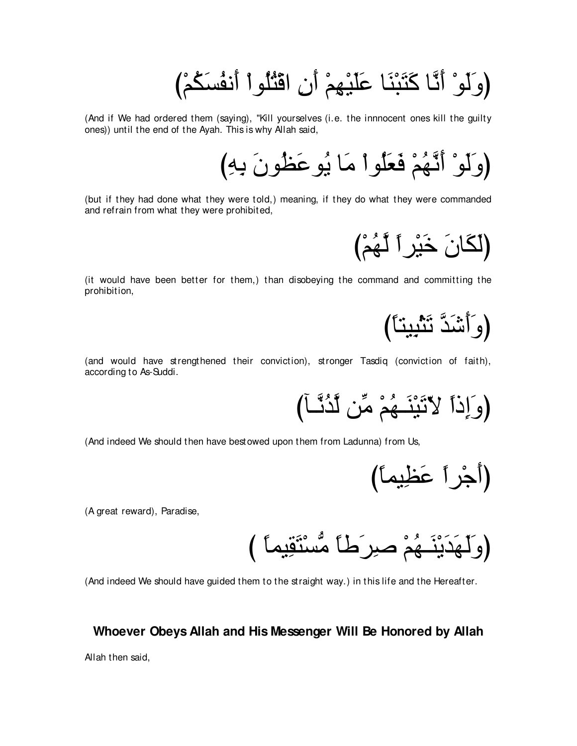(وَلَوْ أَنَّا كَتَبْنَا عَلَيْهِمْ أَنِ اقْتُلُواْ أَنفُسَكُمْ)

(And if We had ordered them (saying), "Kill yourselves (i.e. the innnocent ones kill the guilty ones)) until the end of the Ayah. This is why Allah said,

(وَلَوْ أَنَّهُمْ فَعَلُواْ مَا يُوعَظُونَ بِهِ)

(but if they had done what they were told,) meaning, if they do what they were commanded and refrain from what they were prohibited,

(لَكَانَ خَيْراً لَّهُمْ)

(it would have been better for them,) than disobeying the command and committing the prohibition,

(وَأَشَدَّ تَثْبِيتاً)

(and would have strengthened their conviction), stronger Tasdiq (conviction of faith), according to As-Suddi.

(وَإِذاً لأَتَيْنَـهُمْ مِّن لَّدُنَّـآ)

(And indeed We should then have bestowed upon them from Ladunna) from Us,

(أَجْراً عَظِيماً)

(A great reward), Paradise,

(وَلَهَدَيْنَـهُمْ صِرَطاً مُّسْتَقِيماً)

(And indeed We should have guided them to the straight way.) in this life and the Hereafter.

## Whoever Obeys Allah and His Messenger Will Be Honored by Allah

Allah then said,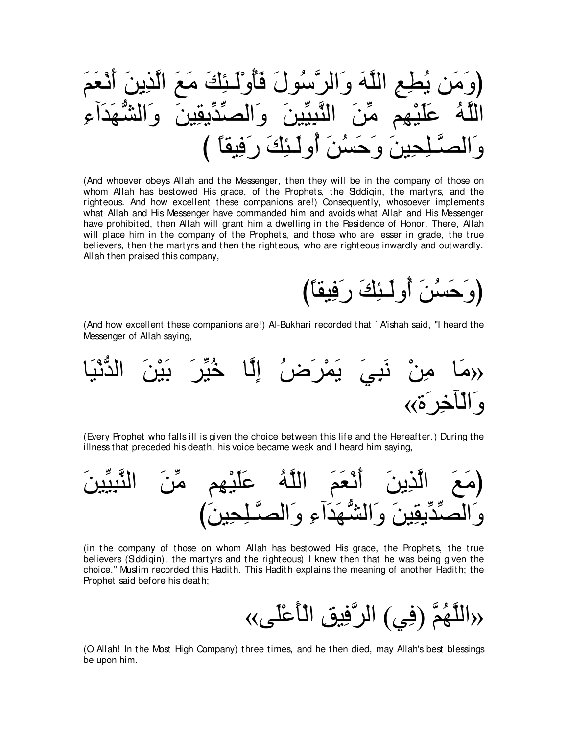(وَمَن يُطِعِ اللَّهَ وَالرَّسُولَ فَأُوْلَـئِكَ مَعَ الَّذِينَ أَنْعَمَ اللَّهُ عَلَيْهِم مِّنَ النَّبِيِّينَ وَالصِّدِّيقِينَ وَالشُّهَدَآءِ وَالصَّـلِحِينَ وَحَسُنَ أُولَـئِكَ رَفِيقاً )

(And whoever obeys Allah and the Messenger, then they will be in the company of those on whom Allah has bestowed His grace, of the Prophets, the Siddiqin, the martyrs, and the righteous. And how excellent these companions are!) Consequently, whosoever implements what Allah and His Messenger have commanded him and avoids what Allah and His Messenger have prohibited, then Allah will grant him a dwelling in the Residence of Honor. There, Allah will place him in the company of the Prophets, and those who are lesser in grade, the true believers, then the martyrs and then the righteous, who are righteous inwardly and outwardly. Allah then praised this company,

(وَحَسُنَ أُولَـئِكَ رَفِيقاً)

(And how excellent these companions are!) Al-Bukhari recorded that `A'ishah said, "I heard the Messenger of Allah saying,

«مَا مِنْ نَبِيَ يَمْرَضُ إِلَّا خُيِّرَ بَيْنَ الدُّنْيَا وَالْآخِرَة»

(Every Prophet who falls ill is given the choice between this life and the Hereafter.) During the illness that preceded his death, his voice became weak and I heard him saying,

(مَعَ الَّذِينَ أَنْعَمَ اللَّهُ عَلَيْهِم مِّنَ النَّبِيِّينَ وَالصِّدِّيقِينَ وَالشُّهَدَآءِ وَالصَّـلِحِينَ)

(in the company of those on whom Allah has bestowed His grace, the Prophets, the true believers (Siddiqin), the martyrs and the righteous) I knew then that he was being given the choice." Muslim recorded this Hadith. This Hadith explains the meaning of another Hadith; the Prophet said before his death;

«اللَّهُمَّ (فِي) الرَّفِيقِ الْأَعْلَى»

(O Allah! In the Most High Company) three times, and he then died, may Allah's best blessings be upon him.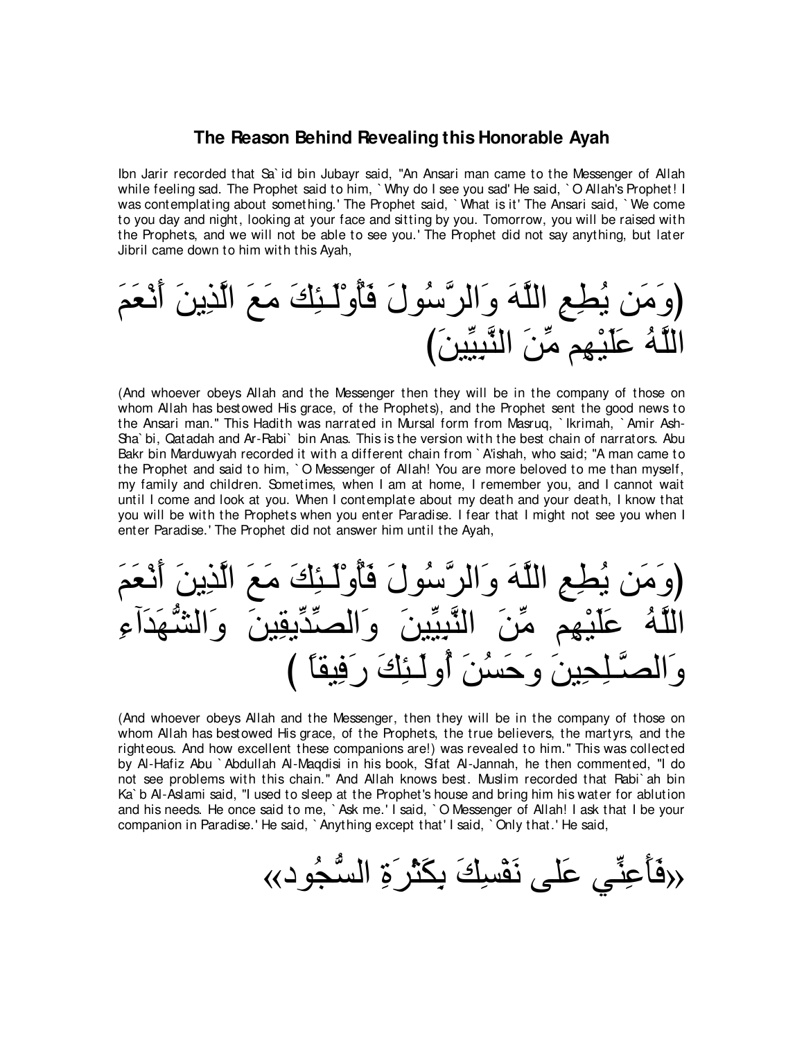### The Reason Behind Revealing this Honorable Ayah

Ibn Jarir recorded that Sa`id bin Jubayr said, "An Ansari man came to the Messenger of Allah while feeling sad. The Prophet said to him, `Why do I see you sad' He said, `O Allah's Prophet! I was contemplating about something.' The Prophet said, `What is it' The Ansari said, `We come to you day and night, looking at your face and sitting by you. Tomorrow, you will be raised with the Prophets, and we will not be able to see you.' The Prophet did not say anything, but later Jibril came down to him with this Ayah,

(وَمَن يُطِعِ اللَّهَ وَالرَّسُولَ فَأُوْلَـئِكَ مَعَ الَّذِينَ أَنْعَمَ اللَّهُ عَلَيْهِم مِّنَ النَّبِيِّينَ)

(And whoever obeys Allah and the Messenger then they will be in the company of those on whom Allah has bestowed His grace, of the Prophets), and the Prophet sent the good news to the Ansari man." This Hadith was narrated in Mursal form from Masruq, `Ikrimah, `Amir Ash-Sha`bi, Qatadah and Ar-Rabi` bin Anas. This is the version with the best chain of narrators. Abu Bakr bin Marduwyah recorded it with a different chain from `A'ishah, who said; "A man came to the Prophet and said to him, `O Messenger of Allah! You are more beloved to me than myself, my family and children. Sometimes, when I am at home, I remember you, and I cannot wait until I come and look at you. When I contemplate about my death and your death, I know that you will be with the Prophets when you enter Paradise. I fear that I might not see you when I enter Paradise.' The Prophet did not answer him until the Ayah,

(وَمَن يُطِعِ اللَّهَ وَالرَّسُولَ فَأُوْلَـئِكَ مَعَ الَّذِينَ أَنْعَمَ اللَّهُ عَلَيْهِم مِّنَ النَّبِيِّينَ وَالصِّدِّيقِينَ وَالشُّهَدَآءِ وَالصَّـلِحِينَ وَحَسُنَ أُولَـئِكَ رَفِيقاً)

(And whoever obeys Allah and the Messenger, then they will be in the company of those on whom Allah has bestowed His grace, of the Prophets, the true believers, the martyrs, and the righteous. And how excellent these companions are!) was revealed to him." This was collected by Al-Hafiz Abu `Abdullah Al-Maqdisi in his book, Sifat Al-Jannah, he then commented, "I do not see problems with this chain." And Allah knows best. Muslim recorded that Rabi`ah bin Ka`b Al-Aslami said, "I used to sleep at the Prophet's house and bring him his water for ablution and his needs. He once said to me, `Ask me.' I said, `O Messenger of Allah! I ask that I be your companion in Paradise.' He said, `Anything except that' I said, `Only that.' He said,

«فَأَعِنِّي عَلى نَفْسِكَ بِكَثْرَةِ السُّجُود»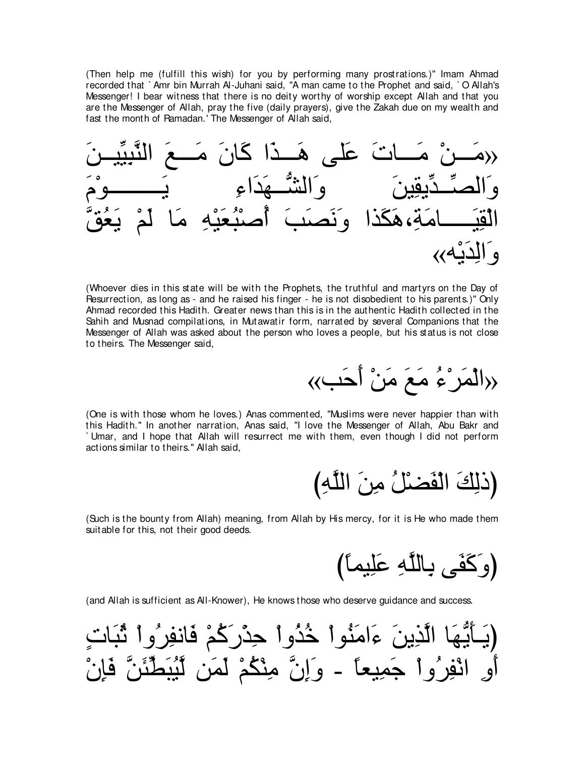(Then help me (fulfill this wish) for you by performing many prostrations.)" Imam Ahmad recorded that `Amr bin Murrah Al-Juhani said, "A man came to the Prophet and said, `O Allah's Messenger! I bear witness that there is no deity worthy of worship except Allah and that you are the Messenger of Allah, pray the five (daily prayers), give the Zakah due on my wealth and fast the month of Ramadan.' The Messenger of Allah said,

«مَـــنْ مَـــاتَ عَلَى هَـــذَا كَانَ مَـــعَ النَّبِيِّيـــنَ وَالصِّـــدِّيقِينَ وَالشُّـــهَدَاءِ يَـــــــــوْمَ الْقِيَـــــامَةِ،هَكَذا وَنَصَبَ أُصْبُعَيْهِ مَا لَمْ يَعُقَّ وَالِدَيْه»

(Whoever dies in this state will be with the Prophets, the truthful and martyrs on the Day of Resurrection, as long as - and he raised his finger - he is not disobedient to his parents.)" Only Ahmad recorded this Hadith. Greater news than this is in the authentic Hadith collected in the Sahih and Musnad compilations, in Mutawatir form, narrated by several Companions that the Messenger of Allah was asked about the person who loves a people, but his status is not close to theirs. The Messenger said,

«الْمَرْءُ مَعَ مَنْ أَحَب»

(One is with those whom he loves.) Anas commented, "Muslims were never happier than with this Hadith." In another narration, Anas said, "I love the Messenger of Allah, Abu Bakr and `Umar, and I hope that Allah will resurrect me with them, even though I did not perform actions similar to theirs." Allah said,

(ذلِكَ الْفَضْلُ مِنَ اللَّهِ)

(Such is the bounty from Allah) meaning, from Allah by His mercy, for it is He who made them suitable for this, not their good deeds.

(وَكَفَى بِاللَّهِ عَلِيماً)

(and Allah is sufficient as All-Knower), He knows those who deserve guidance and success.

(يَـأَيُّهَا الَّذِينَ ءَامَنُواْ خُذُواْ حِذْرَكُمْ فَانفِرُواْ ثُبَاتٍ أَوِ انْفِرُواْ جَمِيعاً - وَإِنَّ مِنْكُمْ لَمَن لَّيُبَطِّئَنَّ فَإِنْ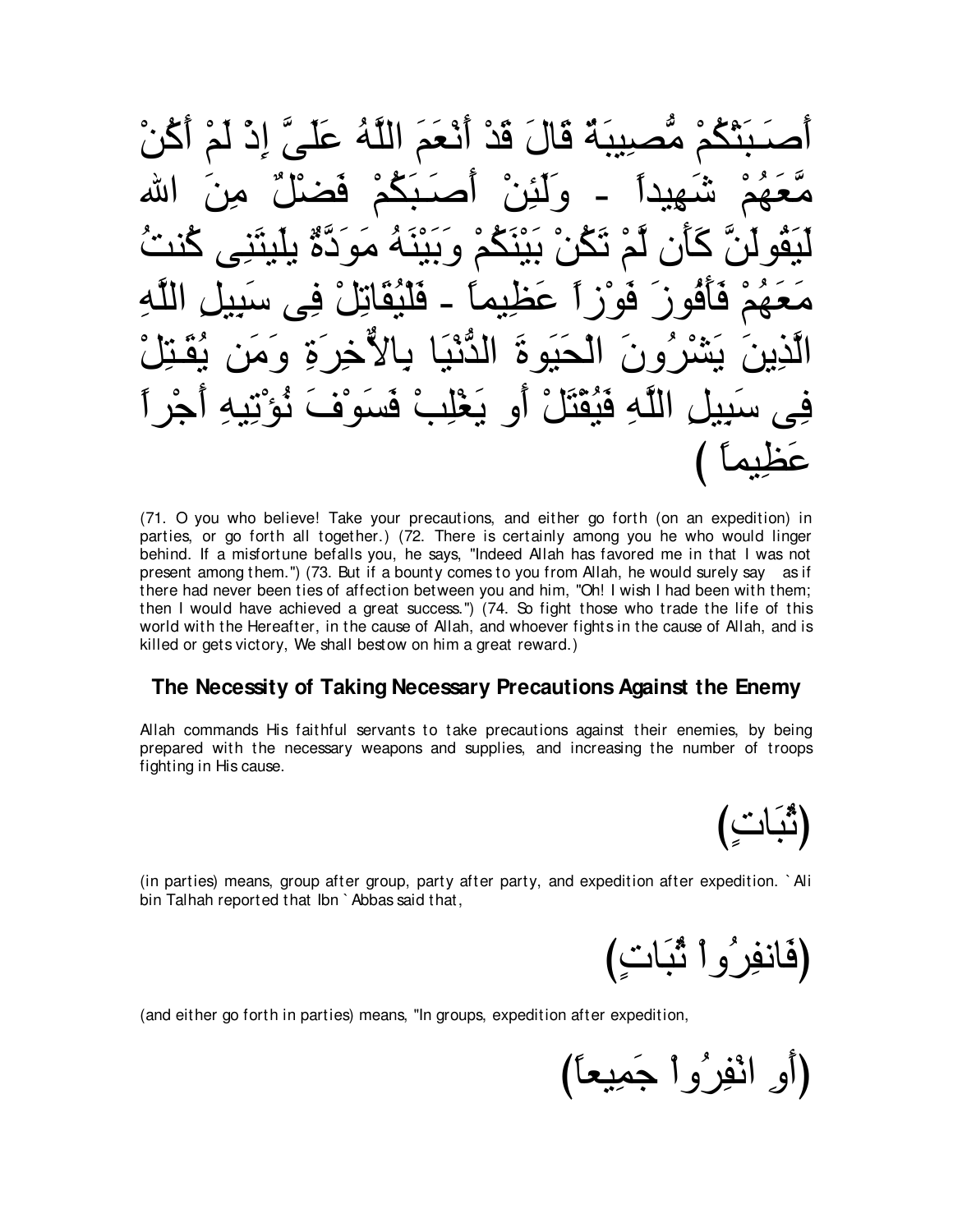أَصَـبَتْكُمْ مُّصِيبَةٌ قَالَ قَدْ أَنْعَمَ اللَّهُ عَلَىَّ إِذْ لَمْ أَكُنْ مَّعَهُمْ شَهِيداً - وَلَئِنْ أَصَـبَكُمْ فَضْلٌ مِنَ الله لَيَقُولَنَّ كَأَن لَّمْ تَكُنْ بَيْنَكُمْ وَبَيْنَهُ مَوَدَّةٌ يلَيْتَنِى كُنتُ مَعَهُمْ فَأَفُوزَ فَوْزاً عَظِيماً - فَلْيُقَاتِلْ فِى سَبِيلِ اللَّهِ الَّذِينَ يَشْرُونَ الْحَيَوةَ الدُّنْيَا بِالاٌّخِرَةِ وَمَن يُقَـتِلْ فِى سَبِيلِ اللَّهِ فَيُقْتَلْ أَو يَغْلِبْ فَسَوْفَ نُؤْتِيهِ أَجْراً عَظِيماً )

(71. O you who believe! Take your precautions, and either go forth (on an expedition) in parties, or go forth all together.) (72. There is certainly among you he who would linger behind. If a misfortune befalls you, he says, "Indeed Allah has favored me in that I was not present among them.") (73. But if a bounty comes to you from Allah, he would surely say as if there had never been ties of affection between you and him, "Oh! I wish I had been with them; then I would have achieved a great success.") (74. So fight those who trade the life of this world with the Hereafter, in the cause of Allah, and whoever fights in the cause of Allah, and is killed or gets victory, We shall bestow on him a great reward.)

### The Necessity of Taking Necessary Precautions Against the Enemy

Allah commands His faithful servants to take precautions against their enemies, by being prepared with the necessary weapons and supplies, and increasing the number of troops fighting in His cause.

(ثُبَاتٍ)

(in parties) means, group after group, party after party, and expedition after expedition. `Ali bin Talhah reported that Ibn `Abbas said that,

(فَانفِرُواْ ثُبَاتٍ)

(and either go forth in parties) means, "In groups, expedition after expedition,

(أَوِ انْفِرُواْ جَمِيعاً)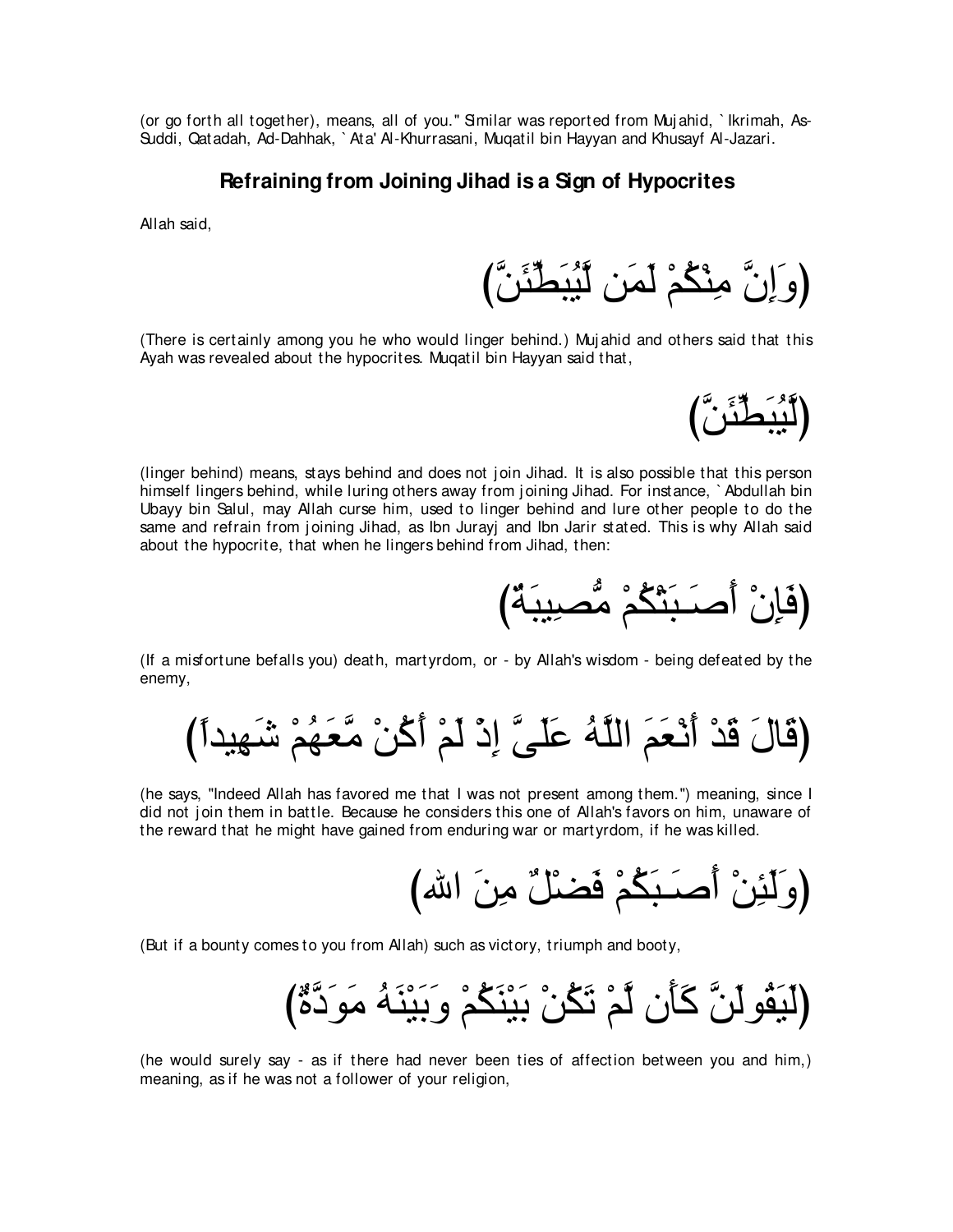(or go forth all together), means, all of you." Similar was reported from Mujahid, `Ikrimah, As-Suddi, Qatadah, Ad-Dahhak, `Ata' Al-Khurrasani, Muqatil bin Hayyan and Khusayf Al-Jazari.

## Refraining from Joining Jihad is a Sign of Hypocrites

Allah said,

(وَإِنَّ مِنْكُمْ لَمَن لَّيُبَطِّئَنَّ)

(There is certainly among you he who would linger behind.) Mujahid and others said that this Ayah was revealed about the hypocrites. Muqatil bin Hayyan said that,

(لَّيُبَطِّئَنَّ)

(linger behind) means, stays behind and does not join Jihad. It is also possible that this person himself lingers behind, while luring others away from joining Jihad. For instance, `Abdullah bin Ubayy bin Salul, may Allah curse him, used to linger behind and lure other people to do the same and refrain from joining Jihad, as Ibn Jurayj and Ibn Jarir stated. This is why Allah said about the hypocrite, that when he lingers behind from Jihad, then:

(فَإِنْ أَصَـبَتْكُمْ مُّصِيبَةٌ)

(If a misfortune befalls you) death, martyrdom, or - by Allah's wisdom - being defeated by the enemy,

(قَالَ قَدْ أَنْعَمَ اللَّهُ عَلَىَّ إِذْ لَمْ أَكُنْ مَّعَهُمْ شَهِيداً)

(he says, "Indeed Allah has favored me that I was not present among them.") meaning, since I did not join them in battle. Because he considers this one of Allah's favors on him, unaware of the reward that he might have gained from enduring war or martyrdom, if he was killed.

(وَلَئِنْ أَصَـبَكُمْ فَضْلٌ مِنَ الله)

(But if a bounty comes to you from Allah) such as victory, triumph and booty,

(لَيَقُولَنَّ كَأَن لَّمْ تَكُنْ بَيْنَكُمْ وَبَيْنَهُ مَوَدَّةٌ)

(he would surely say - as if there had never been ties of affection between you and him,) meaning, as if he was not a follower of your religion,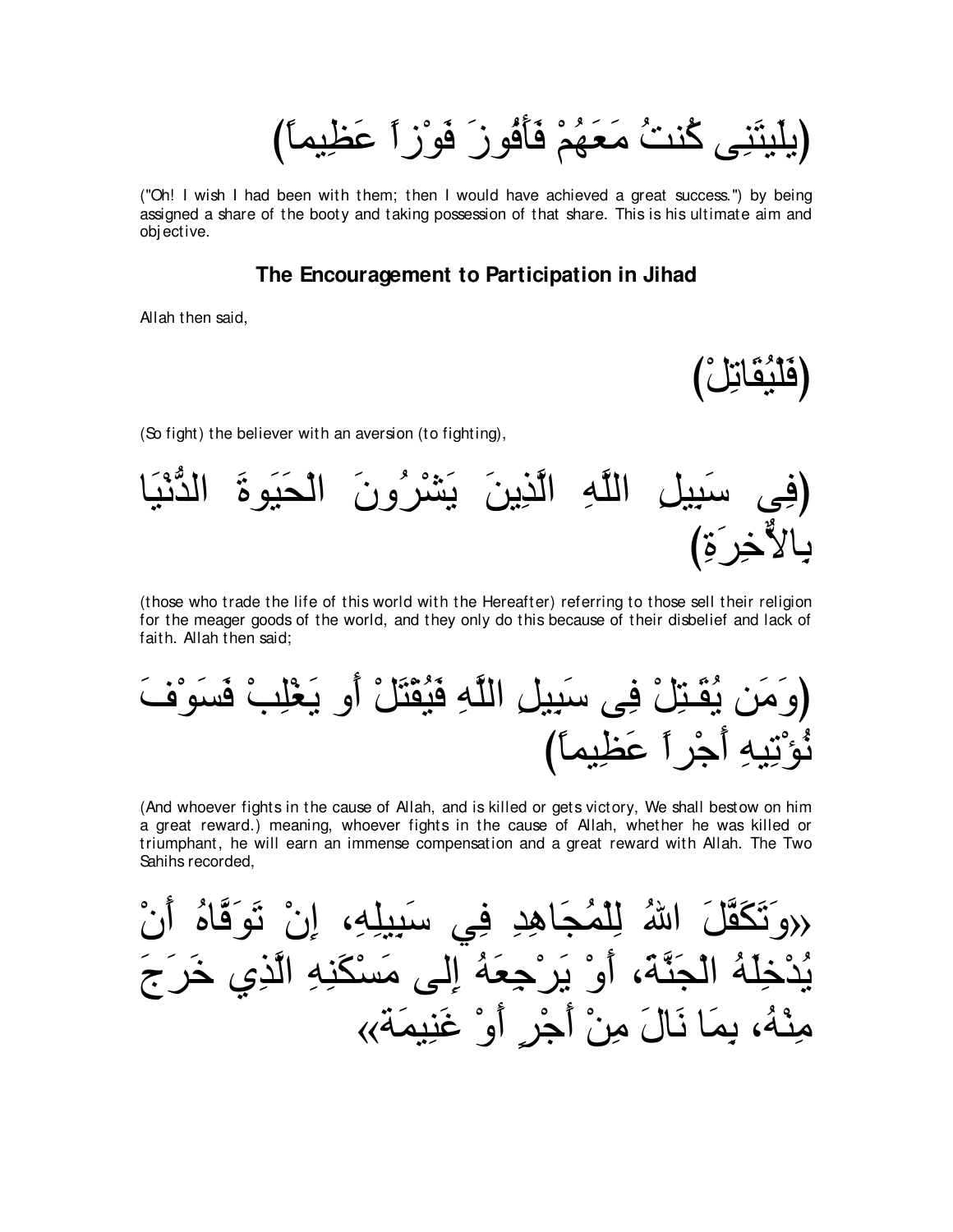(يلَيتَنِى كُنتُ مَعَهُمْ فَأَفُوزَ فَوْزاً عَظِيماً)

("Oh! I wish I had been with them; then I would have achieved a great success.") by being assigned a share of the booty and taking possession of that share. This is his ultimate aim and objective.

### The Encouragement to Participation in Jihad

Allah then said,

(فَلْيُقَاتِلْ)

(So fight) the believer with an aversion (to fighting),

(فِى سَبِيلِ اللَّهِ الَّذِينَ يَشْرُونَ الْحَيَوةَ الدُّنْيَا بِالاٌّخِرَةِ)

(those who trade the life of this world with the Hereafter) referring to those sell their religion for the meager goods of the world, and they only do this because of their disbelief and lack of faith. Allah then said;

(وَمَن يُقَـتِلْ فِى سَبِيلِ اللَّهِ فَيُقْتَلْ أَو يَغْلِبْ فَسَوْفَ نُؤْتِيهِ أَجْراً عَظِيماً)

(And whoever fights in the cause of Allah, and is killed or gets victory, We shall bestow on him a great reward.) meaning, whoever fights in the cause of Allah, whether he was killed or triumphant, he will earn an immense compensation and a great reward with Allah. The Two Sahihs recorded,

«وَتَكَفَّلَ اللهُ لِلْمُجَاهِدِ فِي سَبِيلِهِ، إِنْ تَوَفَّاهُ أَنْ يُدْخِلَهُ الْجَنَّةَ، أَوْ يَرْجِعَهُ إِلى مَسْكَنِهِ الَّذِي خَرَجَ مِنْهُ، بِمَا نَالَ مِنْ أَجْرٍ أَوْ غَنِيمَةٍ»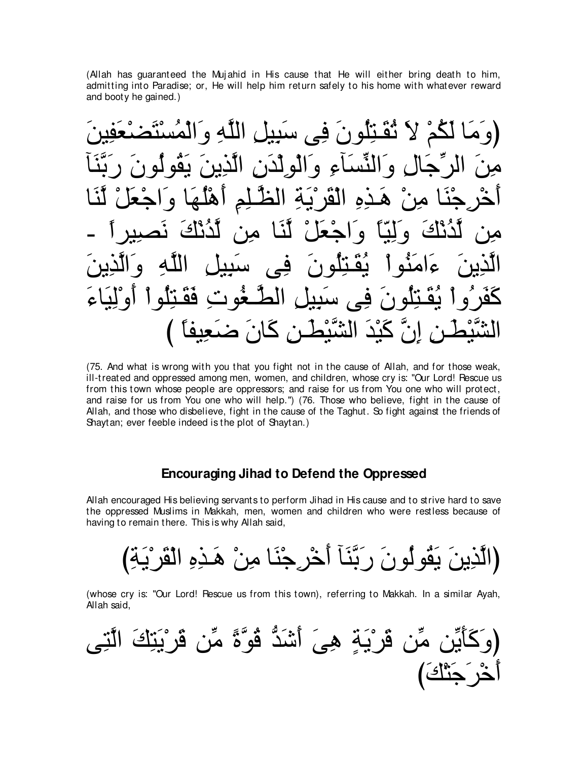(Allah has guaranteed the Mujahid in His cause that He will either bring death to him, admitting into Paradise; or, He will help him return safely to his home with whatever reward and booty he gained.)

(وَمَا لَكُمْ لاَ تُقَـتِلُونَ فِى سَبِيلِ اللَّهِ وَالْمُسْتَضْعَفِينَ مِنَ الرِّجَالِ وَالنِّسَآءِ وَالْوِلْدَنِ الَّذِينَ يَقُولُونَ رَبَّنَآ أَخْرِجْنَا مِنْ هَـذِهِ الْقَرْيَةِ الظَّـلِمِ أَهْلُهَا وَاجْعَلْ لَّنَا مِن لَّدُنْكَ وَلِيّاً وَاجْعَلْ لَّنَا مِن لَّدُنْكَ نَصِيراً - الَّذِينَ ءَامَنُواْ يُقَـتِلُونَ فِى سَبِيلِ اللَّهِ وَالَّذِينَ كَفَرُواْ يُقَـتِلُونَ فِى سَبِيلِ الطَّـغُوتِ فَقَـتِلُواْ أَوْلِيَاءَ الشَّيْطَـنِ إِنَّ كَيْدَ الشَّيْطَـنِ كَانَ ضَعِيفاً )

(75. And what is wrong with you that you fight not in the cause of Allah, and for those weak, ill-treated and oppressed among men, women, and children, whose cry is: "Our Lord! Rescue us from this town whose people are oppressors; and raise for us from You one who will protect, and raise for us from You one who will help.") (76. Those who believe, fight in the cause of Allah, and those who disbelieve, fight in the cause of the Taghut. So fight against the friends of Shaytan; ever feeble indeed is the plot of Shaytan.)

### Encouraging Jihad to Defend the Oppressed

Allah encouraged His believing servants to perform Jihad in His cause and to strive hard to save the oppressed Muslims in Makkah, men, women and children who were restless because of having to remain there. This is why Allah said,

(الَّذِينَ يَقُولُونَ رَبَّنَآ أَخْرِجْنَا مِنْ هَـذِهِ الْقَرْيَةِ)

(whose cry is: "Our Lord! Rescue us from this town), referring to Makkah. In a similar Ayah, Allah said,

(وَكَأَيِّن مِّن قَرْيَةٍ هِىَ أَشَدُّ قُوَّةً مِّن قَرْيَتِكَ الَّتِى أَخْرَجَتْكَ)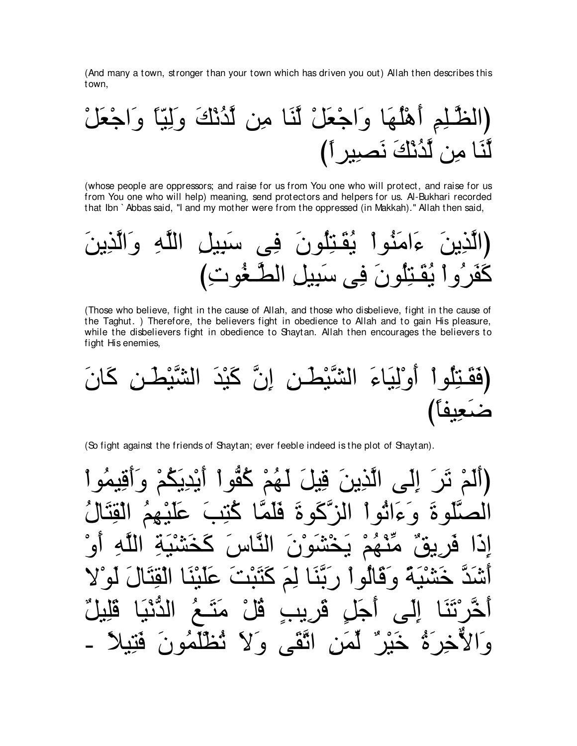(And many a town, stronger than your town which has driven you out) Allah then describes this town,

(الظَّـلِمِ أَهْلُهَا وَاجْعَلْ لَّنَا مِن لَّدُنْكَ وَلِيّاً وَاجْعَلْ لَّنَا مِن لَّدُنْكَ نَصِيراً)

(whose people are oppressors; and raise for us from You one who will protect, and raise for us from You one who will help) meaning, send protectors and helpers for us. Al-Bukhari recorded that Ibn `Abbas said, "I and my mother were from the oppressed (in Makkah)." Allah then said,

(الَّذِينَ ءَامَنُواْ يُقَـتِلُونَ فِى سَبِيلِ اللَّهِ وَالَّذِينَ كَفَرُواْ يُقَـتِلُونَ فِى سَبِيلِ الطَّـغُوتِ)

(Those who believe, fight in the cause of Allah, and those who disbelieve, fight in the cause of the Taghut. ) Therefore, the believers fight in obedience to Allah and to gain His pleasure, while the disbelievers fight in obedience to Shaytan. Allah then encourages the believers to fight His enemies,

(فَقَـتِلُواْ أَوْلِيَاءَ الشَّيْطَـنِ إِنَّ كَيْدَ الشَّيْطَـنِ كَانَ ضَعِيفاً)

(So fight against the friends of Shaytan; ever feeble indeed is the plot of Shaytan).

(أَلَمْ تَرَ إِلَى الَّذِينَ قِيلَ لَهُمْ كُفُّواْ أَيْدِيَكُمْ وَأَقِيمُواْ الصَّلَوةَ وَءَاتُواْ الزَّكَوةَ فَلَمَّا كُتِبَ عَلَيْهِمُ الْقِتَالُ إِذَا فَرِيقٌ مِّنْهُمْ يَخْشَوْنَ النَّاسَ كَخَشْيَةِ اللَّهِ أَوْ أَشَدَّ خَشْيَةً وَقَالُواْ رَبَّنَا لِمَ كَتَبْتَ عَلَيْنَا الْقِتَالَ لَوْلا أَخَّرْتَنَا إِلَى أَجَلٍ قَرِيبٍ قُلْ مَتَـعُ الدُّنْيَا قَلِيلٌ وَالاٌّخِرَةُ خَيْرٌ لِّمَنِ اتَّقَى وَلاَ تُظْلَمُونَ فَتِيلاً -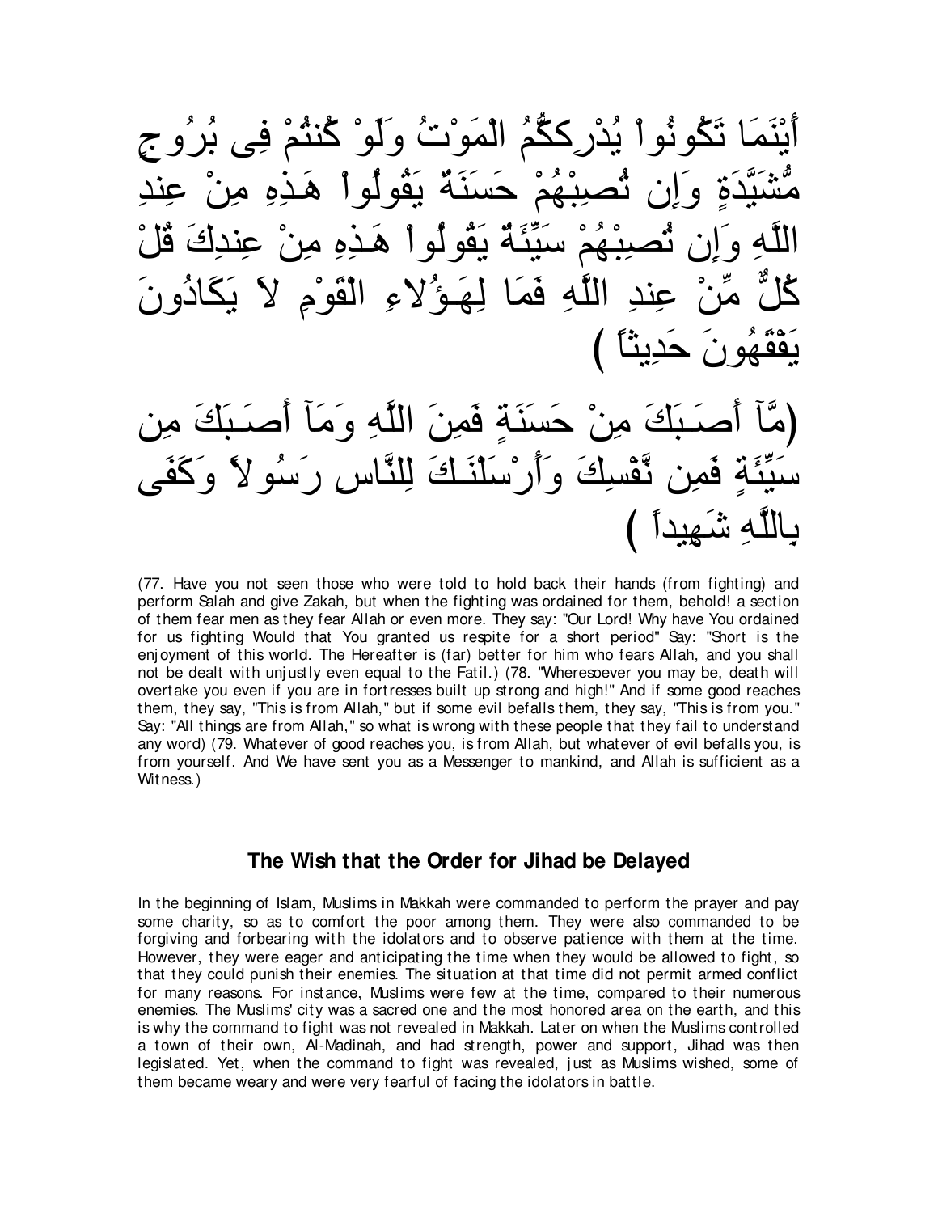أَيْنَمَا تَكُونُواْ يُدْرِككُّمُ الْمَوْتُ وَلَوْ كُنتُمْ فِى بُرُوجٍ مُّشَيَّدَةٍ وَإِن تُصِبْهُمْ حَسَنَةٌ يَقُولُواْ هَـذِهِ مِنْ عِندِ اللَّهِ وَإِن تُصِبْهُمْ سَيِّئَةٌ يَقُولُواْ هَـذِهِ مِنْ عِندِكَ قُلْ كُلٌّ مِّنْ عِندِ اللَّهِ فَمَا لِهَـؤُلاءِ الْقَوْمِ لاَ يَكَادُونَ يَفْقَهُونَ حَدِيثاً )

(مَّآ أَصَـبَكَ مِنْ حَسَنَةٍ فَمِنَ اللَّهِ وَمَآ أَصَـبَكَ مِن سَيِّئَةٍ فَمِن نَّفْسِكَ وَأَرْسَلْنَـكَ لِلنَّاسِ رَسُولاً وَكَفَى بِاللَّهِ شَهِيداً )

(77. Have you not seen those who were told to hold back their hands (from fighting) and perform Salah and give Zakah, but when the fighting was ordained for them, behold! a section of them fear men as they fear Allah or even more. They say: "Our Lord! Why have You ordained for us fighting Would that You granted us respite for a short period" Say: "Short is the enjoyment of this world. The Hereafter is (far) better for him who fears Allah, and you shall not be dealt with unjustly even equal to the Fatil.) (78. "Wheresoever you may be, death will overtake you even if you are in fortresses built up strong and high!" And if some good reaches them, they say, "This is from Allah," but if some evil befalls them, they say, "This is from you." Say: "All things are from Allah," so what is wrong with these people that they fail to understand any word) (79. Whatever of good reaches you, is from Allah, but whatever of evil befalls you, is from yourself. And We have sent you as a Messenger to mankind, and Allah is sufficient as a Witness.)

### The Wish that the Order for Jihad be Delayed

In the beginning of Islam, Muslims in Makkah were commanded to perform the prayer and pay some charity, so as to comfort the poor among them. They were also commanded to be forgiving and forbearing with the idolators and to observe patience with them at the time. However, they were eager and anticipating the time when they would be allowed to fight, so that they could punish their enemies. The situation at that time did not permit armed conflict for many reasons. For instance, Muslims were few at the time, compared to their numerous enemies. The Muslims' city was a sacred one and the most honored area on the earth, and this is why the command to fight was not revealed in Makkah. Later on when the Muslims controlled a town of their own, Al-Madinah, and had strength, power and support, Jihad was then legislated. Yet, when the command to fight was revealed, just as Muslims wished, some of them became weary and were very fearful of facing the idolators in battle.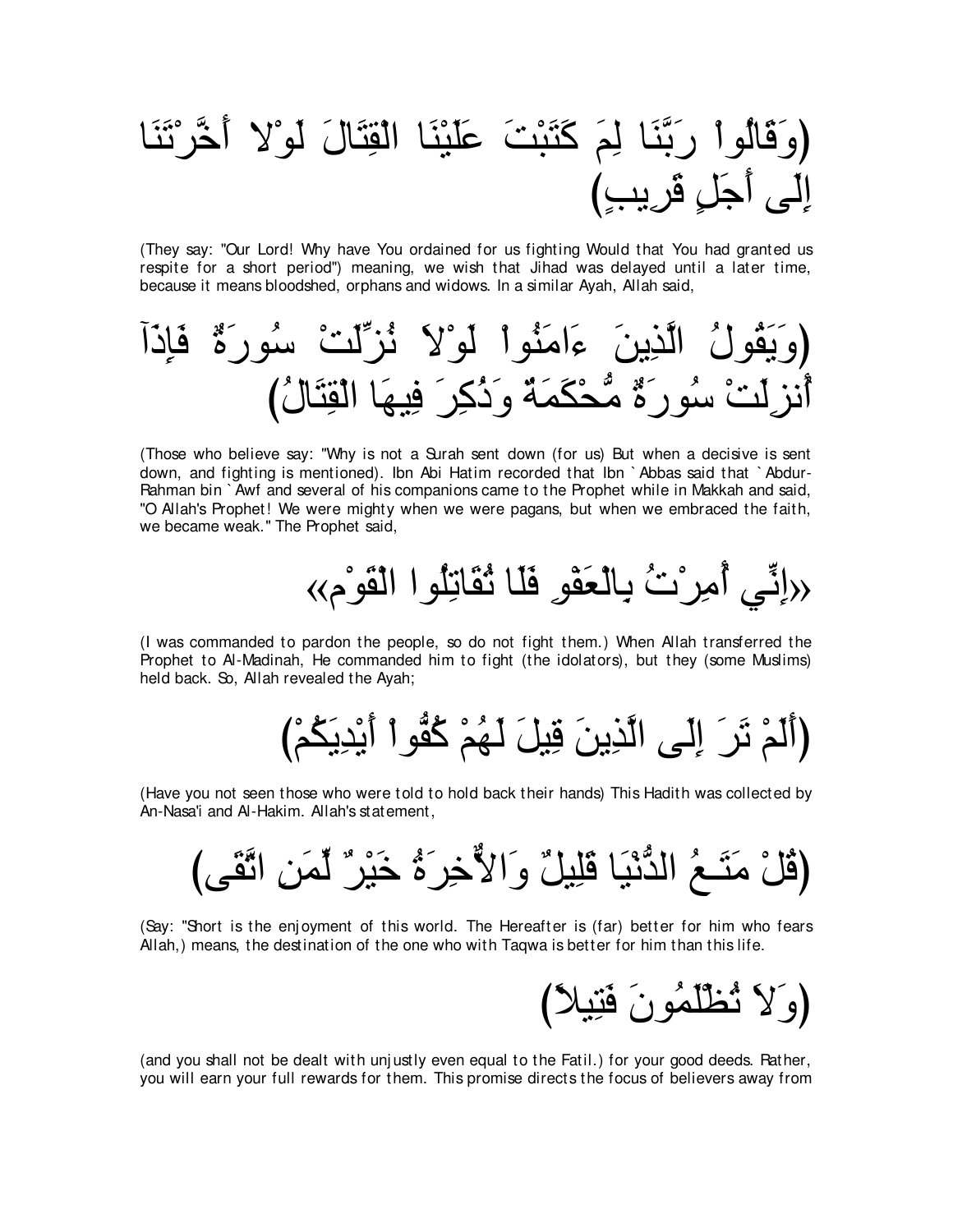(وَقَالُواْ رَبَّنَا لِمَ كَتَبْتَ عَلَيْنَا الْقِتَالَ لَوْلا أَخَّرْتَنَا إِلَى أَجَلٍ قَرِيبٍ)

(They say: "Our Lord! Why have You ordained for us fighting Would that You had granted us respite for a short period") meaning, we wish that Jihad was delayed until a later time, because it means bloodshed, orphans and widows. In a similar Ayah, Allah said,

(وَيَقُولُ الَّذِينَ ءَامَنُواْ لَوْلاَ نُزِّلَتْ سُورَةٌ فَإِذَآ أُنزِلَتْ سُورَةٌ مُّحْكَمَةٌ وَذُكِرَ فِيهَا الْقِتَالُ)

(Those who believe say: "Why is not a Surah sent down (for us) But when a decisive is sent down, and fighting is mentioned). Ibn Abi Hatim recorded that Ibn `Abbas said that `Abdur-Rahman bin `Awf and several of his companions came to the Prophet while in Makkah and said, "O Allah's Prophet! We were mighty when we were pagans, but when we embraced the faith, we became weak." The Prophet said,

«إِنِّي أُمِرْتُ بِالْعَفْوِ فَلَا تُقَاتِلُوا الْقَوْم»

(I was commanded to pardon the people, so do not fight them.) When Allah transferred the Prophet to Al-Madinah, He commanded him to fight (the idolators), but they (some Muslims) held back. So, Allah revealed the Ayah;

(أَلَمْ تَرَ إِلَى الَّذِينَ قِيلَ لَهُمْ كُفُّواْ أَيْدِيَكُمْ)

(Have you not seen those who were told to hold back their hands) This Hadith was collected by An-Nasa'i and Al-Hakim. Allah's statement,

(قُلْ مَتَـعُ الدُّنْيَا قَلِيلٌ وَالاٌّخِرَةُ خَيْرٌ لِّمَنِ اتَّقَى)

(Say: "Short is the enjoyment of this world. The Hereafter is (far) better for him who fears Allah,) means, the destination of the one who with Taqwa is better for him than this life.

(وَلاَ تُظْلَمُونَ فَتِيلاً)

(and you shall not be dealt with unjustly even equal to the Fatil.) for your good deeds. Rather, you will earn your full rewards for them. This promise directs the focus of believers away from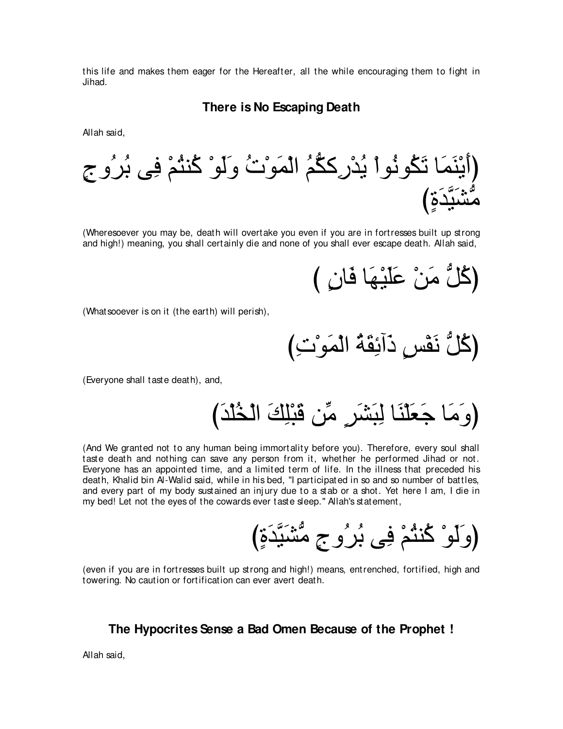this life and makes them eager for the Hereafter, all the while encouraging them to fight in Jihad.

## There is No Escaping Death

Allah said,

(أَيْنَمَا تَكُونُواْ يُدْرِككُّمُ الْمَوْتُ وَلَوْ كُنتُمْ فِى بُرُوجٍ مُّشَيَّدَةٍ)

(Wheresoever you may be, death will overtake you even if you are in fortresses built up strong and high!) meaning, you shall certainly die and none of you shall ever escape death. Allah said,

(كُلُّ مَنْ عَلَيْهَا فَانٍ )

(Whatsooever is on it (the earth) will perish),

(كُلُّ نَفْسٍ ذَآئِقَةُ الْمَوْتِ)

(Everyone shall taste death), and,

(وَمَا جَعَلْنَا لِبَشَرٍ مِّن قَبْلِكَ الْخُلْدَ)

(And We granted not to any human being immortality before you). Therefore, every soul shall taste death and nothing can save any person from it, whether he performed Jihad or not. Everyone has an appointed time, and a limited term of life. In the illness that preceded his death, Khalid bin Al-Walid said, while in his bed, "I participated in so and so number of battles, and every part of my body sustained an injury due to a stab or a shot. Yet here I am, I die in my bed! Let not the eyes of the cowards ever taste sleep." Allah's statement,

(وَلَوْ كُنتُمْ فِى بُرُوجٍ مُّشَيَّدَةٍ)

(even if you are in fortresses built up strong and high!) means, entrenched, fortified, high and towering. No caution or fortification can ever avert death.

## The Hypocrites Sense a Bad Omen Because of the Prophet !

Allah said,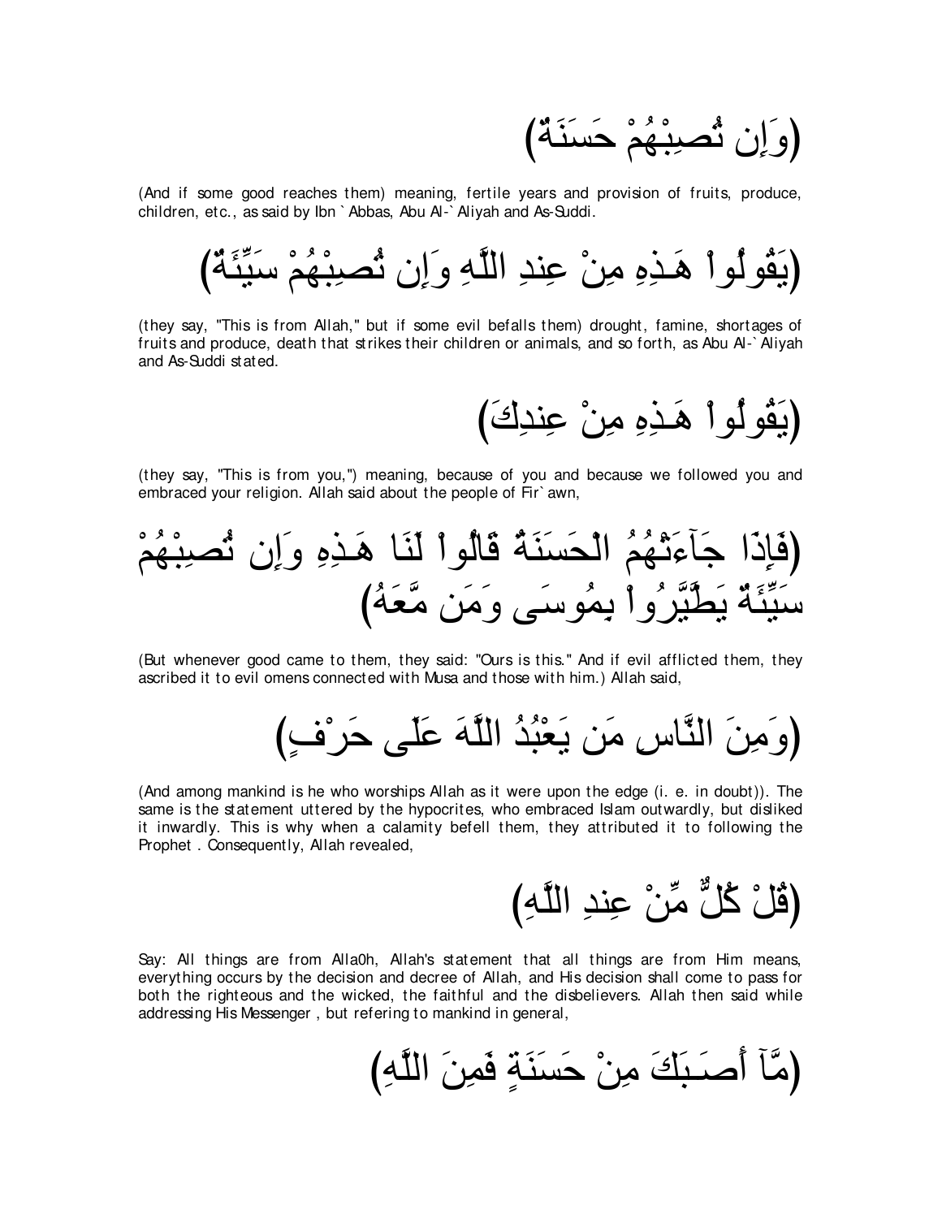(وَإِن تُصِبْهُمْ حَسَنَةٌ)

(And if some good reaches them) meaning, fertile years and provision of fruits, produce, children, etc., as said by Ibn `Abbas, Abu Al-`Aliyah and As-Suddi.

(يَقُولُواْ هَـذِهِ مِنْ عِندِ اللَّهِ وَإِن تُصِبْهُمْ سَيِّئَةٌ)

(they say, "This is from Allah," but if some evil befalls them) drought, famine, shortages of fruits and produce, death that strikes their children or animals, and so forth, as Abu Al-`Aliyah and As-Suddi stated.

(يَقُولُواْ هَـذِهِ مِنْ عِندِكَ)

(they say, "This is from you,") meaning, because of you and because we followed you and embraced your religion. Allah said about the people of Fir`awn,

(فَإِذَا جَآءَتْهُمُ الْحَسَنَةُ قَالُواْ لَنَا هَـذِهِ وَإِن تُصِبْهُمْ سَيِّئَةٌ يَطَّيَّرُواْ بِمُوسَى وَمَن مَّعَهُ)

(But whenever good came to them, they said: "Ours is this." And if evil afflicted them, they ascribed it to evil omens connected with Musa and those with him.) Allah said,

(وَمِنَ النَّاسِ مَن يَعْبُدُ اللَّهَ عَلَى حَرْفٍ)

(And among mankind is he who worships Allah as it were upon the edge (i. e. in doubt)). The same is the statement uttered by the hypocrites, who embraced Islam outwardly, but disliked it inwardly. This is why when a calamity befell them, they attributed it to following the Prophet . Consequently, Allah revealed,

(قُلْ كُلٌّ مِّنْ عِندِ اللَّهِ)

Say: All things are from Alla0h, Allah's statement that all things are from Him means, everything occurs by the decision and decree of Allah, and His decision shall come to pass for both the righteous and the wicked, the faithful and the disbelievers. Allah then said while addressing His Messenger , but refering to mankind in general,

(مَّآ أَصَـبَكَ مِنْ حَسَنَةٍ فَمِنَ اللَّهِ)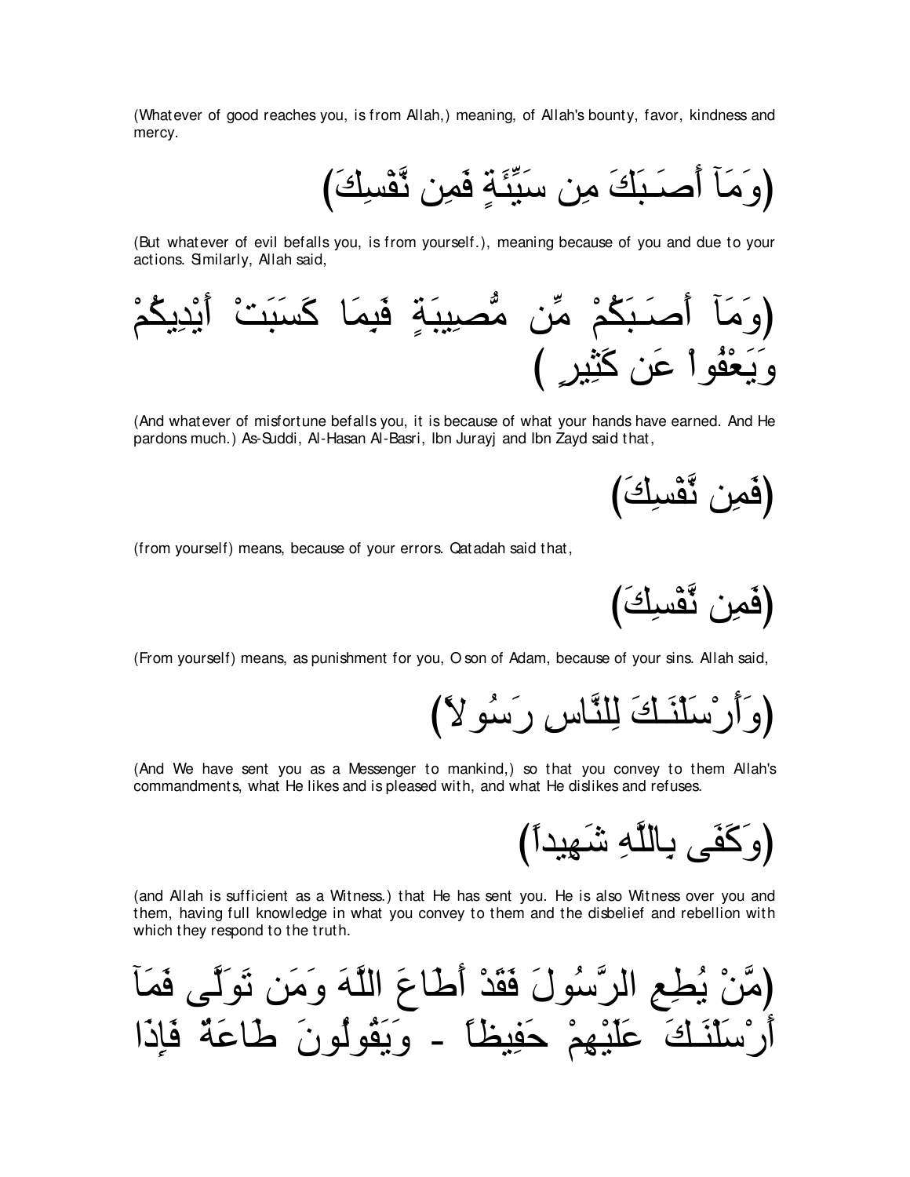(Whatever of good reaches you, is from Allah,) meaning, of Allah's bounty, favor, kindness and mercy.

(وَمَآ أَصَـبَكَ مِن سَيِّئَةٍ فَمِن نَّفْسِكَ)

(But whatever of evil befalls you, is from yourself.), meaning because of you and due to your actions. Similarly, Allah said,

(وَمَآ أَصَـبَكُمْ مِّن مُّصِيبَةٍ فَبِمَا كَسَبَتْ أَيْدِيكُمْ وَيَعْفُواْ عَن كَثِيرٍ )

(And whatever of misfortune befalls you, it is because of what your hands have earned. And He pardons much.) As-Suddi, Al-Hasan Al-Basri, Ibn Jurayj and Ibn Zayd said that,

(فَمِن نَّفْسِكَ)

(from yourself) means, because of your errors. Qatadah said that,

(فَمِن نَّفْسِكَ)

(From yourself) means, as punishment for you, O son of Adam, because of your sins. Allah said,

(وَأَرْسَلْنَـكَ لِلنَّاسِ رَسُولاً)

(And We have sent you as a Messenger to mankind,) so that you convey to them Allah's commandments, what He likes and is pleased with, and what He dislikes and refuses.

(وَكَفَى بِاللَّهِ شَهِيداً)

(and Allah is sufficient as a Witness.) that He has sent you. He is also Witness over you and them, having full knowledge in what you convey to them and the disbelief and rebellion with which they respond to the truth.

(مَّنْ يُطِعِ الرَّسُولَ فَقَدْ أَطَاعَ اللَّهَ وَمَن تَوَلَّى فَمَآ أَرْسَلْنَـكَ عَلَيْهِمْ حَفِيظاً - وَيَقُولُونَ طَاعَةٌ فَإِذَا